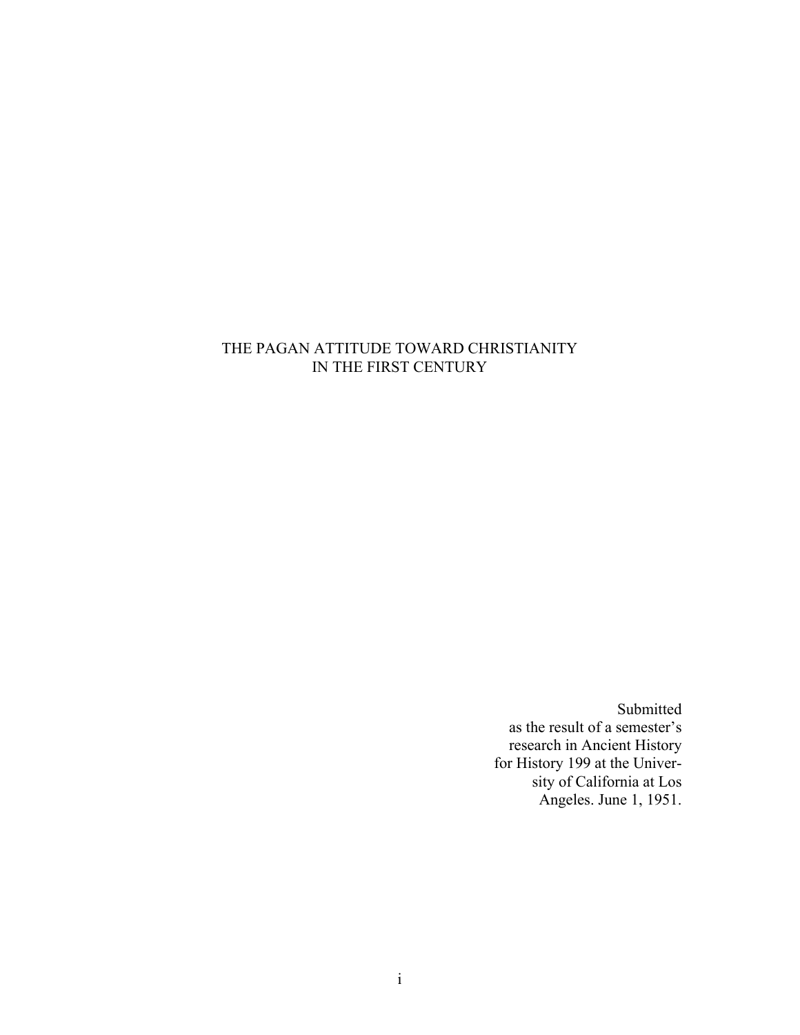# THE PAGAN ATTITUDE TOWARD CHRISTIANITY IN THE FIRST CENTURY

Submitted
as the result of a semester's
research in Ancient History
for History 199 at the Univer-
sity of California at Los
Angeles. June 1, 1951.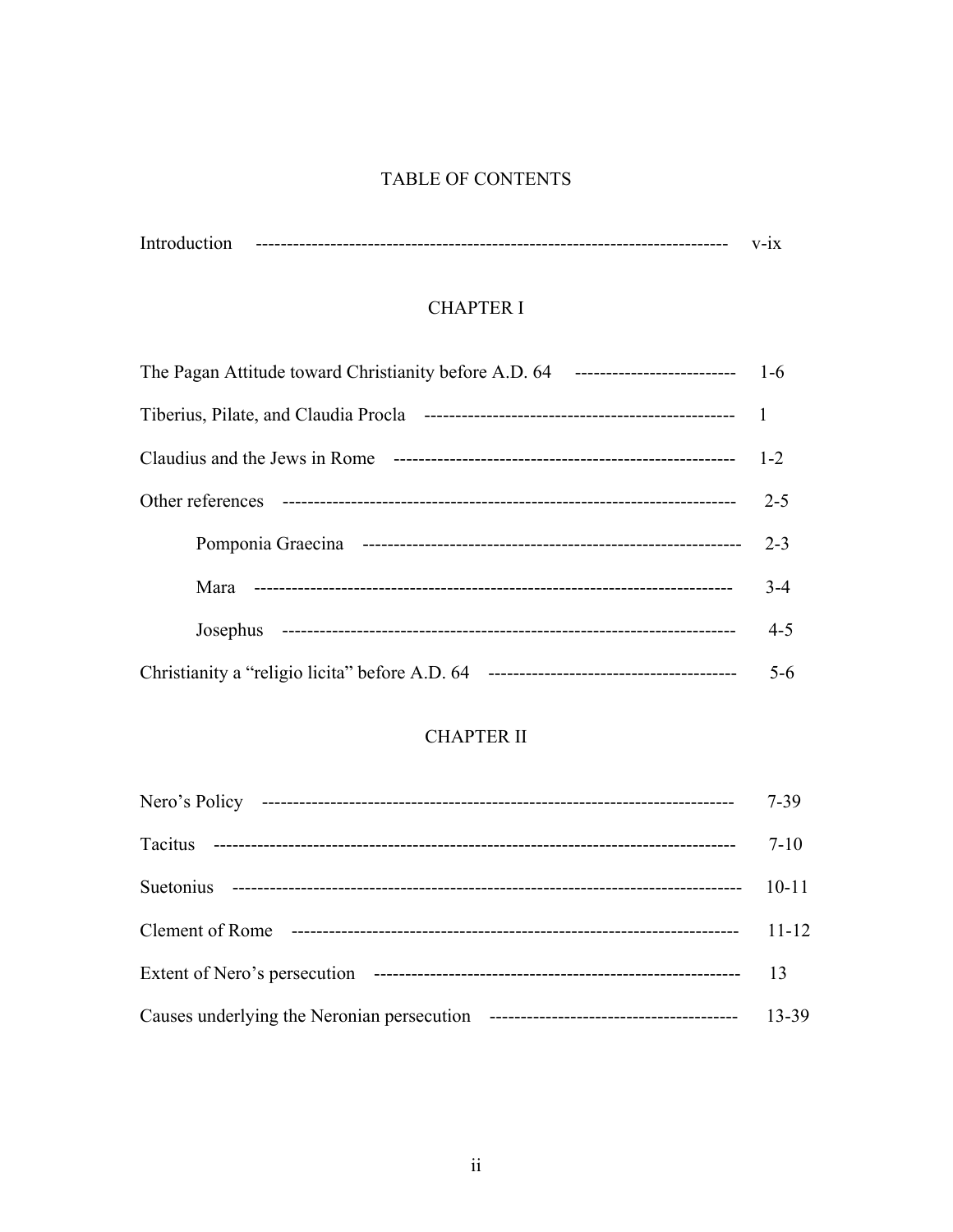# TABLE OF CONTENTS

| | |
|---|---|
| Introduction | v-ix |

## CHAPTER I

| | |
|---|---|
| The Pagan Attitude toward Christianity before A.D. 64 | 1-6 |
| Tiberius, Pilate, and Claudia Procla | 1 |
| Claudius and the Jews in Rome | 1-2 |
| Other references | 2-5 |
| &nbsp;&nbsp;&nbsp;&nbsp;Pomponia Graecina | 2-3 |
| &nbsp;&nbsp;&nbsp;&nbsp;Mara | 3-4 |
| &nbsp;&nbsp;&nbsp;&nbsp;Josephus | 4-5 |
| Christianity a "religio licita" before A.D. 64 | 5-6 |

## CHAPTER II

| | |
|---|---|
| Nero's Policy | 7-39 |
| Tacitus | 7-10 |
| Suetonius | 10-11 |
| Clement of Rome | 11-12 |
| Extent of Nero's persecution | 13 |
| Causes underlying the Neronian persecution | 13-39 |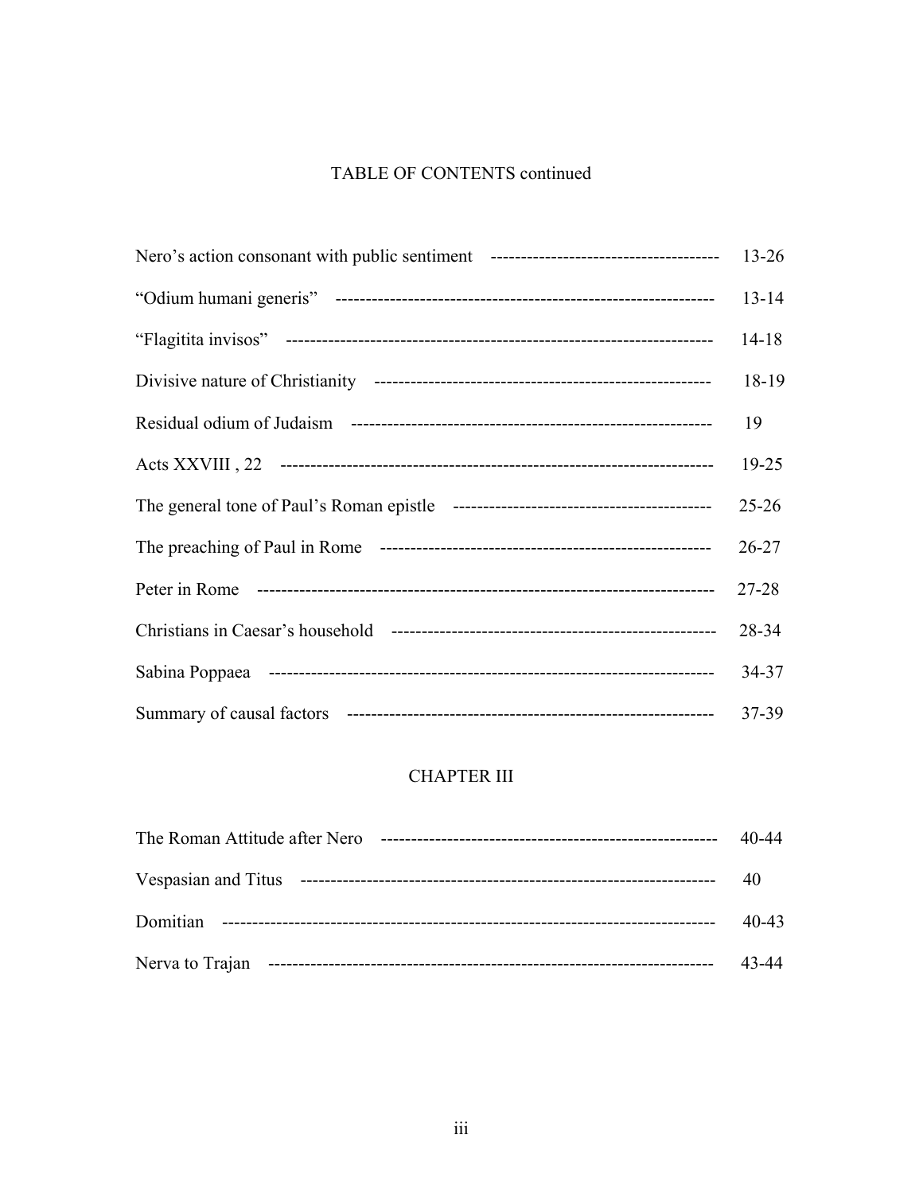TABLE OF CONTENTS continued

| | |
|---|---|
| Nero's action consonant with public sentiment | 13-26 |
| "Odium humani generis" | 13-14 |
| "Flagitita invisos" | 14-18 |
| Divisive nature of Christianity | 18-19 |
| Residual odium of Judaism | 19 |
| Acts XXVIII , 22 | 19-25 |
| The general tone of Paul's Roman epistle | 25-26 |
| The preaching of Paul in Rome | 26-27 |
| Peter in Rome | 27-28 |
| Christians in Caesar's household | 28-34 |
| Sabina Poppaea | 34-37 |
| Summary of causal factors | 37-39 |

## CHAPTER III

| | |
|---|---|
| The Roman Attitude after Nero | 40-44 |
| Vespasian and Titus | 40 |
| Domitian | 40-43 |
| Nerva to Trajan | 43-44 |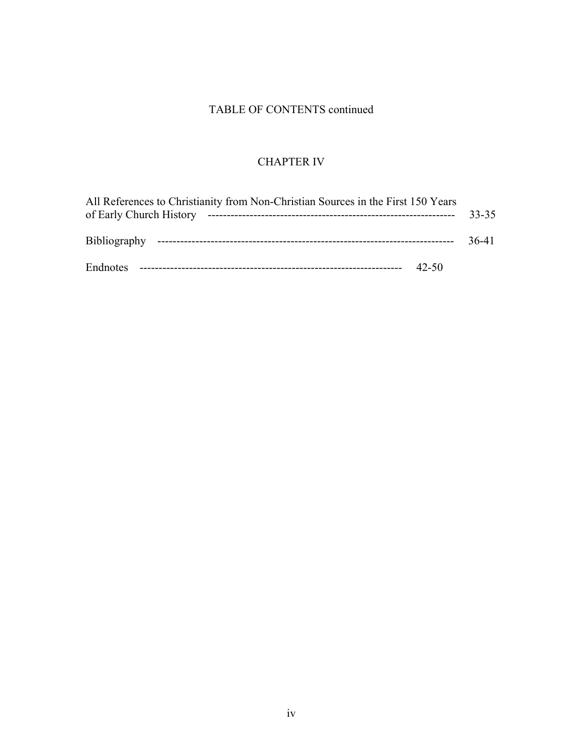TABLE OF CONTENTS continued

CHAPTER IV

All References to Christianity from Non-Christian Sources in the First 150 Years of Early Church History ---------------------------------------------------------------- 33-35

Bibliography ---------------------------------------------------------------------------- 36-41

Endnotes ------------------------------------------------------------------- 42-50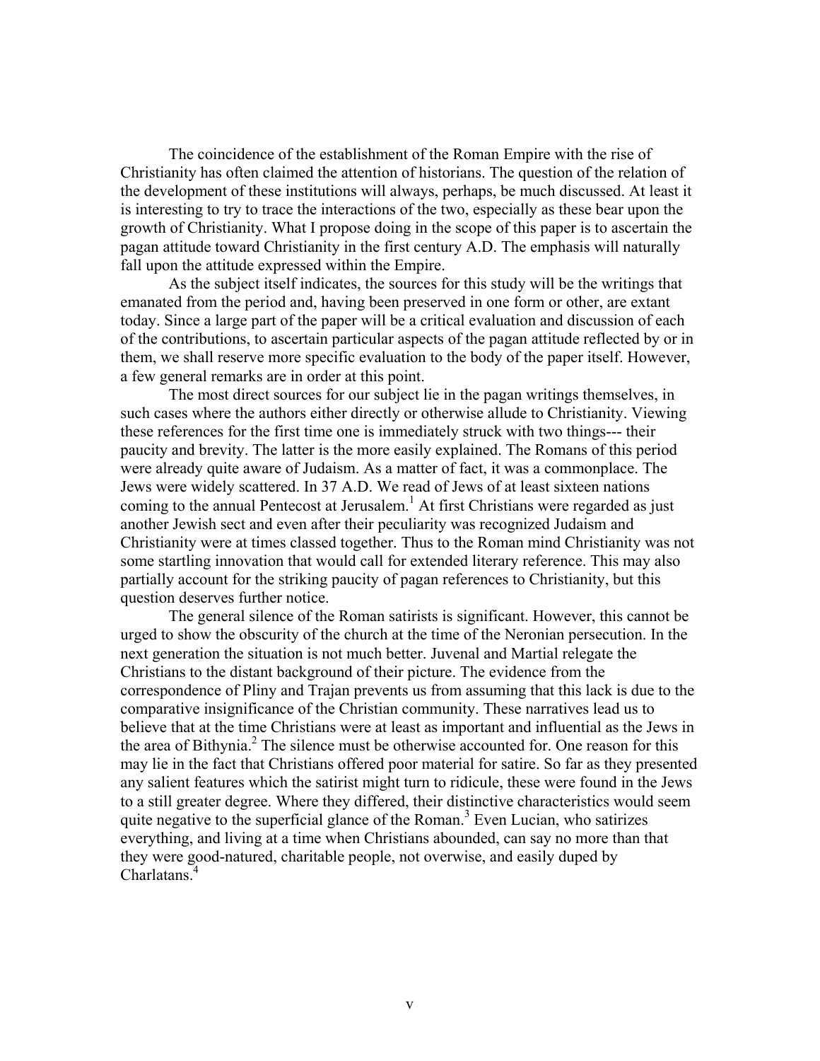The coincidence of the establishment of the Roman Empire with the rise of Christianity has often claimed the attention of historians. The question of the relation of the development of these institutions will always, perhaps, be much discussed. At least it is interesting to try to trace the interactions of the two, especially as these bear upon the growth of Christianity. What I propose doing in the scope of this paper is to ascertain the pagan attitude toward Christianity in the first century A.D. The emphasis will naturally fall upon the attitude expressed within the Empire.

As the subject itself indicates, the sources for this study will be the writings that emanated from the period and, having been preserved in one form or other, are extant today. Since a large part of the paper will be a critical evaluation and discussion of each of the contributions, to ascertain particular aspects of the pagan attitude reflected by or in them, we shall reserve more specific evaluation to the body of the paper itself. However, a few general remarks are in order at this point.

The most direct sources for our subject lie in the pagan writings themselves, in such cases where the authors either directly or otherwise allude to Christianity. Viewing these references for the first time one is immediately struck with two things--- their paucity and brevity. The latter is the more easily explained. The Romans of this period were already quite aware of Judaism. As a matter of fact, it was a commonplace. The Jews were widely scattered. In 37 A.D. We read of Jews of at least sixteen nations coming to the annual Pentecost at Jerusalem.[1] At first Christians were regarded as just another Jewish sect and even after their peculiarity was recognized Judaism and Christianity were at times classed together. Thus to the Roman mind Christianity was not some startling innovation that would call for extended literary reference. This may also partially account for the striking paucity of pagan references to Christianity, but this question deserves further notice.

The general silence of the Roman satirists is significant. However, this cannot be urged to show the obscurity of the church at the time of the Neronian persecution. In the next generation the situation is not much better. Juvenal and Martial relegate the Christians to the distant background of their picture. The evidence from the correspondence of Pliny and Trajan prevents us from assuming that this lack is due to the comparative insignificance of the Christian community. These narratives lead us to believe that at the time Christians were at least as important and influential as the Jews in the area of Bithynia.[2] The silence must be otherwise accounted for. One reason for this may lie in the fact that Christians offered poor material for satire. So far as they presented any salient features which the satirist might turn to ridicule, these were found in the Jews to a still greater degree. Where they differed, their distinctive characteristics would seem quite negative to the superficial glance of the Roman.[3] Even Lucian, who satirizes everything, and living at a time when Christians abounded, can say no more than that they were good-natured, charitable people, not overwise, and easily duped by Charlatans.[4]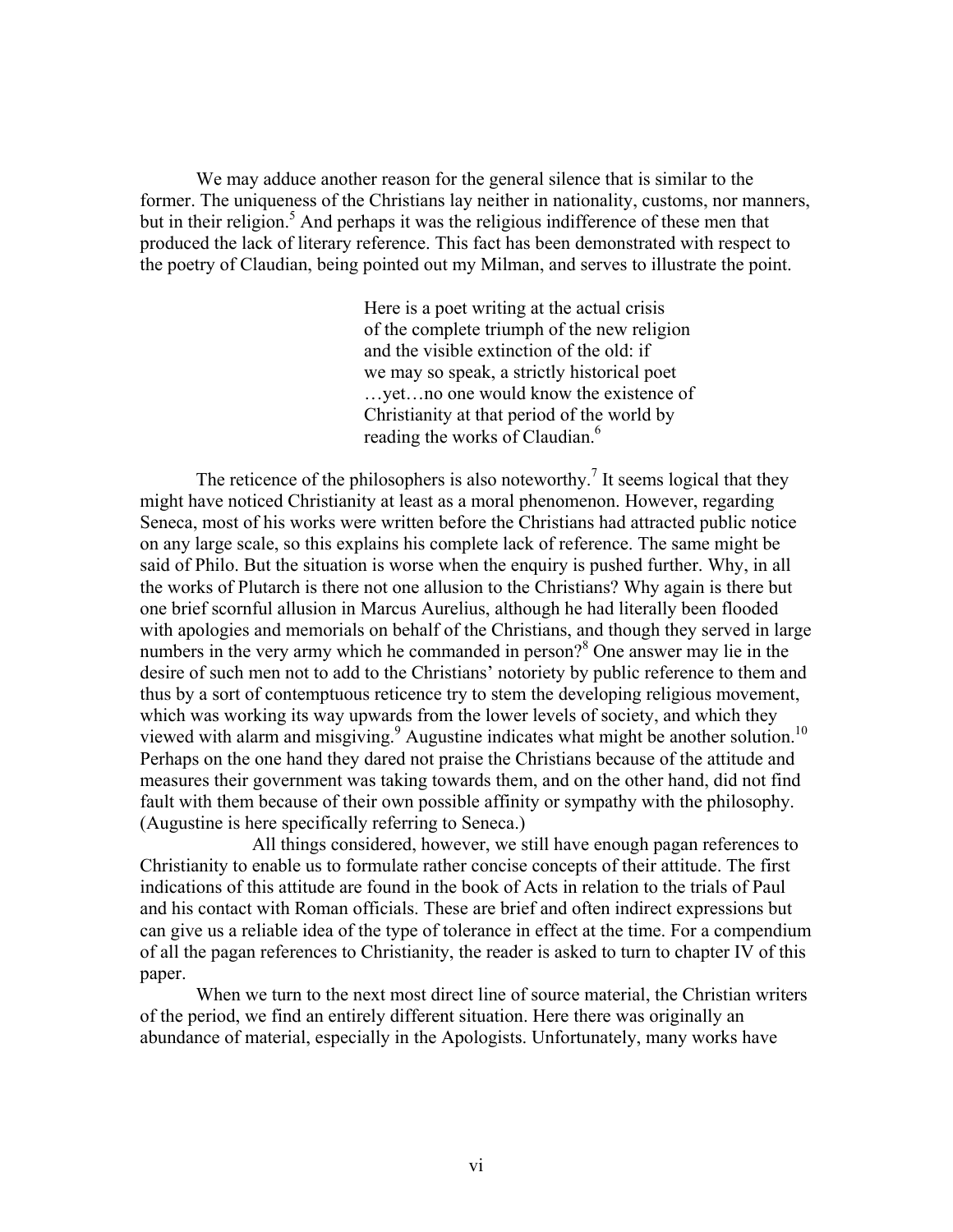We may adduce another reason for the general silence that is similar to the former. The uniqueness of the Christians lay neither in nationality, customs, nor manners, but in their religion.[5] And perhaps it was the religious indifference of these men that produced the lack of literary reference. This fact has been demonstrated with respect to the poetry of Claudian, being pointed out my Milman, and serves to illustrate the point.

> Here is a poet writing at the actual crisis of the complete triumph of the new religion and the visible extinction of the old: if we may so speak, a strictly historical poet …yet…no one would know the existence of Christianity at that period of the world by reading the works of Claudian.[6]

The reticence of the philosophers is also noteworthy.[7] It seems logical that they might have noticed Christianity at least as a moral phenomenon. However, regarding Seneca, most of his works were written before the Christians had attracted public notice on any large scale, so this explains his complete lack of reference. The same might be said of Philo. But the situation is worse when the enquiry is pushed further. Why, in all the works of Plutarch is there not one allusion to the Christians? Why again is there but one brief scornful allusion in Marcus Aurelius, although he had literally been flooded with apologies and memorials on behalf of the Christians, and though they served in large numbers in the very army which he commanded in person?[8] One answer may lie in the desire of such men not to add to the Christians' notoriety by public reference to them and thus by a sort of contemptuous reticence try to stem the developing religious movement, which was working its way upwards from the lower levels of society, and which they viewed with alarm and misgiving.[9] Augustine indicates what might be another solution.[10] Perhaps on the one hand they dared not praise the Christians because of the attitude and measures their government was taking towards them, and on the other hand, did not find fault with them because of their own possible affinity or sympathy with the philosophy. (Augustine is here specifically referring to Seneca.)

All things considered, however, we still have enough pagan references to Christianity to enable us to formulate rather concise concepts of their attitude. The first indications of this attitude are found in the book of Acts in relation to the trials of Paul and his contact with Roman officials. These are brief and often indirect expressions but can give us a reliable idea of the type of tolerance in effect at the time. For a compendium of all the pagan references to Christianity, the reader is asked to turn to chapter IV of this paper.

When we turn to the next most direct line of source material, the Christian writers of the period, we find an entirely different situation. Here there was originally an abundance of material, especially in the Apologists. Unfortunately, many works have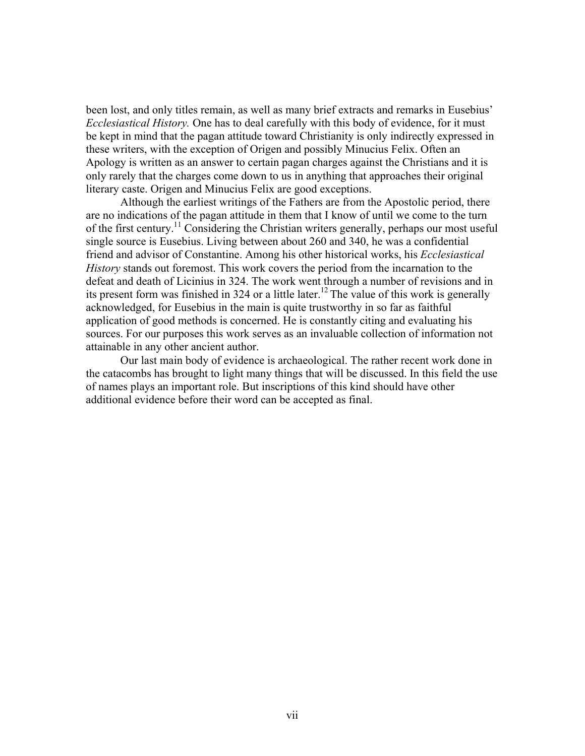been lost, and only titles remain, as well as many brief extracts and remarks in Eusebius' *Ecclesiastical History.* One has to deal carefully with this body of evidence, for it must be kept in mind that the pagan attitude toward Christianity is only indirectly expressed in these writers, with the exception of Origen and possibly Minucius Felix. Often an Apology is written as an answer to certain pagan charges against the Christians and it is only rarely that the charges come down to us in anything that approaches their original literary caste. Origen and Minucius Felix are good exceptions.

Although the earliest writings of the Fathers are from the Apostolic period, there are no indications of the pagan attitude in them that I know of until we come to the turn of the first century.[11] Considering the Christian writers generally, perhaps our most useful single source is Eusebius. Living between about 260 and 340, he was a confidential friend and advisor of Constantine. Among his other historical works, his *Ecclesiastical History* stands out foremost. This work covers the period from the incarnation to the defeat and death of Licinius in 324. The work went through a number of revisions and in its present form was finished in 324 or a little later.[12] The value of this work is generally acknowledged, for Eusebius in the main is quite trustworthy in so far as faithful application of good methods is concerned. He is constantly citing and evaluating his sources. For our purposes this work serves as an invaluable collection of information not attainable in any other ancient author.

Our last main body of evidence is archaeological. The rather recent work done in the catacombs has brought to light many things that will be discussed. In this field the use of names plays an important role. But inscriptions of this kind should have other additional evidence before their word can be accepted as final.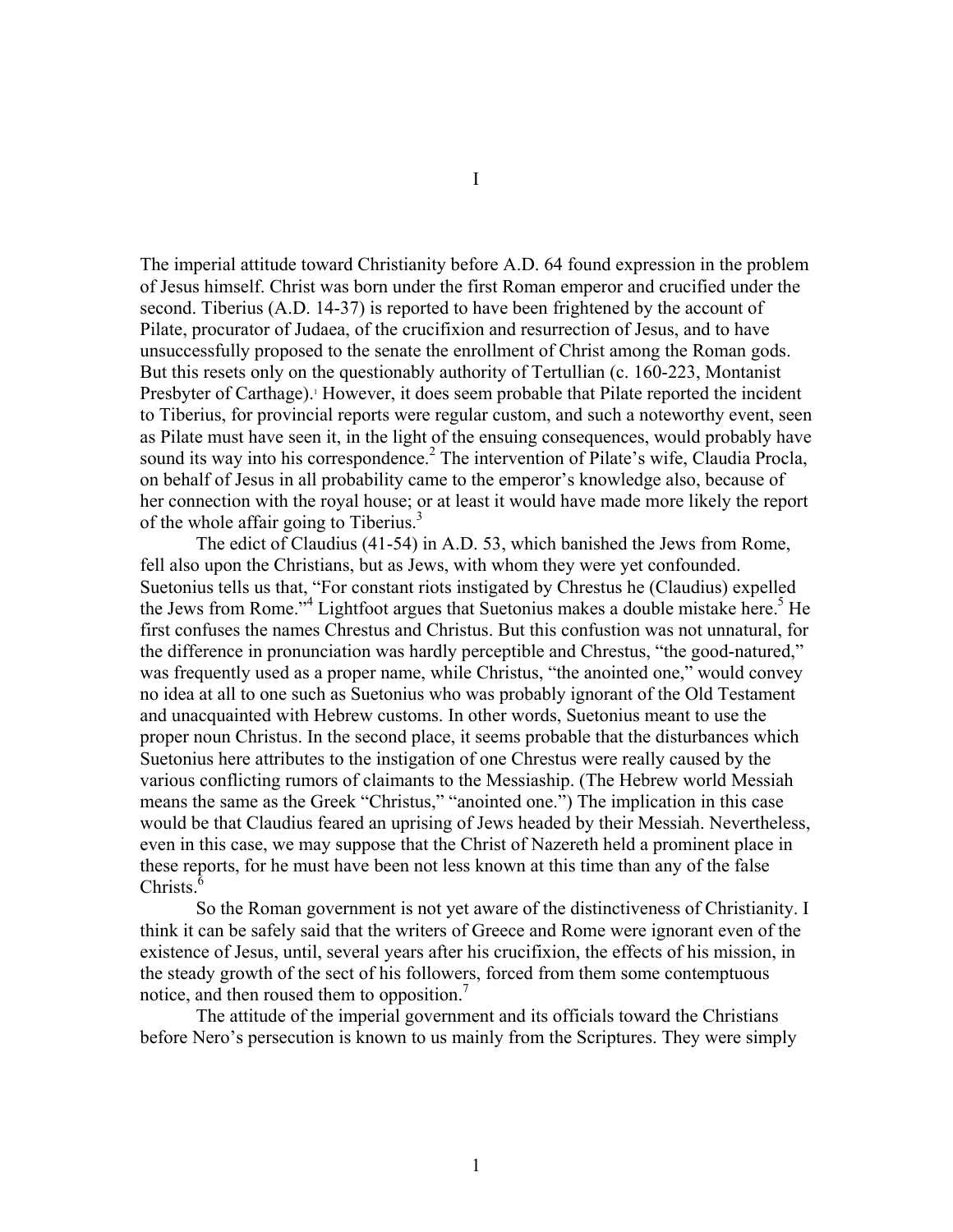# I

The imperial attitude toward Christianity before A.D. 64 found expression in the problem of Jesus himself. Christ was born under the first Roman emperor and crucified under the second. Tiberius (A.D. 14-37) is reported to have been frightened by the account of Pilate, procurator of Judaea, of the crucifixion and resurrection of Jesus, and to have unsuccessfully proposed to the senate the enrollment of Christ among the Roman gods. But this resets only on the questionably authority of Tertullian (c. 160-223, Montanist Presbyter of Carthage).[1] However, it does seem probable that Pilate reported the incident to Tiberius, for provincial reports were regular custom, and such a noteworthy event, seen as Pilate must have seen it, in the light of the ensuing consequences, would probably have sound its way into his correspondence.[2] The intervention of Pilate's wife, Claudia Procla, on behalf of Jesus in all probability came to the emperor's knowledge also, because of her connection with the royal house; or at least it would have made more likely the report of the whole affair going to Tiberius.[3]

The edict of Claudius (41-54) in A.D. 53, which banished the Jews from Rome, fell also upon the Christians, but as Jews, with whom they were yet confounded. Suetonius tells us that, "For constant riots instigated by Chrestus he (Claudius) expelled the Jews from Rome."[4] Lightfoot argues that Suetonius makes a double mistake here.[5] He first confuses the names Chrestus and Christus. But this confustion was not unnatural, for the difference in pronunciation was hardly perceptible and Chrestus, "the good-natured," was frequently used as a proper name, while Christus, "the anointed one," would convey no idea at all to one such as Suetonius who was probably ignorant of the Old Testament and unacquainted with Hebrew customs. In other words, Suetonius meant to use the proper noun Christus. In the second place, it seems probable that the disturbances which Suetonius here attributes to the instigation of one Chrestus were really caused by the various conflicting rumors of claimants to the Messiaship. (The Hebrew world Messiah means the same as the Greek "Christus," "anointed one.") The implication in this case would be that Claudius feared an uprising of Jews headed by their Messiah. Nevertheless, even in this case, we may suppose that the Christ of Nazereth held a prominent place in these reports, for he must have been not less known at this time than any of the false Christs.[6]

So the Roman government is not yet aware of the distinctiveness of Christianity. I think it can be safely said that the writers of Greece and Rome were ignorant even of the existence of Jesus, until, several years after his crucifixion, the effects of his mission, in the steady growth of the sect of his followers, forced from them some contemptuous notice, and then roused them to opposition.[7]

The attitude of the imperial government and its officials toward the Christians before Nero's persecution is known to us mainly from the Scriptures. They were simply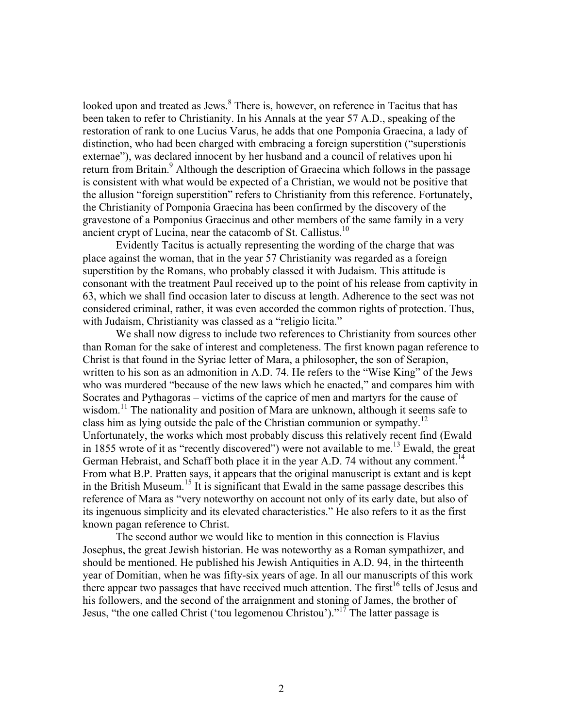looked upon and treated as Jews.[8] There is, however, on reference in Tacitus that has been taken to refer to Christianity. In his Annals at the year 57 A.D., speaking of the restoration of rank to one Lucius Varus, he adds that one Pomponia Graecina, a lady of distinction, who had been charged with embracing a foreign superstition ("superstionis externae"), was declared innocent by her husband and a council of relatives upon hi return from Britain.[9] Although the description of Graecina which follows in the passage is consistent with what would be expected of a Christian, we would not be positive that the allusion "foreign superstition" refers to Christianity from this reference. Fortunately, the Christianity of Pomponia Graecina has been confirmed by the discovery of the gravestone of a Pomponius Graecinus and other members of the same family in a very ancient crypt of Lucina, near the catacomb of St. Callistus.[10]

Evidently Tacitus is actually representing the wording of the charge that was place against the woman, that in the year 57 Christianity was regarded as a foreign superstition by the Romans, who probably classed it with Judaism. This attitude is consonant with the treatment Paul received up to the point of his release from captivity in 63, which we shall find occasion later to discuss at length. Adherence to the sect was not considered criminal, rather, it was even accorded the common rights of protection. Thus, with Judaism, Christianity was classed as a "religio licita."

We shall now digress to include two references to Christianity from sources other than Roman for the sake of interest and completeness. The first known pagan reference to Christ is that found in the Syriac letter of Mara, a philosopher, the son of Serapion, written to his son as an admonition in A.D. 74. He refers to the "Wise King" of the Jews who was murdered "because of the new laws which he enacted," and compares him with Socrates and Pythagoras – victims of the caprice of men and martyrs for the cause of wisdom.[11] The nationality and position of Mara are unknown, although it seems safe to class him as lying outside the pale of the Christian communion or sympathy.[12] Unfortunately, the works which most probably discuss this relatively recent find (Ewald in 1855 wrote of it as "recently discovered") were not available to me.[13] Ewald, the great German Hebraist, and Schaff both place it in the year A.D. 74 without any comment.[14] From what B.P. Pratten says, it appears that the original manuscript is extant and is kept in the British Museum.[15] It is significant that Ewald in the same passage describes this reference of Mara as "very noteworthy on account not only of its early date, but also of its ingenuous simplicity and its elevated characteristics." He also refers to it as the first known pagan reference to Christ.

The second author we would like to mention in this connection is Flavius Josephus, the great Jewish historian. He was noteworthy as a Roman sympathizer, and should be mentioned. He published his Jewish Antiquities in A.D. 94, in the thirteenth year of Domitian, when he was fifty-six years of age. In all our manuscripts of this work there appear two passages that have received much attention. The first[16] tells of Jesus and his followers, and the second of the arraignment and stoning of James, the brother of Jesus, "the one called Christ ('tou legomenou Christou')."[17] The latter passage is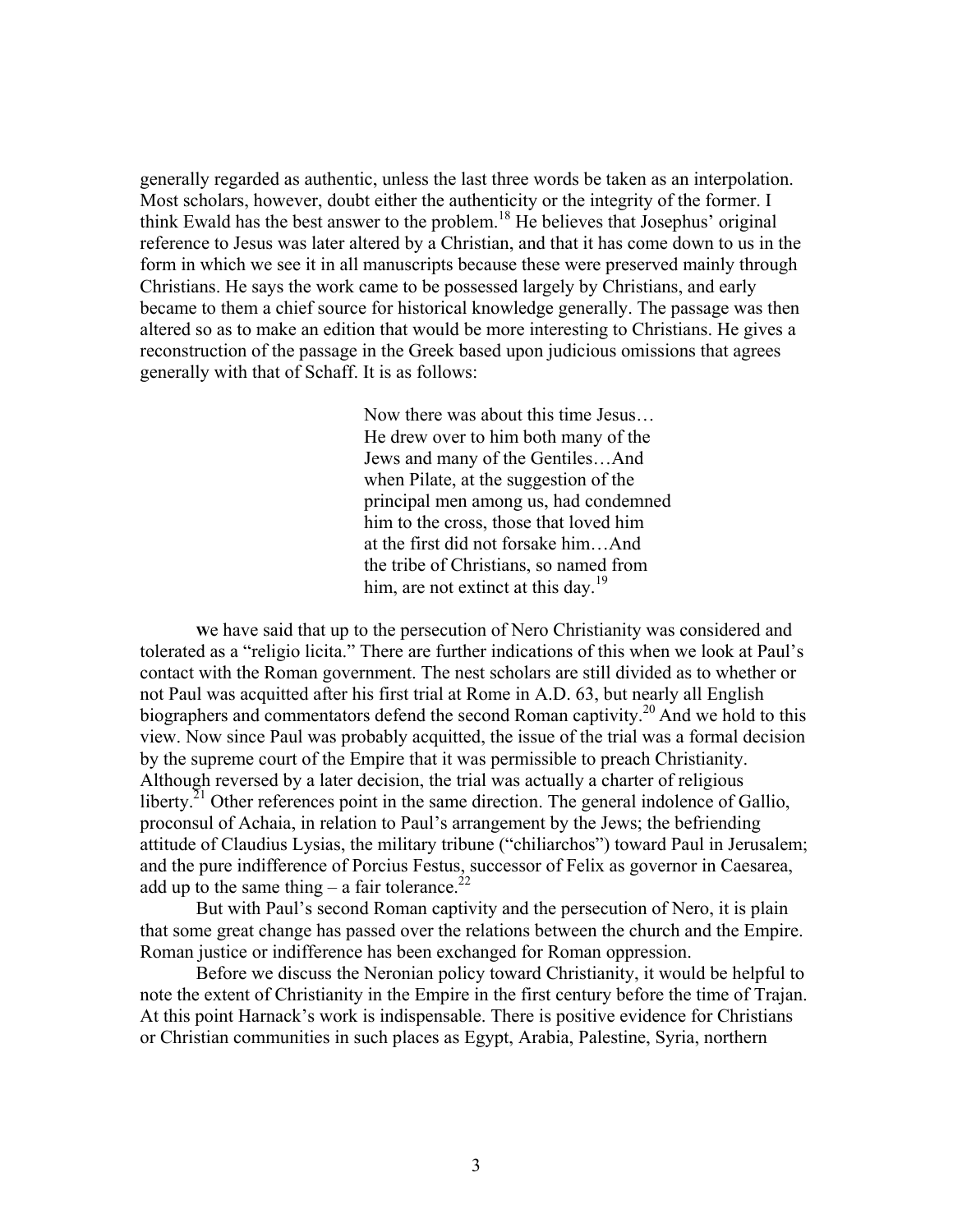generally regarded as authentic, unless the last three words be taken as an interpolation. Most scholars, however, doubt either the authenticity or the integrity of the former. I think Ewald has the best answer to the problem.[18] He believes that Josephus' original reference to Jesus was later altered by a Christian, and that it has come down to us in the form in which we see it in all manuscripts because these were preserved mainly through Christians. He says the work came to be possessed largely by Christians, and early became to them a chief source for historical knowledge generally. The passage was then altered so as to make an edition that would be more interesting to Christians. He gives a reconstruction of the passage in the Greek based upon judicious omissions that agrees generally with that of Schaff. It is as follows:

> Now there was about this time Jesus… He drew over to him both many of the Jews and many of the Gentiles…And when Pilate, at the suggestion of the principal men among us, had condemned him to the cross, those that loved him at the first did not forsake him…And the tribe of Christians, so named from him, are not extinct at this day.[19]

We have said that up to the persecution of Nero Christianity was considered and tolerated as a "religio licita." There are further indications of this when we look at Paul's contact with the Roman government. The nest scholars are still divided as to whether or not Paul was acquitted after his first trial at Rome in A.D. 63, but nearly all English biographers and commentators defend the second Roman captivity.[20] And we hold to this view. Now since Paul was probably acquitted, the issue of the trial was a formal decision by the supreme court of the Empire that it was permissible to preach Christianity. Although reversed by a later decision, the trial was actually a charter of religious liberty.[21] Other references point in the same direction. The general indolence of Gallio, proconsul of Achaia, in relation to Paul's arrangement by the Jews; the befriending attitude of Claudius Lysias, the military tribune ("chiliarchos") toward Paul in Jerusalem; and the pure indifference of Porcius Festus, successor of Felix as governor in Caesarea, add up to the same thing – a fair tolerance.[22]

But with Paul's second Roman captivity and the persecution of Nero, it is plain that some great change has passed over the relations between the church and the Empire. Roman justice or indifference has been exchanged for Roman oppression.

Before we discuss the Neronian policy toward Christianity, it would be helpful to note the extent of Christianity in the Empire in the first century before the time of Trajan. At this point Harnack's work is indispensable. There is positive evidence for Christians or Christian communities in such places as Egypt, Arabia, Palestine, Syria, northern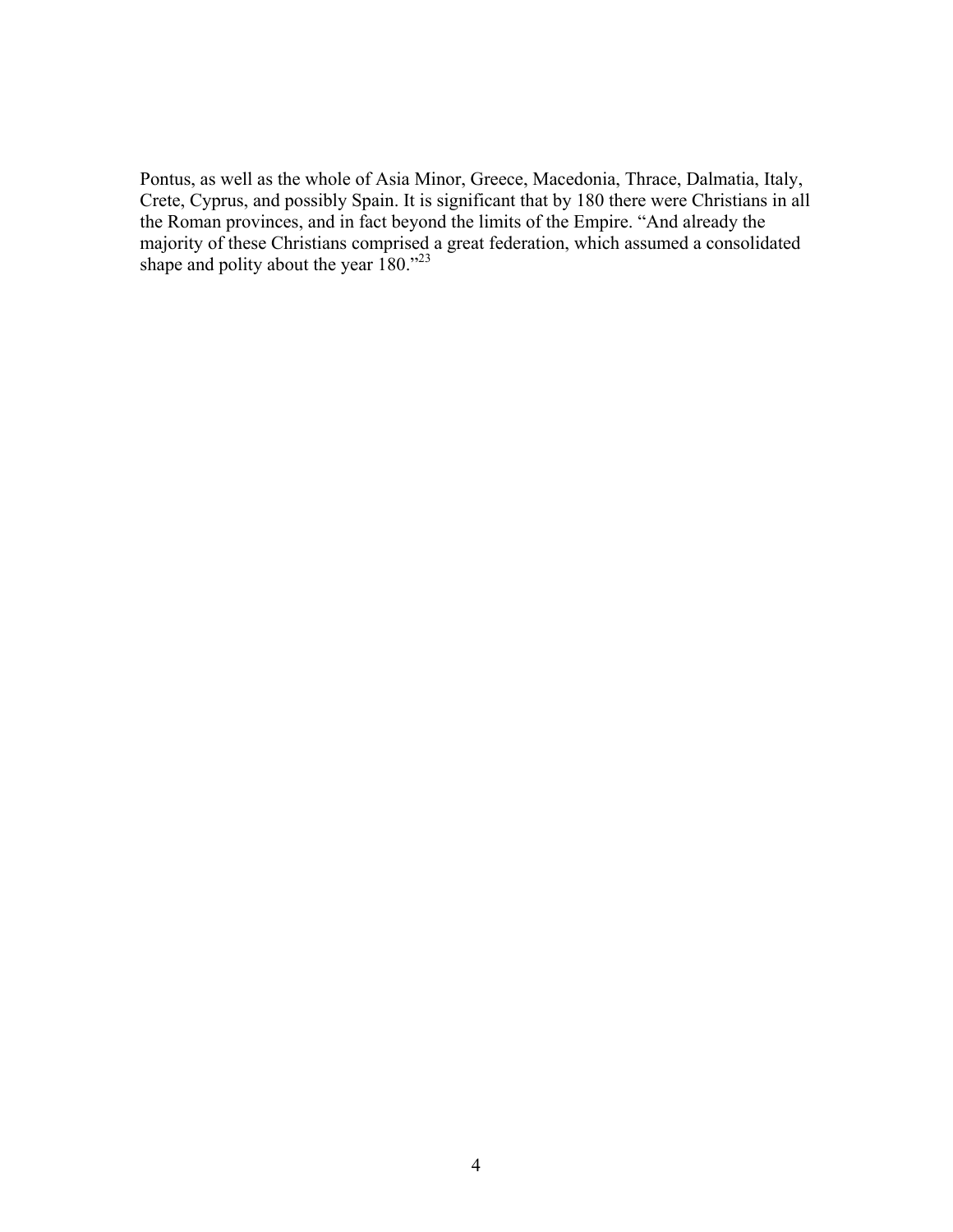Pontus, as well as the whole of Asia Minor, Greece, Macedonia, Thrace, Dalmatia, Italy, Crete, Cyprus, and possibly Spain. It is significant that by 180 there were Christians in all the Roman provinces, and in fact beyond the limits of the Empire. “And already the majority of these Christians comprised a great federation, which assumed a consolidated shape and polity about the year 180.”[23]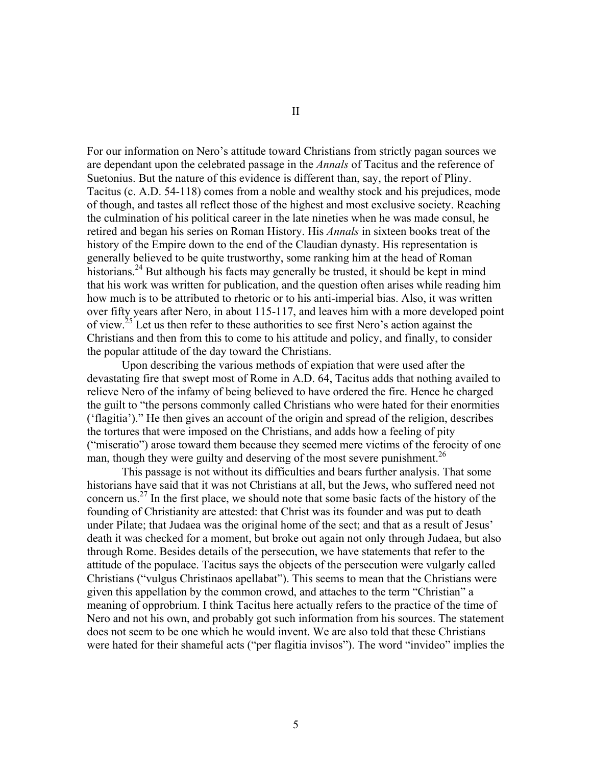# II

For our information on Nero's attitude toward Christians from strictly pagan sources we are dependant upon the celebrated passage in the *Annals* of Tacitus and the reference of Suetonius. But the nature of this evidence is different than, say, the report of Pliny. Tacitus (c. A.D. 54-118) comes from a noble and wealthy stock and his prejudices, mode of though, and tastes all reflect those of the highest and most exclusive society. Reaching the culmination of his political career in the late nineties when he was made consul, he retired and began his series on Roman History. His *Annals* in sixteen books treat of the history of the Empire down to the end of the Claudian dynasty. His representation is generally believed to be quite trustworthy, some ranking him at the head of Roman historians.[24] But although his facts may generally be trusted, it should be kept in mind that his work was written for publication, and the question often arises while reading him how much is to be attributed to rhetoric or to his anti-imperial bias. Also, it was written over fifty years after Nero, in about 115-117, and leaves him with a more developed point of view.[25] Let us then refer to these authorities to see first Nero's action against the Christians and then from this to come to his attitude and policy, and finally, to consider the popular attitude of the day toward the Christians.

Upon describing the various methods of expiation that were used after the devastating fire that swept most of Rome in A.D. 64, Tacitus adds that nothing availed to relieve Nero of the infamy of being believed to have ordered the fire. Hence he charged the guilt to "the persons commonly called Christians who were hated for their enormities ('flagitia')." He then gives an account of the origin and spread of the religion, describes the tortures that were imposed on the Christians, and adds how a feeling of pity ("miseratio") arose toward them because they seemed mere victims of the ferocity of one man, though they were guilty and deserving of the most severe punishment.[26]

This passage is not without its difficulties and bears further analysis. That some historians have said that it was not Christians at all, but the Jews, who suffered need not concern us.[27] In the first place, we should note that some basic facts of the history of the founding of Christianity are attested: that Christ was its founder and was put to death under Pilate; that Judaea was the original home of the sect; and that as a result of Jesus' death it was checked for a moment, but broke out again not only through Judaea, but also through Rome. Besides details of the persecution, we have statements that refer to the attitude of the populace. Tacitus says the objects of the persecution were vulgarly called Christians ("vulgus Christinaos apellabat"). This seems to mean that the Christians were given this appellation by the common crowd, and attaches to the term "Christian" a meaning of opprobrium. I think Tacitus here actually refers to the practice of the time of Nero and not his own, and probably got such information from his sources. The statement does not seem to be one which he would invent. We are also told that these Christians were hated for their shameful acts ("per flagitia invisos"). The word "invideo" implies the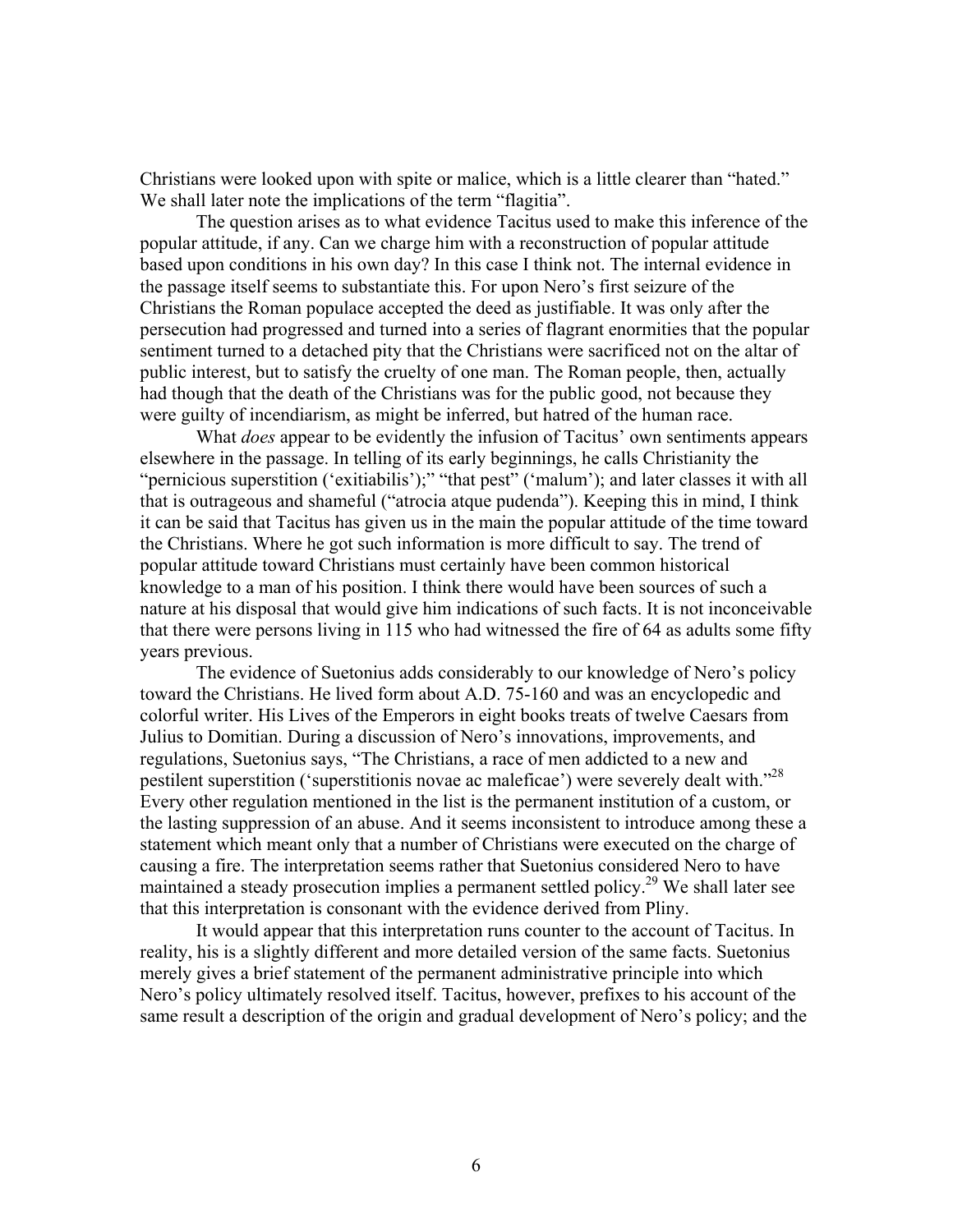Christians were looked upon with spite or malice, which is a little clearer than "hated." We shall later note the implications of the term "flagitia".

The question arises as to what evidence Tacitus used to make this inference of the popular attitude, if any. Can we charge him with a reconstruction of popular attitude based upon conditions in his own day? In this case I think not. The internal evidence in the passage itself seems to substantiate this. For upon Nero's first seizure of the Christians the Roman populace accepted the deed as justifiable. It was only after the persecution had progressed and turned into a series of flagrant enormities that the popular sentiment turned to a detached pity that the Christians were sacrificed not on the altar of public interest, but to satisfy the cruelty of one man. The Roman people, then, actually had though that the death of the Christians was for the public good, not because they were guilty of incendiarism, as might be inferred, but hatred of the human race.

What *does* appear to be evidently the infusion of Tacitus' own sentiments appears elsewhere in the passage. In telling of its early beginnings, he calls Christianity the "pernicious superstition ('exitiabilis');" "that pest" ('malum'); and later classes it with all that is outrageous and shameful ("atrocia atque pudenda"). Keeping this in mind, I think it can be said that Tacitus has given us in the main the popular attitude of the time toward the Christians. Where he got such information is more difficult to say. The trend of popular attitude toward Christians must certainly have been common historical knowledge to a man of his position. I think there would have been sources of such a nature at his disposal that would give him indications of such facts. It is not inconceivable that there were persons living in 115 who had witnessed the fire of 64 as adults some fifty years previous.

The evidence of Suetonius adds considerably to our knowledge of Nero's policy toward the Christians. He lived form about A.D. 75-160 and was an encyclopedic and colorful writer. His Lives of the Emperors in eight books treats of twelve Caesars from Julius to Domitian. During a discussion of Nero's innovations, improvements, and regulations, Suetonius says, "The Christians, a race of men addicted to a new and pestilent superstition ('superstitionis novae ac maleficae') were severely dealt with."[28] Every other regulation mentioned in the list is the permanent institution of a custom, or the lasting suppression of an abuse. And it seems inconsistent to introduce among these a statement which meant only that a number of Christians were executed on the charge of causing a fire. The interpretation seems rather that Suetonius considered Nero to have maintained a steady prosecution implies a permanent settled policy.[29] We shall later see that this interpretation is consonant with the evidence derived from Pliny.

It would appear that this interpretation runs counter to the account of Tacitus. In reality, his is a slightly different and more detailed version of the same facts. Suetonius merely gives a brief statement of the permanent administrative principle into which Nero's policy ultimately resolved itself. Tacitus, however, prefixes to his account of the same result a description of the origin and gradual development of Nero's policy; and the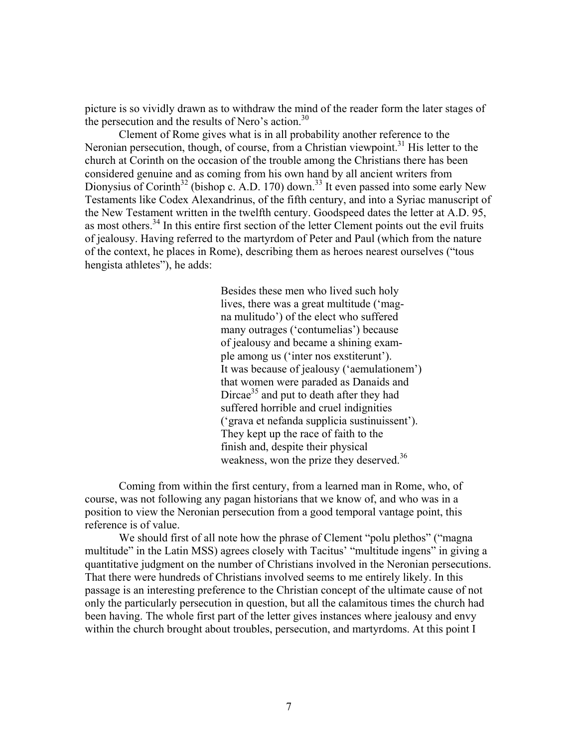picture is so vividly drawn as to withdraw the mind of the reader form the later stages of the persecution and the results of Nero's action.[30]

Clement of Rome gives what is in all probability another reference to the Neronian persecution, though, of course, from a Christian viewpoint.[31] His letter to the church at Corinth on the occasion of the trouble among the Christians there has been considered genuine and as coming from his own hand by all ancient writers from Dionysius of Corinth[32] (bishop c. A.D. 170) down.[33] It even passed into some early New Testaments like Codex Alexandrinus, of the fifth century, and into a Syriac manuscript of the New Testament written in the twelfth century. Goodspeed dates the letter at A.D. 95, as most others.[34] In this entire first section of the letter Clement points out the evil fruits of jealousy. Having referred to the martyrdom of Peter and Paul (which from the nature of the context, he places in Rome), describing them as heroes nearest ourselves ("tous hengista athletes"), he adds:

> Besides these men who lived such holy lives, there was a great multitude ('magna mulitudo') of the elect who suffered many outrages ('contumelias') because of jealousy and became a shining example among us ('inter nos exstiterunt'). It was because of jealousy ('aemulationem') that women were paraded as Danaids and Dircae[35] and put to death after they had suffered horrible and cruel indignities ('grava et nefanda supplicia sustinuissent'). They kept up the race of faith to the finish and, despite their physical weakness, won the prize they deserved.[36]

Coming from within the first century, from a learned man in Rome, who, of course, was not following any pagan historians that we know of, and who was in a position to view the Neronian persecution from a good temporal vantage point, this reference is of value.

We should first of all note how the phrase of Clement "polu plethos" ("magna multitude" in the Latin MSS) agrees closely with Tacitus' "multitude ingens" in giving a quantitative judgment on the number of Christians involved in the Neronian persecutions. That there were hundreds of Christians involved seems to me entirely likely. In this passage is an interesting preference to the Christian concept of the ultimate cause of not only the particularly persecution in question, but all the calamitous times the church had been having. The whole first part of the letter gives instances where jealousy and envy within the church brought about troubles, persecution, and martyrdoms. At this point I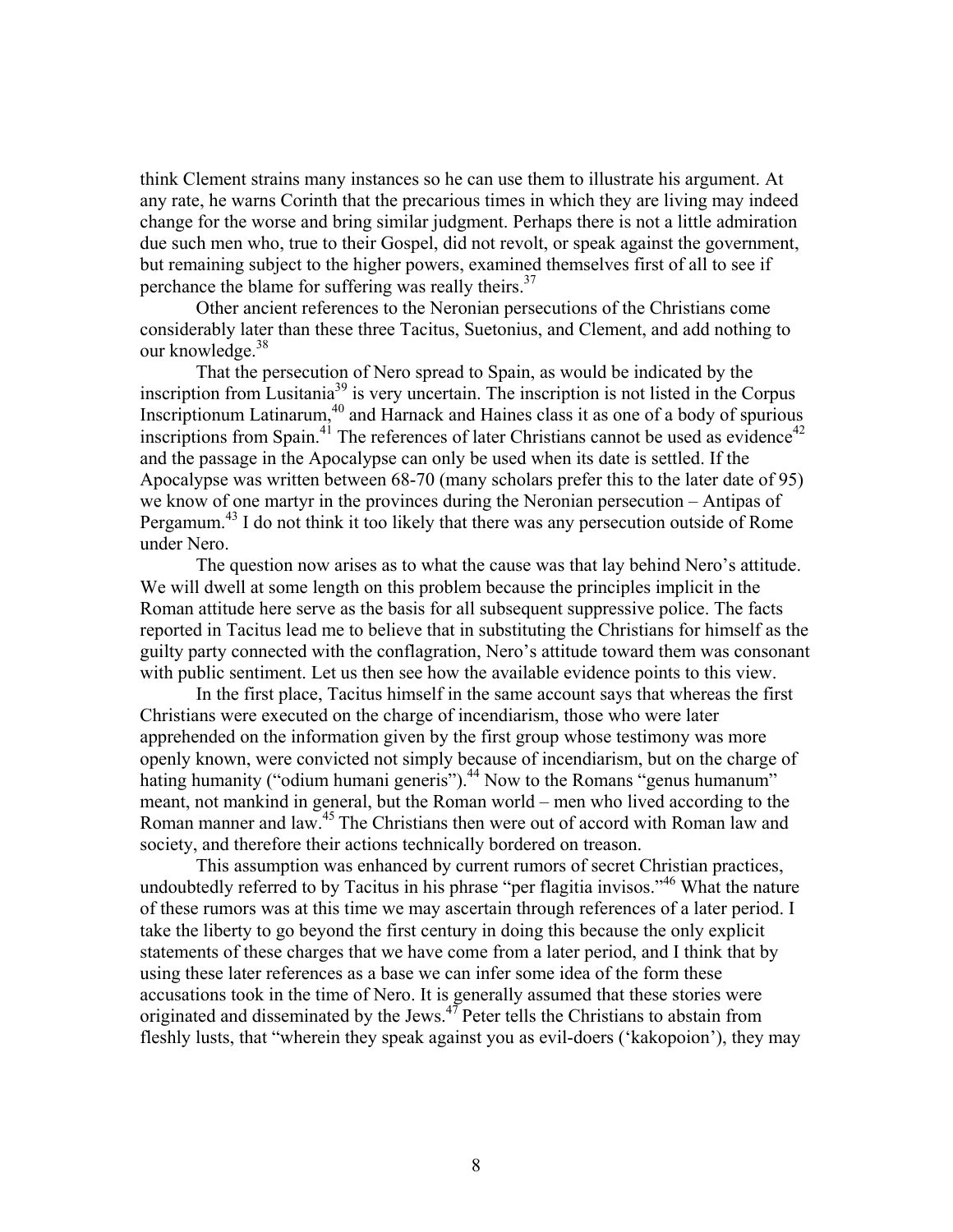think Clement strains many instances so he can use them to illustrate his argument. At any rate, he warns Corinth that the precarious times in which they are living may indeed change for the worse and bring similar judgment. Perhaps there is not a little admiration due such men who, true to their Gospel, did not revolt, or speak against the government, but remaining subject to the higher powers, examined themselves first of all to see if perchance the blame for suffering was really theirs.[37]

Other ancient references to the Neronian persecutions of the Christians come considerably later than these three Tacitus, Suetonius, and Clement, and add nothing to our knowledge.[38]

That the persecution of Nero spread to Spain, as would be indicated by the inscription from Lusitania[39] is very uncertain. The inscription is not listed in the Corpus Inscriptionum Latinarum,[40] and Harnack and Haines class it as one of a body of spurious inscriptions from Spain.[41] The references of later Christians cannot be used as evidence[42] and the passage in the Apocalypse can only be used when its date is settled. If the Apocalypse was written between 68-70 (many scholars prefer this to the later date of 95) we know of one martyr in the provinces during the Neronian persecution – Antipas of Pergamum.[43] I do not think it too likely that there was any persecution outside of Rome under Nero.

The question now arises as to what the cause was that lay behind Nero's attitude. We will dwell at some length on this problem because the principles implicit in the Roman attitude here serve as the basis for all subsequent suppressive police. The facts reported in Tacitus lead me to believe that in substituting the Christians for himself as the guilty party connected with the conflagration, Nero's attitude toward them was consonant with public sentiment. Let us then see how the available evidence points to this view.

In the first place, Tacitus himself in the same account says that whereas the first Christians were executed on the charge of incendiarism, those who were later apprehended on the information given by the first group whose testimony was more openly known, were convicted not simply because of incendiarism, but on the charge of hating humanity ("odium humani generis").[44] Now to the Romans "genus humanum" meant, not mankind in general, but the Roman world – men who lived according to the Roman manner and law.[45] The Christians then were out of accord with Roman law and society, and therefore their actions technically bordered on treason.

This assumption was enhanced by current rumors of secret Christian practices, undoubtedly referred to by Tacitus in his phrase "per flagitia invisos."[46] What the nature of these rumors was at this time we may ascertain through references of a later period. I take the liberty to go beyond the first century in doing this because the only explicit statements of these charges that we have come from a later period, and I think that by using these later references as a base we can infer some idea of the form these accusations took in the time of Nero. It is generally assumed that these stories were originated and disseminated by the Jews.[47] Peter tells the Christians to abstain from fleshly lusts, that "wherein they speak against you as evil-doers ('kakopoion'), they may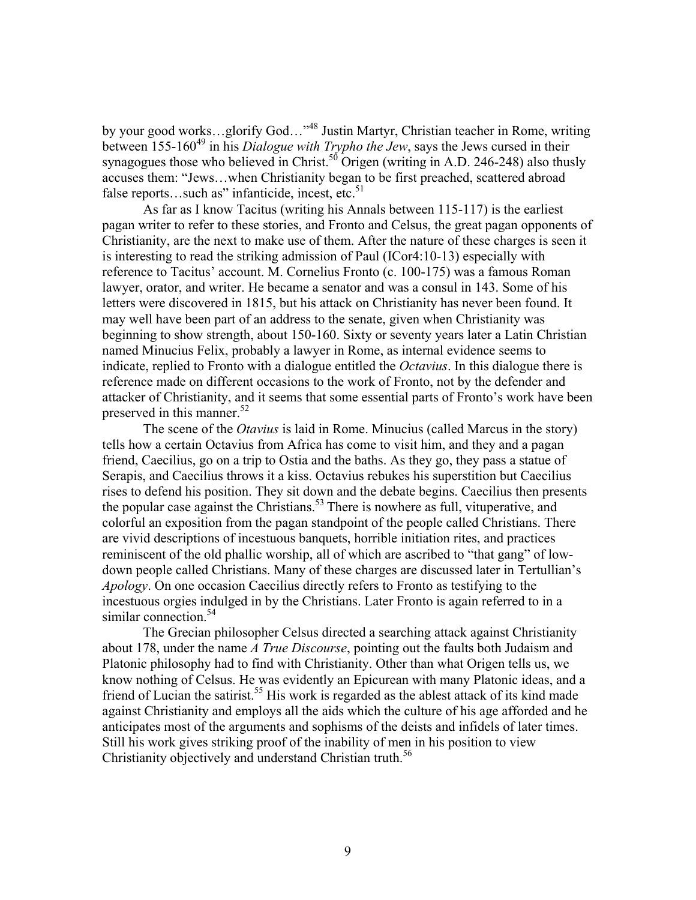by your good works…glorify God…"[48] Justin Martyr, Christian teacher in Rome, writing between 155-160[49] in his *Dialogue with Trypho the Jew*, says the Jews cursed in their synagogues those who believed in Christ.[50] Origen (writing in A.D. 246-248) also thusly accuses them: "Jews…when Christianity began to be first preached, scattered abroad false reports…such as" infanticide, incest, etc.[51]

As far as I know Tacitus (writing his Annals between 115-117) is the earliest pagan writer to refer to these stories, and Fronto and Celsus, the great pagan opponents of Christianity, are the next to make use of them. After the nature of these charges is seen it is interesting to read the striking admission of Paul (ICor4:10-13) especially with reference to Tacitus' account. M. Cornelius Fronto (c. 100-175) was a famous Roman lawyer, orator, and writer. He became a senator and was a consul in 143. Some of his letters were discovered in 1815, but his attack on Christianity has never been found. It may well have been part of an address to the senate, given when Christianity was beginning to show strength, about 150-160. Sixty or seventy years later a Latin Christian named Minucius Felix, probably a lawyer in Rome, as internal evidence seems to indicate, replied to Fronto with a dialogue entitled the *Octavius*. In this dialogue there is reference made on different occasions to the work of Fronto, not by the defender and attacker of Christianity, and it seems that some essential parts of Fronto's work have been preserved in this manner.[52]

The scene of the *Otavius* is laid in Rome. Minucius (called Marcus in the story) tells how a certain Octavius from Africa has come to visit him, and they and a pagan friend, Caecilius, go on a trip to Ostia and the baths. As they go, they pass a statue of Serapis, and Caecilius throws it a kiss. Octavius rebukes his superstition but Caecilius rises to defend his position. They sit down and the debate begins. Caecilius then presents the popular case against the Christians.[53] There is nowhere as full, vituperative, and colorful an exposition from the pagan standpoint of the people called Christians. There are vivid descriptions of incestuous banquets, horrible initiation rites, and practices reminiscent of the old phallic worship, all of which are ascribed to "that gang" of low-down people called Christians. Many of these charges are discussed later in Tertullian's *Apology*. On one occasion Caecilius directly refers to Fronto as testifying to the incestuous orgies indulged in by the Christians. Later Fronto is again referred to in a similar connection.[54]

The Grecian philosopher Celsus directed a searching attack against Christianity about 178, under the name *A True Discourse*, pointing out the faults both Judaism and Platonic philosophy had to find with Christianity. Other than what Origen tells us, we know nothing of Celsus. He was evidently an Epicurean with many Platonic ideas, and a friend of Lucian the satirist.[55] His work is regarded as the ablest attack of its kind made against Christianity and employs all the aids which the culture of his age afforded and he anticipates most of the arguments and sophisms of the deists and infidels of later times. Still his work gives striking proof of the inability of men in his position to view Christianity objectively and understand Christian truth.[56]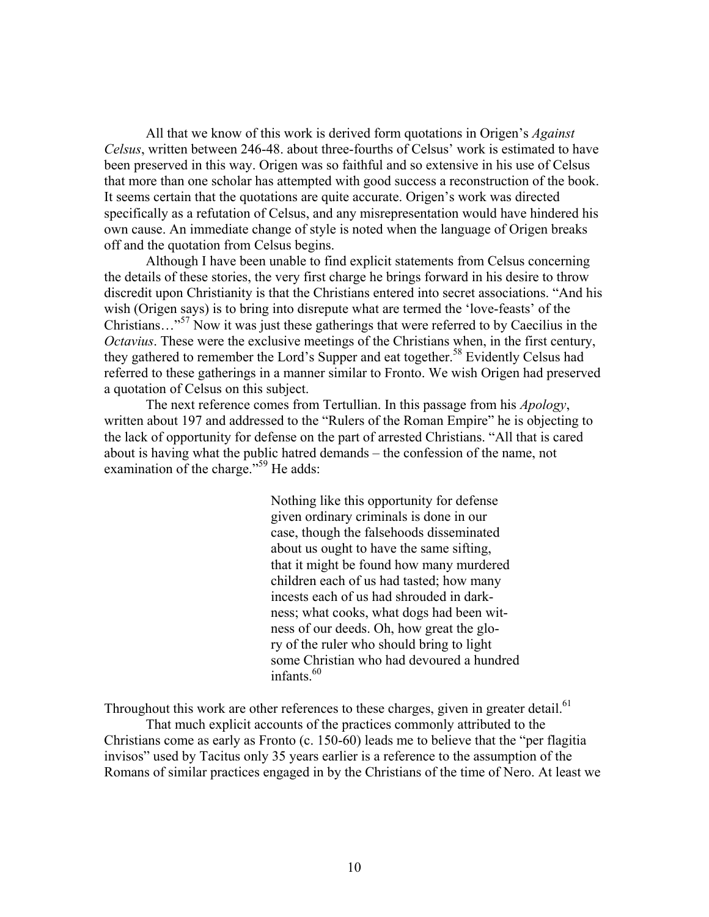All that we know of this work is derived form quotations in Origen's *Against Celsus*, written between 246-48. about three-fourths of Celsus' work is estimated to have been preserved in this way. Origen was so faithful and so extensive in his use of Celsus that more than one scholar has attempted with good success a reconstruction of the book. It seems certain that the quotations are quite accurate. Origen's work was directed specifically as a refutation of Celsus, and any misrepresentation would have hindered his own cause. An immediate change of style is noted when the language of Origen breaks off and the quotation from Celsus begins.

Although I have been unable to find explicit statements from Celsus concerning the details of these stories, the very first charge he brings forward in his desire to throw discredit upon Christianity is that the Christians entered into secret associations. "And his wish (Origen says) is to bring into disrepute what are termed the 'love-feasts' of the Christians…"[57] Now it was just these gatherings that were referred to by Caecilius in the *Octavius*. These were the exclusive meetings of the Christians when, in the first century, they gathered to remember the Lord's Supper and eat together.[58] Evidently Celsus had referred to these gatherings in a manner similar to Fronto. We wish Origen had preserved a quotation of Celsus on this subject.

The next reference comes from Tertullian. In this passage from his *Apology*, written about 197 and addressed to the "Rulers of the Roman Empire" he is objecting to the lack of opportunity for defense on the part of arrested Christians. "All that is cared about is having what the public hatred demands – the confession of the name, not examination of the charge."[59] He adds:

> Nothing like this opportunity for defense given ordinary criminals is done in our case, though the falsehoods disseminated about us ought to have the same sifting, that it might be found how many murdered children each of us had tasted; how many incests each of us had shrouded in darkness; what cooks, what dogs had been witness of our deeds. Oh, how great the glory of the ruler who should bring to light some Christian who had devoured a hundred infants.[60]

Throughout this work are other references to these charges, given in greater detail.[61]

That much explicit accounts of the practices commonly attributed to the Christians come as early as Fronto (c. 150-60) leads me to believe that the "per flagitia invisos" used by Tacitus only 35 years earlier is a reference to the assumption of the Romans of similar practices engaged in by the Christians of the time of Nero. At least we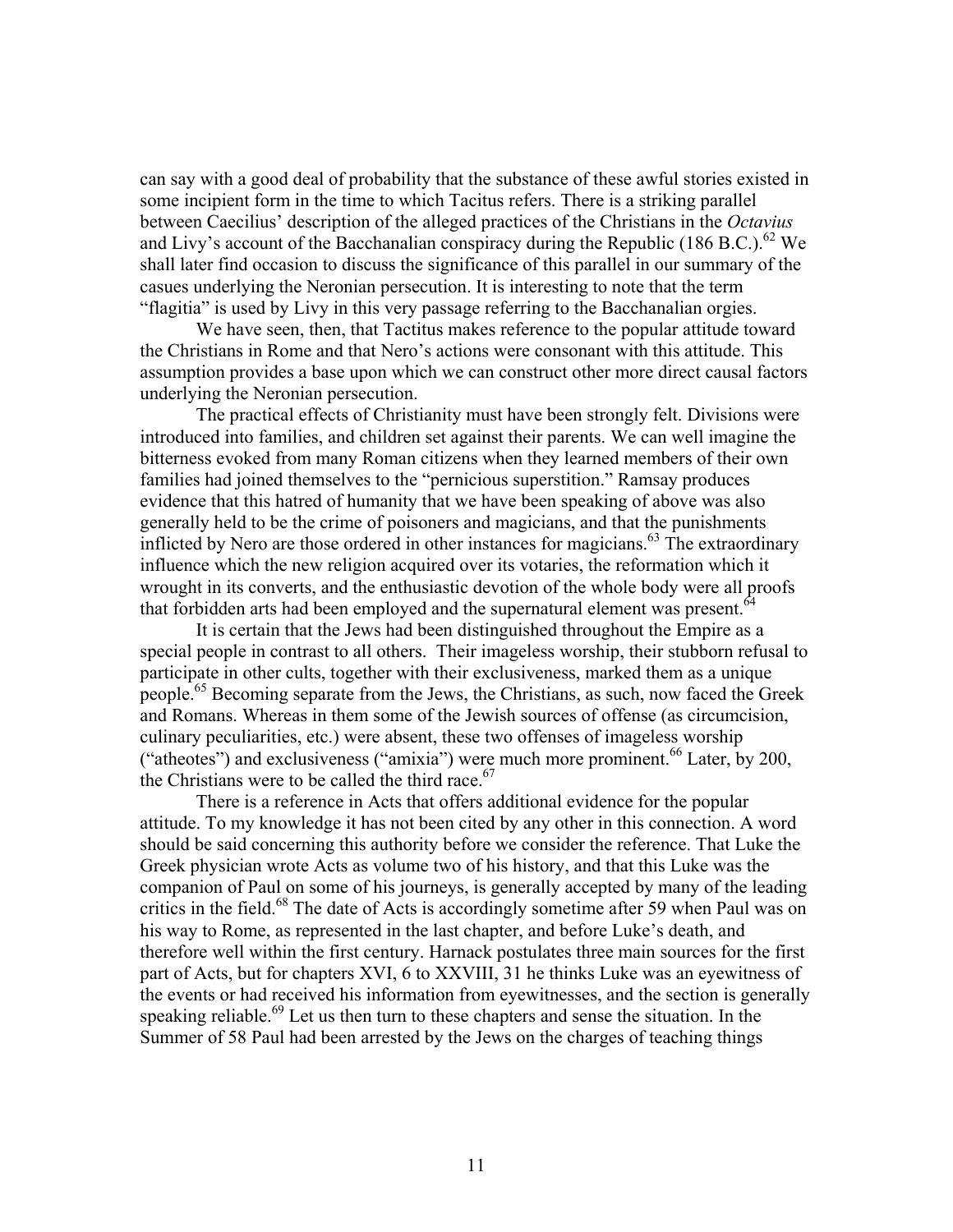can say with a good deal of probability that the substance of these awful stories existed in some incipient form in the time to which Tacitus refers. There is a striking parallel between Caecilius' description of the alleged practices of the Christians in the *Octavius* and Livy's account of the Bacchanalian conspiracy during the Republic (186 B.C.).[62] We shall later find occasion to discuss the significance of this parallel in our summary of the casues underlying the Neronian persecution. It is interesting to note that the term "flagitia" is used by Livy in this very passage referring to the Bacchanalian orgies.

We have seen, then, that Tactitus makes reference to the popular attitude toward the Christians in Rome and that Nero's actions were consonant with this attitude. This assumption provides a base upon which we can construct other more direct causal factors underlying the Neronian persecution.

The practical effects of Christianity must have been strongly felt. Divisions were introduced into families, and children set against their parents. We can well imagine the bitterness evoked from many Roman citizens when they learned members of their own families had joined themselves to the "pernicious superstition." Ramsay produces evidence that this hatred of humanity that we have been speaking of above was also generally held to be the crime of poisoners and magicians, and that the punishments inflicted by Nero are those ordered in other instances for magicians.[63] The extraordinary influence which the new religion acquired over its votaries, the reformation which it wrought in its converts, and the enthusiastic devotion of the whole body were all proofs that forbidden arts had been employed and the supernatural element was present.[64]

It is certain that the Jews had been distinguished throughout the Empire as a special people in contrast to all others. Their imageless worship, their stubborn refusal to participate in other cults, together with their exclusiveness, marked them as a unique people.[65] Becoming separate from the Jews, the Christians, as such, now faced the Greek and Romans. Whereas in them some of the Jewish sources of offense (as circumcision, culinary peculiarities, etc.) were absent, these two offenses of imageless worship ("atheotes") and exclusiveness ("amixia") were much more prominent.[66] Later, by 200, the Christians were to be called the third race.[67]

There is a reference in Acts that offers additional evidence for the popular attitude. To my knowledge it has not been cited by any other in this connection. A word should be said concerning this authority before we consider the reference. That Luke the Greek physician wrote Acts as volume two of his history, and that this Luke was the companion of Paul on some of his journeys, is generally accepted by many of the leading critics in the field.[68] The date of Acts is accordingly sometime after 59 when Paul was on his way to Rome, as represented in the last chapter, and before Luke's death, and therefore well within the first century. Harnack postulates three main sources for the first part of Acts, but for chapters XVI, 6 to XXVIII, 31 he thinks Luke was an eyewitness of the events or had received his information from eyewitnesses, and the section is generally speaking reliable.[69] Let us then turn to these chapters and sense the situation. In the Summer of 58 Paul had been arrested by the Jews on the charges of teaching things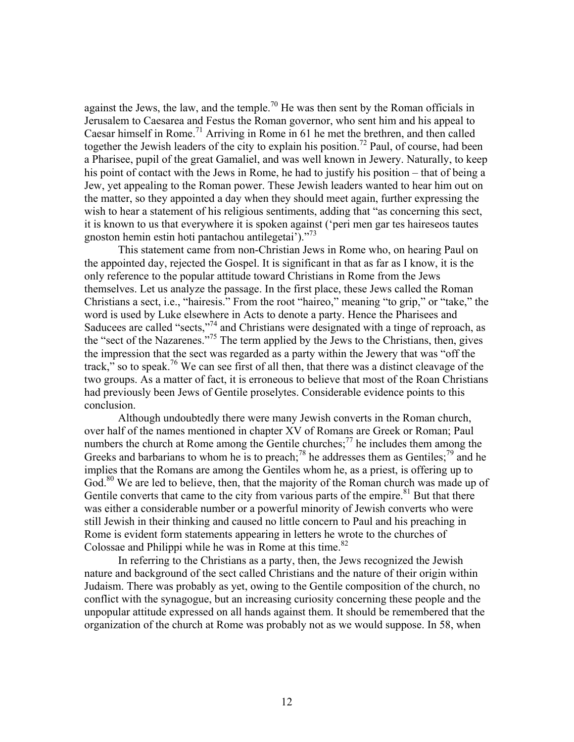against the Jews, the law, and the temple.[70] He was then sent by the Roman officials in Jerusalem to Caesarea and Festus the Roman governor, who sent him and his appeal to Caesar himself in Rome.[71] Arriving in Rome in 61 he met the brethren, and then called together the Jewish leaders of the city to explain his position.[72] Paul, of course, had been a Pharisee, pupil of the great Gamaliel, and was well known in Jewery. Naturally, to keep his point of contact with the Jews in Rome, he had to justify his position – that of being a Jew, yet appealing to the Roman power. These Jewish leaders wanted to hear him out on the matter, so they appointed a day when they should meet again, further expressing the wish to hear a statement of his religious sentiments, adding that "as concerning this sect, it is known to us that everywhere it is spoken against ('peri men gar tes haireseos tautes gnoston hemin estin hoti pantachou antilegetai')."[73]

This statement came from non-Christian Jews in Rome who, on hearing Paul on the appointed day, rejected the Gospel. It is significant in that as far as I know, it is the only reference to the popular attitude toward Christians in Rome from the Jews themselves. Let us analyze the passage. In the first place, these Jews called the Roman Christians a sect, i.e., "hairesis." From the root "haireo," meaning "to grip," or "take," the word is used by Luke elsewhere in Acts to denote a party. Hence the Pharisees and Saducees are called "sects,"[74] and Christians were designated with a tinge of reproach, as the "sect of the Nazarenes."[75] The term applied by the Jews to the Christians, then, gives the impression that the sect was regarded as a party within the Jewery that was "off the track," so to speak.[76] We can see first of all then, that there was a distinct cleavage of the two groups. As a matter of fact, it is erroneous to believe that most of the Roan Christians had previously been Jews of Gentile proselytes. Considerable evidence points to this conclusion.

Although undoubtedly there were many Jewish converts in the Roman church, over half of the names mentioned in chapter XV of Romans are Greek or Roman; Paul numbers the church at Rome among the Gentile churches;[77] he includes them among the Greeks and barbarians to whom he is to preach;[78] he addresses them as Gentiles;[79] and he implies that the Romans are among the Gentiles whom he, as a priest, is offering up to God.[80] We are led to believe, then, that the majority of the Roman church was made up of Gentile converts that came to the city from various parts of the empire.[81] But that there was either a considerable number or a powerful minority of Jewish converts who were still Jewish in their thinking and caused no little concern to Paul and his preaching in Rome is evident form statements appearing in letters he wrote to the churches of Colossae and Philippi while he was in Rome at this time.[82]

In referring to the Christians as a party, then, the Jews recognized the Jewish nature and background of the sect called Christians and the nature of their origin within Judaism. There was probably as yet, owing to the Gentile composition of the church, no conflict with the synagogue, but an increasing curiosity concerning these people and the unpopular attitude expressed on all hands against them. It should be remembered that the organization of the church at Rome was probably not as we would suppose. In 58, when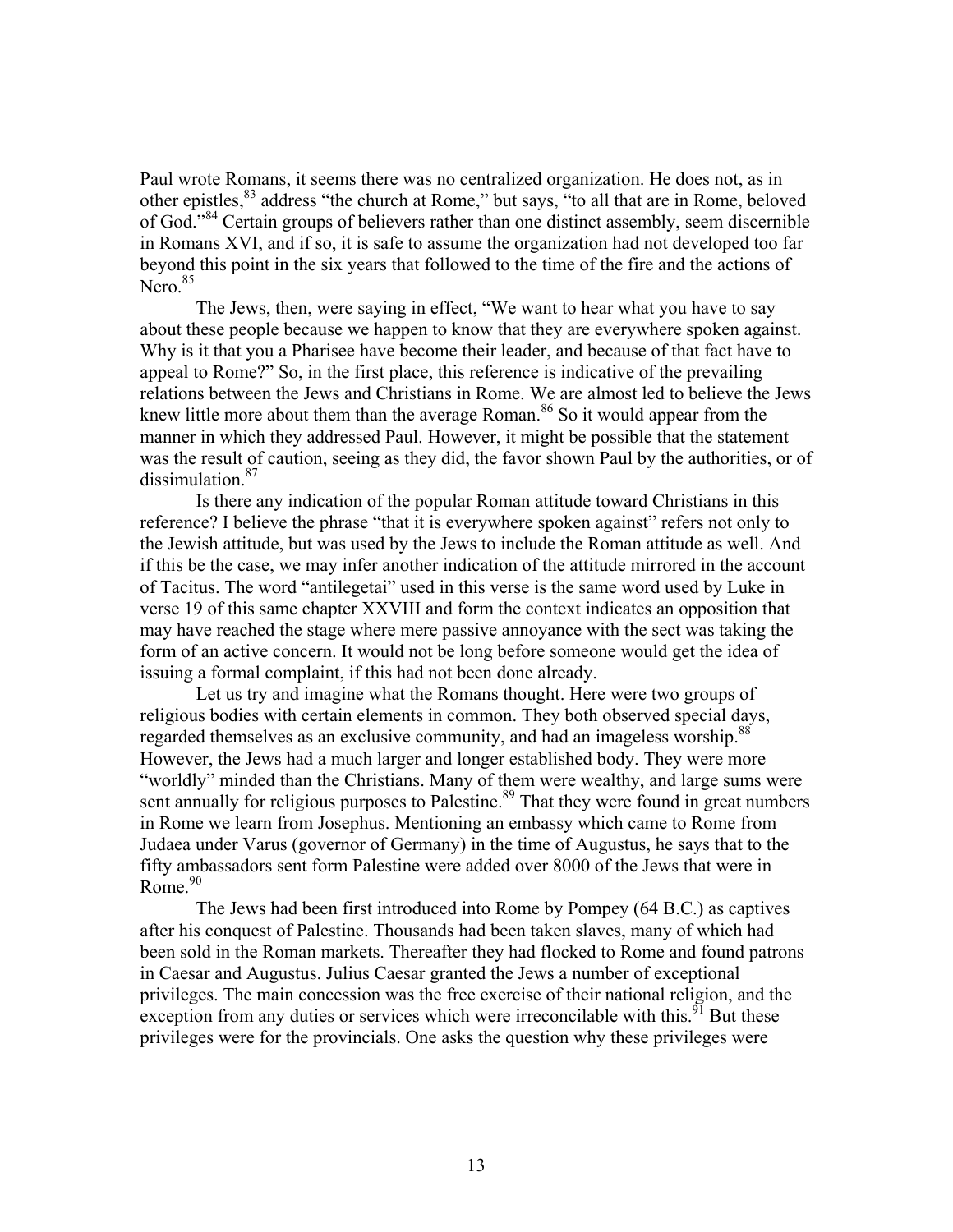Paul wrote Romans, it seems there was no centralized organization. He does not, as in other epistles,[83] address "the church at Rome," but says, "to all that are in Rome, beloved of God."[84] Certain groups of believers rather than one distinct assembly, seem discernible in Romans XVI, and if so, it is safe to assume the organization had not developed too far beyond this point in the six years that followed to the time of the fire and the actions of Nero.[85]

The Jews, then, were saying in effect, "We want to hear what you have to say about these people because we happen to know that they are everywhere spoken against. Why is it that you a Pharisee have become their leader, and because of that fact have to appeal to Rome?" So, in the first place, this reference is indicative of the prevailing relations between the Jews and Christians in Rome. We are almost led to believe the Jews knew little more about them than the average Roman.[86] So it would appear from the manner in which they addressed Paul. However, it might be possible that the statement was the result of caution, seeing as they did, the favor shown Paul by the authorities, or of dissimulation.[87]

Is there any indication of the popular Roman attitude toward Christians in this reference? I believe the phrase "that it is everywhere spoken against" refers not only to the Jewish attitude, but was used by the Jews to include the Roman attitude as well. And if this be the case, we may infer another indication of the attitude mirrored in the account of Tacitus. The word "antilegetai" used in this verse is the same word used by Luke in verse 19 of this same chapter XXVIII and form the context indicates an opposition that may have reached the stage where mere passive annoyance with the sect was taking the form of an active concern. It would not be long before someone would get the idea of issuing a formal complaint, if this had not been done already.

Let us try and imagine what the Romans thought. Here were two groups of religious bodies with certain elements in common. They both observed special days, regarded themselves as an exclusive community, and had an imageless worship.[88] However, the Jews had a much larger and longer established body. They were more "worldly" minded than the Christians. Many of them were wealthy, and large sums were sent annually for religious purposes to Palestine.[89] That they were found in great numbers in Rome we learn from Josephus. Mentioning an embassy which came to Rome from Judaea under Varus (governor of Germany) in the time of Augustus, he says that to the fifty ambassadors sent form Palestine were added over 8000 of the Jews that were in Rome.[90]

The Jews had been first introduced into Rome by Pompey (64 B.C.) as captives after his conquest of Palestine. Thousands had been taken slaves, many of which had been sold in the Roman markets. Thereafter they had flocked to Rome and found patrons in Caesar and Augustus. Julius Caesar granted the Jews a number of exceptional privileges. The main concession was the free exercise of their national religion, and the exception from any duties or services which were irreconcilable with this.[91] But these privileges were for the provincials. One asks the question why these privileges were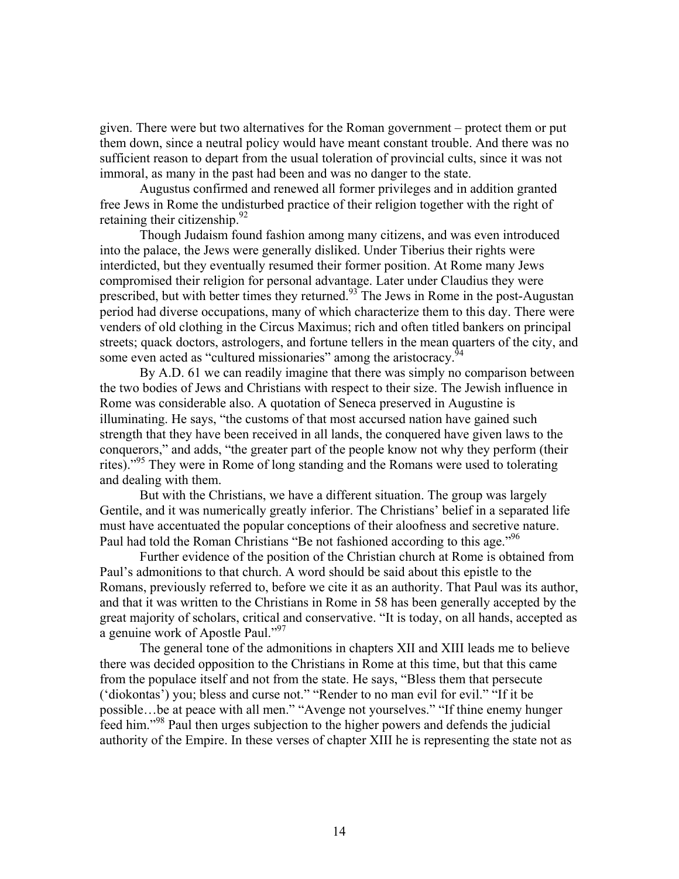given. There were but two alternatives for the Roman government – protect them or put them down, since a neutral policy would have meant constant trouble. And there was no sufficient reason to depart from the usual toleration of provincial cults, since it was not immoral, as many in the past had been and was no danger to the state.

Augustus confirmed and renewed all former privileges and in addition granted free Jews in Rome the undisturbed practice of their religion together with the right of retaining their citizenship.[92]

Though Judaism found fashion among many citizens, and was even introduced into the palace, the Jews were generally disliked. Under Tiberius their rights were interdicted, but they eventually resumed their former position. At Rome many Jews compromised their religion for personal advantage. Later under Claudius they were prescribed, but with better times they returned.[93] The Jews in Rome in the post-Augustan period had diverse occupations, many of which characterize them to this day. There were venders of old clothing in the Circus Maximus; rich and often titled bankers on principal streets; quack doctors, astrologers, and fortune tellers in the mean quarters of the city, and some even acted as "cultured missionaries" among the aristocracy.[94]

By A.D. 61 we can readily imagine that there was simply no comparison between the two bodies of Jews and Christians with respect to their size. The Jewish influence in Rome was considerable also. A quotation of Seneca preserved in Augustine is illuminating. He says, "the customs of that most accursed nation have gained such strength that they have been received in all lands, the conquered have given laws to the conquerors," and adds, "the greater part of the people know not why they perform (their rites)."[95] They were in Rome of long standing and the Romans were used to tolerating and dealing with them.

But with the Christians, we have a different situation. The group was largely Gentile, and it was numerically greatly inferior. The Christians' belief in a separated life must have accentuated the popular conceptions of their aloofness and secretive nature. Paul had told the Roman Christians "Be not fashioned according to this age."[96]

Further evidence of the position of the Christian church at Rome is obtained from Paul's admonitions to that church. A word should be said about this epistle to the Romans, previously referred to, before we cite it as an authority. That Paul was its author, and that it was written to the Christians in Rome in 58 has been generally accepted by the great majority of scholars, critical and conservative. "It is today, on all hands, accepted as a genuine work of Apostle Paul."[97]

The general tone of the admonitions in chapters XII and XIII leads me to believe there was decided opposition to the Christians in Rome at this time, but that this came from the populace itself and not from the state. He says, "Bless them that persecute ('diokontas') you; bless and curse not." "Render to no man evil for evil." "If it be possible…be at peace with all men." "Avenge not yourselves." "If thine enemy hunger feed him."[98] Paul then urges subjection to the higher powers and defends the judicial authority of the Empire. In these verses of chapter XIII he is representing the state not as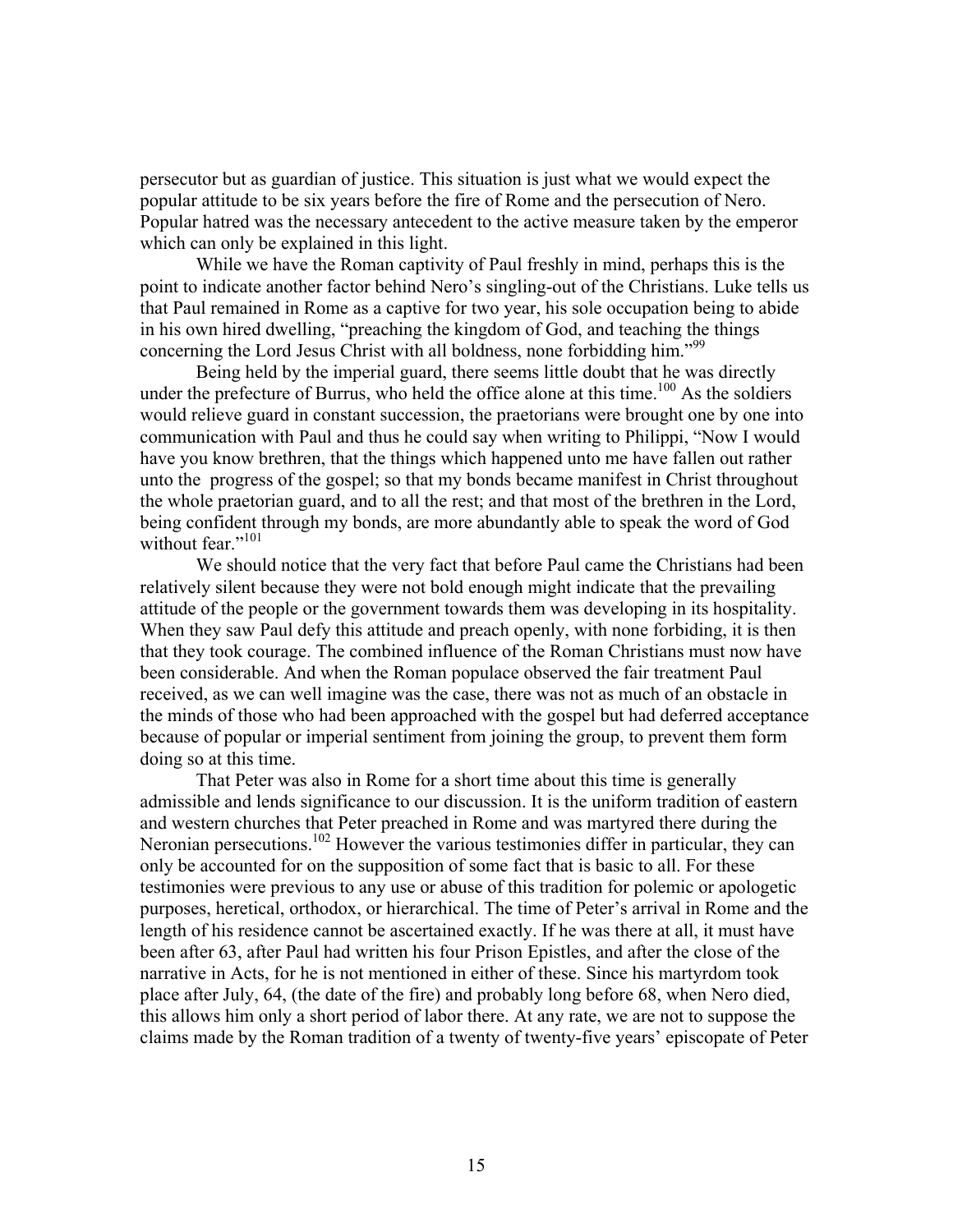persecutor but as guardian of justice. This situation is just what we would expect the popular attitude to be six years before the fire of Rome and the persecution of Nero. Popular hatred was the necessary antecedent to the active measure taken by the emperor which can only be explained in this light.

While we have the Roman captivity of Paul freshly in mind, perhaps this is the point to indicate another factor behind Nero's singling-out of the Christians. Luke tells us that Paul remained in Rome as a captive for two year, his sole occupation being to abide in his own hired dwelling, "preaching the kingdom of God, and teaching the things concerning the Lord Jesus Christ with all boldness, none forbidding him."[99]

Being held by the imperial guard, there seems little doubt that he was directly under the prefecture of Burrus, who held the office alone at this time.[100] As the soldiers would relieve guard in constant succession, the praetorians were brought one by one into communication with Paul and thus he could say when writing to Philippi, "Now I would have you know brethren, that the things which happened unto me have fallen out rather unto the progress of the gospel; so that my bonds became manifest in Christ throughout the whole praetorian guard, and to all the rest; and that most of the brethren in the Lord, being confident through my bonds, are more abundantly able to speak the word of God without fear."[101]

We should notice that the very fact that before Paul came the Christians had been relatively silent because they were not bold enough might indicate that the prevailing attitude of the people or the government towards them was developing in its hospitality. When they saw Paul defy this attitude and preach openly, with none forbiding, it is then that they took courage. The combined influence of the Roman Christians must now have been considerable. And when the Roman populace observed the fair treatment Paul received, as we can well imagine was the case, there was not as much of an obstacle in the minds of those who had been approached with the gospel but had deferred acceptance because of popular or imperial sentiment from joining the group, to prevent them form doing so at this time.

That Peter was also in Rome for a short time about this time is generally admissible and lends significance to our discussion. It is the uniform tradition of eastern and western churches that Peter preached in Rome and was martyred there during the Neronian persecutions.[102] However the various testimonies differ in particular, they can only be accounted for on the supposition of some fact that is basic to all. For these testimonies were previous to any use or abuse of this tradition for polemic or apologetic purposes, heretical, orthodox, or hierarchical. The time of Peter's arrival in Rome and the length of his residence cannot be ascertained exactly. If he was there at all, it must have been after 63, after Paul had written his four Prison Epistles, and after the close of the narrative in Acts, for he is not mentioned in either of these. Since his martyrdom took place after July, 64, (the date of the fire) and probably long before 68, when Nero died, this allows him only a short period of labor there. At any rate, we are not to suppose the claims made by the Roman tradition of a twenty of twenty-five years' episcopate of Peter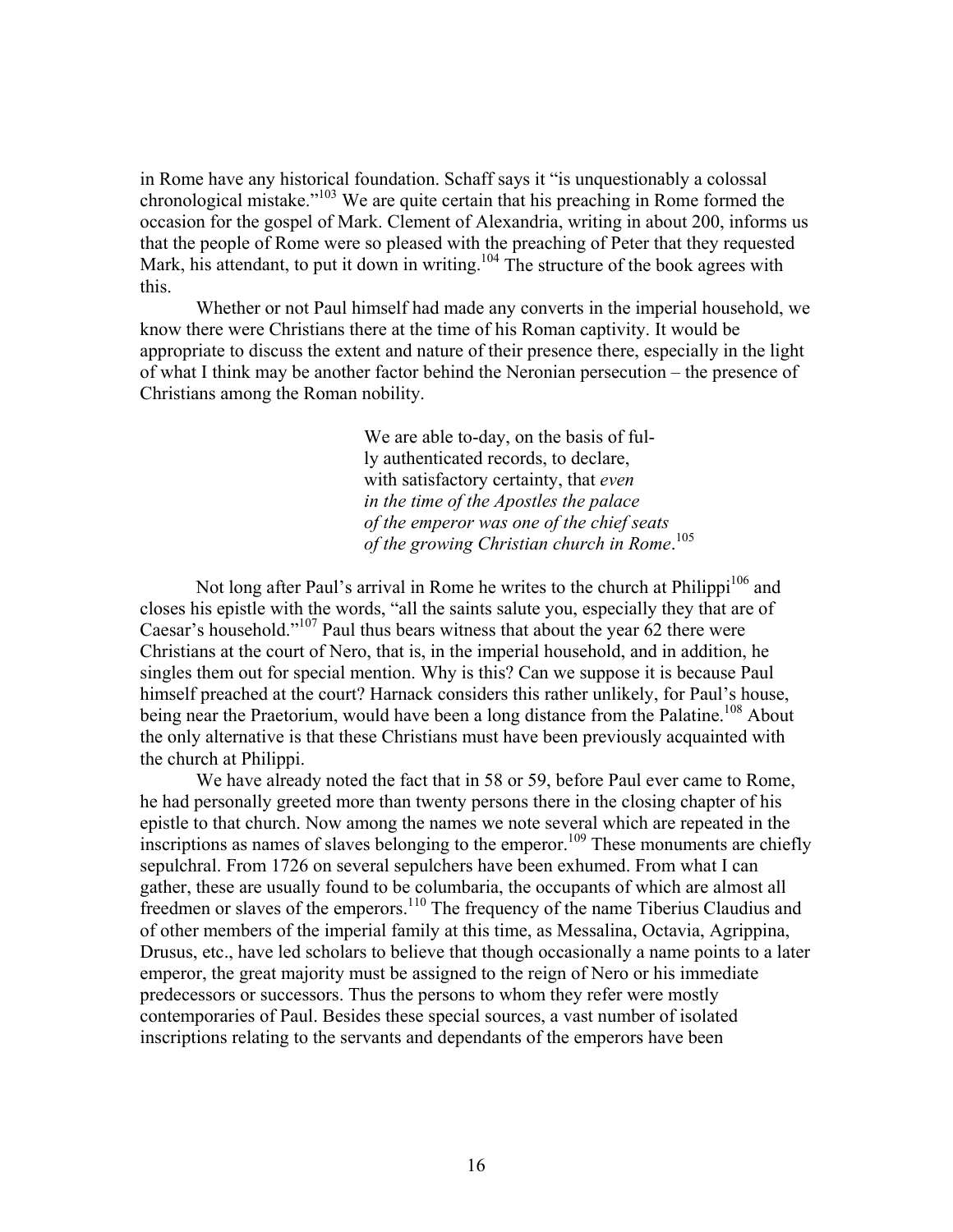in Rome have any historical foundation. Schaff says it "is unquestionably a colossal chronological mistake."[103] We are quite certain that his preaching in Rome formed the occasion for the gospel of Mark. Clement of Alexandria, writing in about 200, informs us that the people of Rome were so pleased with the preaching of Peter that they requested Mark, his attendant, to put it down in writing.[104] The structure of the book agrees with this.

Whether or not Paul himself had made any converts in the imperial household, we know there were Christians there at the time of his Roman captivity. It would be appropriate to discuss the extent and nature of their presence there, especially in the light of what I think may be another factor behind the Neronian persecution – the presence of Christians among the Roman nobility.

> We are able to-day, on the basis of fully authenticated records, to declare, with satisfactory certainty, that *even in the time of the Apostles the palace of the emperor was one of the chief seats of the growing Christian church in Rome*.[105]

Not long after Paul's arrival in Rome he writes to the church at Philippi[106] and closes his epistle with the words, "all the saints salute you, especially they that are of Caesar's household."[107] Paul thus bears witness that about the year 62 there were Christians at the court of Nero, that is, in the imperial household, and in addition, he singles them out for special mention. Why is this? Can we suppose it is because Paul himself preached at the court? Harnack considers this rather unlikely, for Paul's house, being near the Praetorium, would have been a long distance from the Palatine.[108] About the only alternative is that these Christians must have been previously acquainted with the church at Philippi.

We have already noted the fact that in 58 or 59, before Paul ever came to Rome, he had personally greeted more than twenty persons there in the closing chapter of his epistle to that church. Now among the names we note several which are repeated in the inscriptions as names of slaves belonging to the emperor.[109] These monuments are chiefly sepulchral. From 1726 on several sepulchers have been exhumed. From what I can gather, these are usually found to be columbaria, the occupants of which are almost all freedmen or slaves of the emperors.[110] The frequency of the name Tiberius Claudius and of other members of the imperial family at this time, as Messalina, Octavia, Agrippina, Drusus, etc., have led scholars to believe that though occasionally a name points to a later emperor, the great majority must be assigned to the reign of Nero or his immediate predecessors or successors. Thus the persons to whom they refer were mostly contemporaries of Paul. Besides these special sources, a vast number of isolated inscriptions relating to the servants and dependants of the emperors have been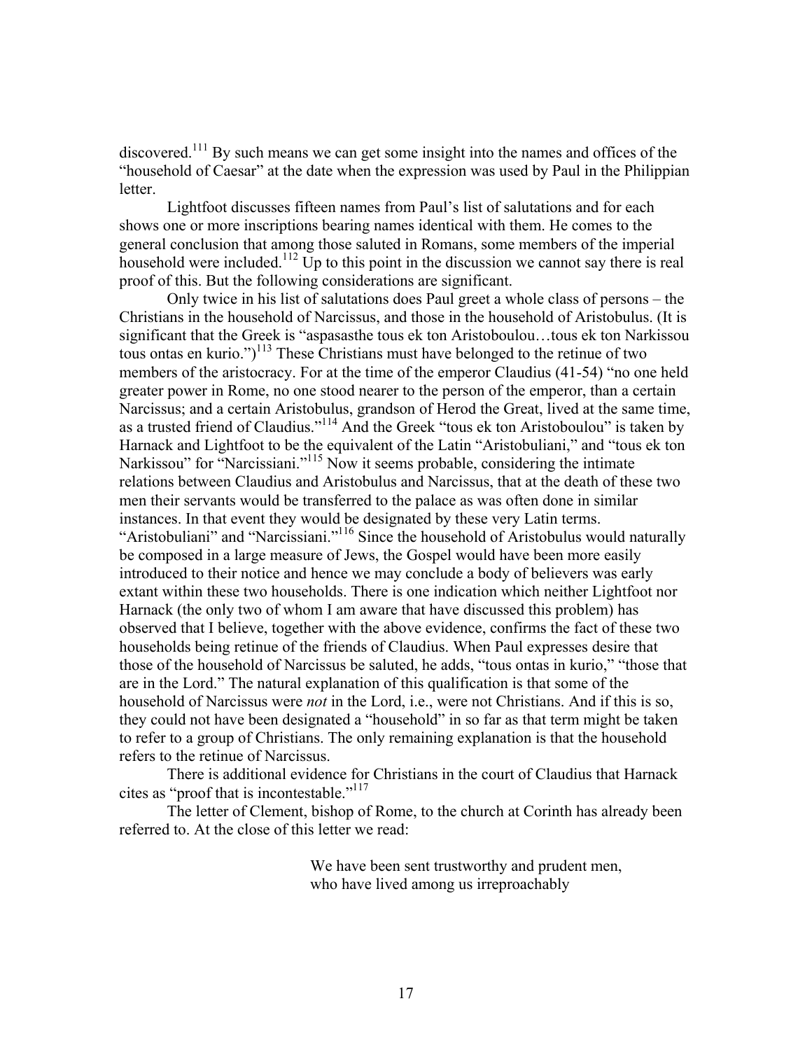discovered.[111] By such means we can get some insight into the names and offices of the "household of Caesar" at the date when the expression was used by Paul in the Philippian letter.

Lightfoot discusses fifteen names from Paul's list of salutations and for each shows one or more inscriptions bearing names identical with them. He comes to the general conclusion that among those saluted in Romans, some members of the imperial household were included.[112] Up to this point in the discussion we cannot say there is real proof of this. But the following considerations are significant.

Only twice in his list of salutations does Paul greet a whole class of persons – the Christians in the household of Narcissus, and those in the household of Aristobulus. (It is significant that the Greek is "aspasasthe tous ek ton Aristoboulou…tous ek ton Narkissou tous ontas en kurio.")[113] These Christians must have belonged to the retinue of two members of the aristocracy. For at the time of the emperor Claudius (41-54) "no one held greater power in Rome, no one stood nearer to the person of the emperor, than a certain Narcissus; and a certain Aristobulus, grandson of Herod the Great, lived at the same time, as a trusted friend of Claudius."[114] And the Greek "tous ek ton Aristoboulou" is taken by Harnack and Lightfoot to be the equivalent of the Latin "Aristobuliani," and "tous ek ton Narkissou" for "Narcissiani."[115] Now it seems probable, considering the intimate relations between Claudius and Aristobulus and Narcissus, that at the death of these two men their servants would be transferred to the palace as was often done in similar instances. In that event they would be designated by these very Latin terms. "Aristobuliani" and "Narcissiani."[116] Since the household of Aristobulus would naturally be composed in a large measure of Jews, the Gospel would have been more easily introduced to their notice and hence we may conclude a body of believers was early extant within these two households. There is one indication which neither Lightfoot nor Harnack (the only two of whom I am aware that have discussed this problem) has observed that I believe, together with the above evidence, confirms the fact of these two households being retinue of the friends of Claudius. When Paul expresses desire that those of the household of Narcissus be saluted, he adds, "tous ontas in kurio," "those that are in the Lord." The natural explanation of this qualification is that some of the household of Narcissus were *not* in the Lord, i.e., were not Christians. And if this is so, they could not have been designated a "household" in so far as that term might be taken to refer to a group of Christians. The only remaining explanation is that the household refers to the retinue of Narcissus.

There is additional evidence for Christians in the court of Claudius that Harnack cites as "proof that is incontestable."[117]

The letter of Clement, bishop of Rome, to the church at Corinth has already been referred to. At the close of this letter we read:

> We have been sent trustworthy and prudent men,
> who have lived among us irreproachably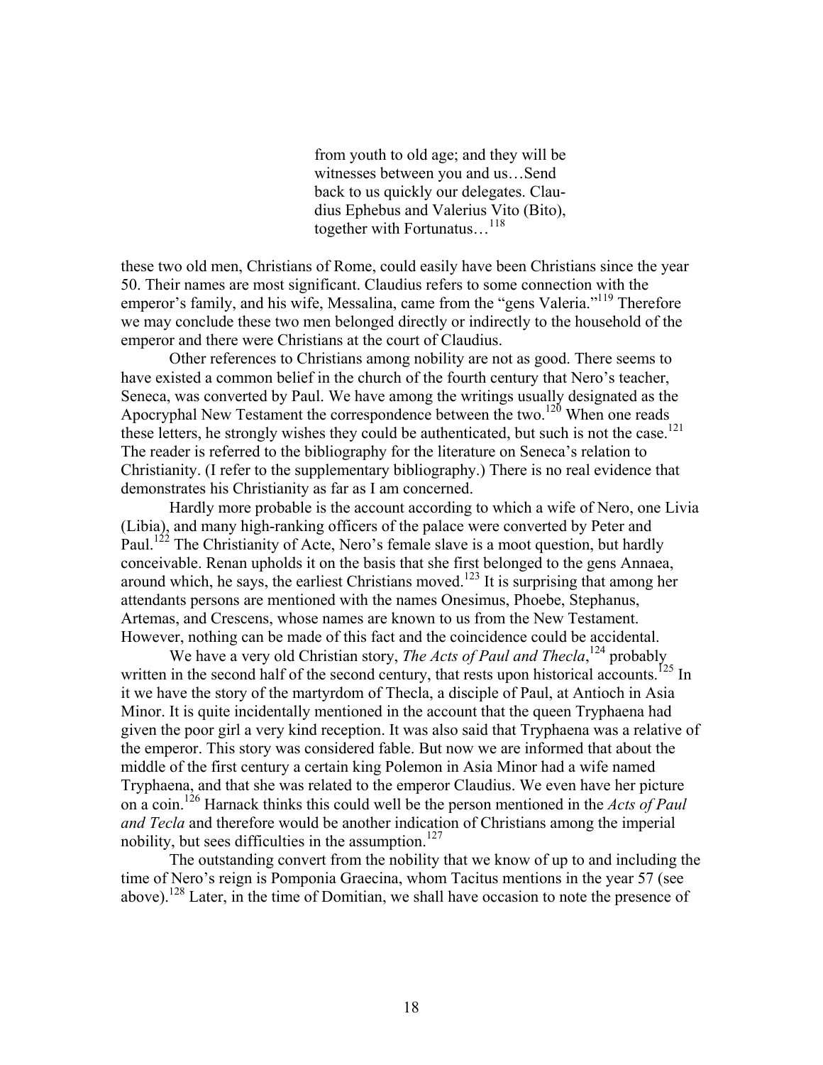> from youth to old age; and they will be witnesses between you and us…Send back to us quickly our delegates. Claudius Ephebus and Valerius Vito (Bito), together with Fortunatus…[118]

these two old men, Christians of Rome, could easily have been Christians since the year 50. Their names are most significant. Claudius refers to some connection with the emperor's family, and his wife, Messalina, came from the "gens Valeria."[119] Therefore we may conclude these two men belonged directly or indirectly to the household of the emperor and there were Christians at the court of Claudius.

Other references to Christians among nobility are not as good. There seems to have existed a common belief in the church of the fourth century that Nero's teacher, Seneca, was converted by Paul. We have among the writings usually designated as the Apocryphal New Testament the correspondence between the two.[120] When one reads these letters, he strongly wishes they could be authenticated, but such is not the case.[121] The reader is referred to the bibliography for the literature on Seneca's relation to Christianity. (I refer to the supplementary bibliography.) There is no real evidence that demonstrates his Christianity as far as I am concerned.

Hardly more probable is the account according to which a wife of Nero, one Livia (Libia), and many high-ranking officers of the palace were converted by Peter and Paul.[122] The Christianity of Acte, Nero's female slave is a moot question, but hardly conceivable. Renan upholds it on the basis that she first belonged to the gens Annaea, around which, he says, the earliest Christians moved.[123] It is surprising that among her attendants persons are mentioned with the names Onesimus, Phoebe, Stephanus, Artemas, and Crescens, whose names are known to us from the New Testament. However, nothing can be made of this fact and the coincidence could be accidental.

We have a very old Christian story, *The Acts of Paul and Thecla*,[124] probably written in the second half of the second century, that rests upon historical accounts.[125] In it we have the story of the martyrdom of Thecla, a disciple of Paul, at Antioch in Asia Minor. It is quite incidentally mentioned in the account that the queen Tryphaena had given the poor girl a very kind reception. It was also said that Tryphaena was a relative of the emperor. This story was considered fable. But now we are informed that about the middle of the first century a certain king Polemon in Asia Minor had a wife named Tryphaena, and that she was related to the emperor Claudius. We even have her picture on a coin.[126] Harnack thinks this could well be the person mentioned in the *Acts of Paul and Tecla* and therefore would be another indication of Christians among the imperial nobility, but sees difficulties in the assumption.[127]

The outstanding convert from the nobility that we know of up to and including the time of Nero's reign is Pomponia Graecina, whom Tacitus mentions in the year 57 (see above).[128] Later, in the time of Domitian, we shall have occasion to note the presence of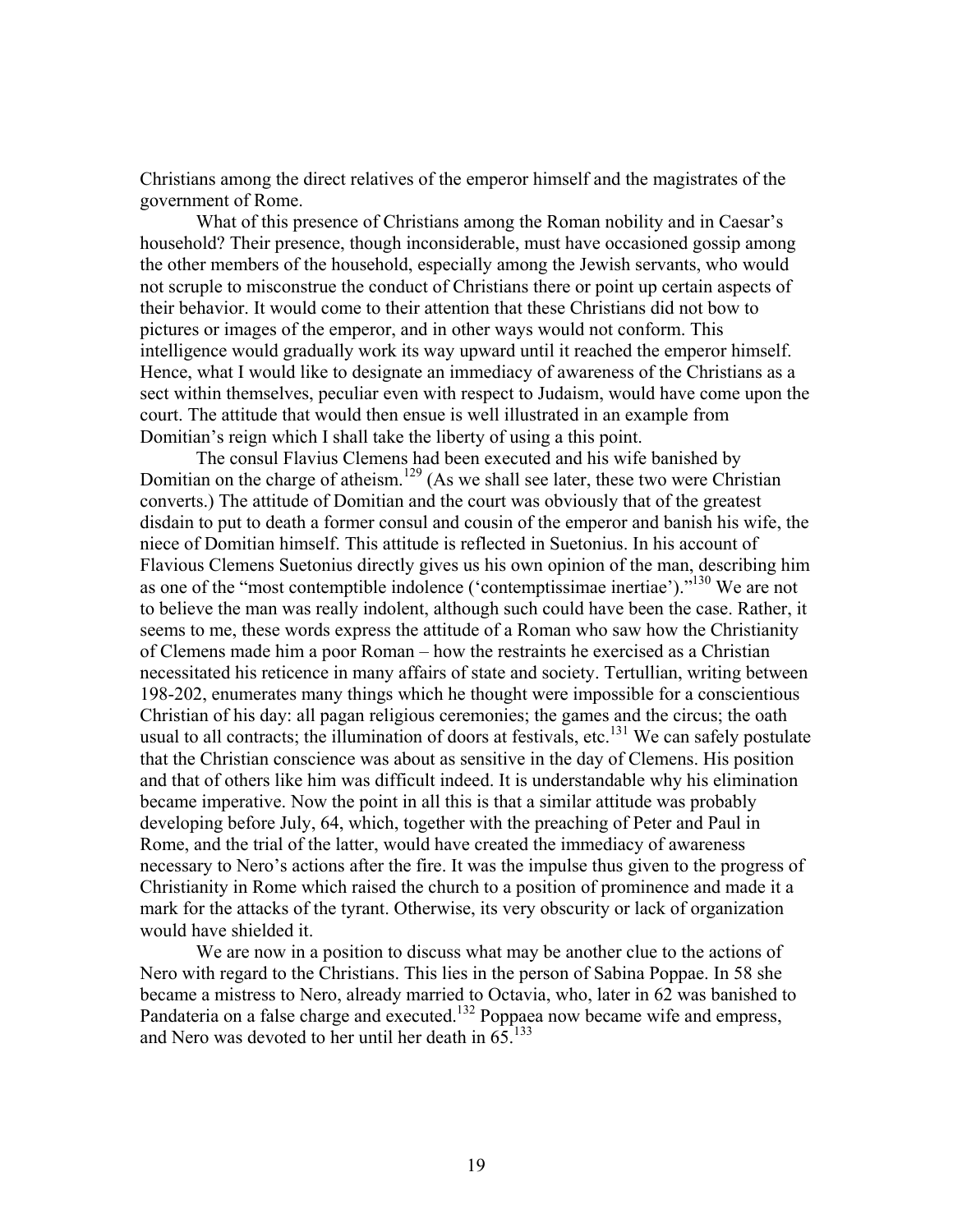Christians among the direct relatives of the emperor himself and the magistrates of the government of Rome.

What of this presence of Christians among the Roman nobility and in Caesar's household? Their presence, though inconsiderable, must have occasioned gossip among the other members of the household, especially among the Jewish servants, who would not scruple to misconstrue the conduct of Christians there or point up certain aspects of their behavior. It would come to their attention that these Christians did not bow to pictures or images of the emperor, and in other ways would not conform. This intelligence would gradually work its way upward until it reached the emperor himself. Hence, what I would like to designate an immediacy of awareness of the Christians as a sect within themselves, peculiar even with respect to Judaism, would have come upon the court. The attitude that would then ensue is well illustrated in an example from Domitian's reign which I shall take the liberty of using a this point.

The consul Flavius Clemens had been executed and his wife banished by Domitian on the charge of atheism.[129] (As we shall see later, these two were Christian converts.) The attitude of Domitian and the court was obviously that of the greatest disdain to put to death a former consul and cousin of the emperor and banish his wife, the niece of Domitian himself. This attitude is reflected in Suetonius. In his account of Flavious Clemens Suetonius directly gives us his own opinion of the man, describing him as one of the "most contemptible indolence ('contemptissimae inertiae')."[130] We are not to believe the man was really indolent, although such could have been the case. Rather, it seems to me, these words express the attitude of a Roman who saw how the Christianity of Clemens made him a poor Roman – how the restraints he exercised as a Christian necessitated his reticence in many affairs of state and society. Tertullian, writing between 198-202, enumerates many things which he thought were impossible for a conscientious Christian of his day: all pagan religious ceremonies; the games and the circus; the oath usual to all contracts; the illumination of doors at festivals, etc.[131] We can safely postulate that the Christian conscience was about as sensitive in the day of Clemens. His position and that of others like him was difficult indeed. It is understandable why his elimination became imperative. Now the point in all this is that a similar attitude was probably developing before July, 64, which, together with the preaching of Peter and Paul in Rome, and the trial of the latter, would have created the immediacy of awareness necessary to Nero's actions after the fire. It was the impulse thus given to the progress of Christianity in Rome which raised the church to a position of prominence and made it a mark for the attacks of the tyrant. Otherwise, its very obscurity or lack of organization would have shielded it.

We are now in a position to discuss what may be another clue to the actions of Nero with regard to the Christians. This lies in the person of Sabina Poppae. In 58 she became a mistress to Nero, already married to Octavia, who, later in 62 was banished to Pandateria on a false charge and executed.[132] Poppaea now became wife and empress, and Nero was devoted to her until her death in 65.[133]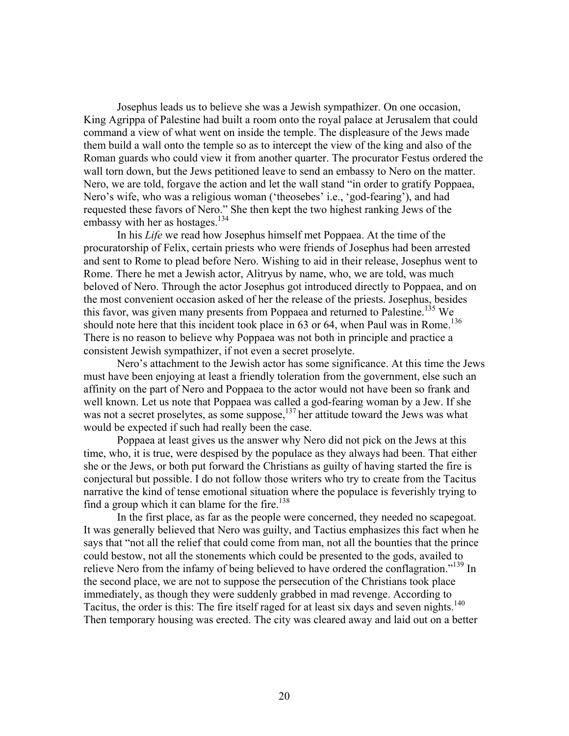Josephus leads us to believe she was a Jewish sympathizer. On one occasion, King Agrippa of Palestine had built a room onto the royal palace at Jerusalem that could command a view of what went on inside the temple. The displeasure of the Jews made them build a wall onto the temple so as to intercept the view of the king and also of the Roman guards who could view it from another quarter. The procurator Festus ordered the wall torn down, but the Jews petitioned leave to send an embassy to Nero on the matter. Nero, we are told, forgave the action and let the wall stand "in order to gratify Poppaea, Nero's wife, who was a religious woman ('theosebes' i.e., 'god-fearing'), and had requested these favors of Nero." She then kept the two highest ranking Jews of the embassy with her as hostages.[134]

In his *Life* we read how Josephus himself met Poppaea. At the time of the procuratorship of Felix, certain priests who were friends of Josephus had been arrested and sent to Rome to plead before Nero. Wishing to aid in their release, Josephus went to Rome. There he met a Jewish actor, Alitryus by name, who, we are told, was much beloved of Nero. Through the actor Josephus got introduced directly to Poppaea, and on the most convenient occasion asked of her the release of the priests. Josephus, besides this favor, was given many presents from Poppaea and returned to Palestine.[135] We should note here that this incident took place in 63 or 64, when Paul was in Rome.[136] There is no reason to believe why Poppaea was not both in principle and practice a consistent Jewish sympathizer, if not even a secret proselyte.

Nero's attachment to the Jewish actor has some significance. At this time the Jews must have been enjoying at least a friendly toleration from the government, else such an affinity on the part of Nero and Poppaea to the actor would not have been so frank and well known. Let us note that Poppaea was called a god-fearing woman by a Jew. If she was not a secret proselytes, as some suppose,[137] her attitude toward the Jews was what would be expected if such had really been the case.

Poppaea at least gives us the answer why Nero did not pick on the Jews at this time, who, it is true, were despised by the populace as they always had been. That either she or the Jews, or both put forward the Christians as guilty of having started the fire is conjectural but possible. I do not follow those writers who try to create from the Tacitus narrative the kind of tense emotional situation where the populace is feverishly trying to find a group which it can blame for the fire.[138]

In the first place, as far as the people were concerned, they needed no scapegoat. It was generally believed that Nero was guilty, and Tactius emphasizes this fact when he says that "not all the relief that could come from man, not all the bounties that the prince could bestow, not all the stonements which could be presented to the gods, availed to relieve Nero from the infamy of being believed to have ordered the conflagration."[139] In the second place, we are not to suppose the persecution of the Christians took place immediately, as though they were suddenly grabbed in mad revenge. According to Tacitus, the order is this: The fire itself raged for at least six days and seven nights.[140] Then temporary housing was erected. The city was cleared away and laid out on a better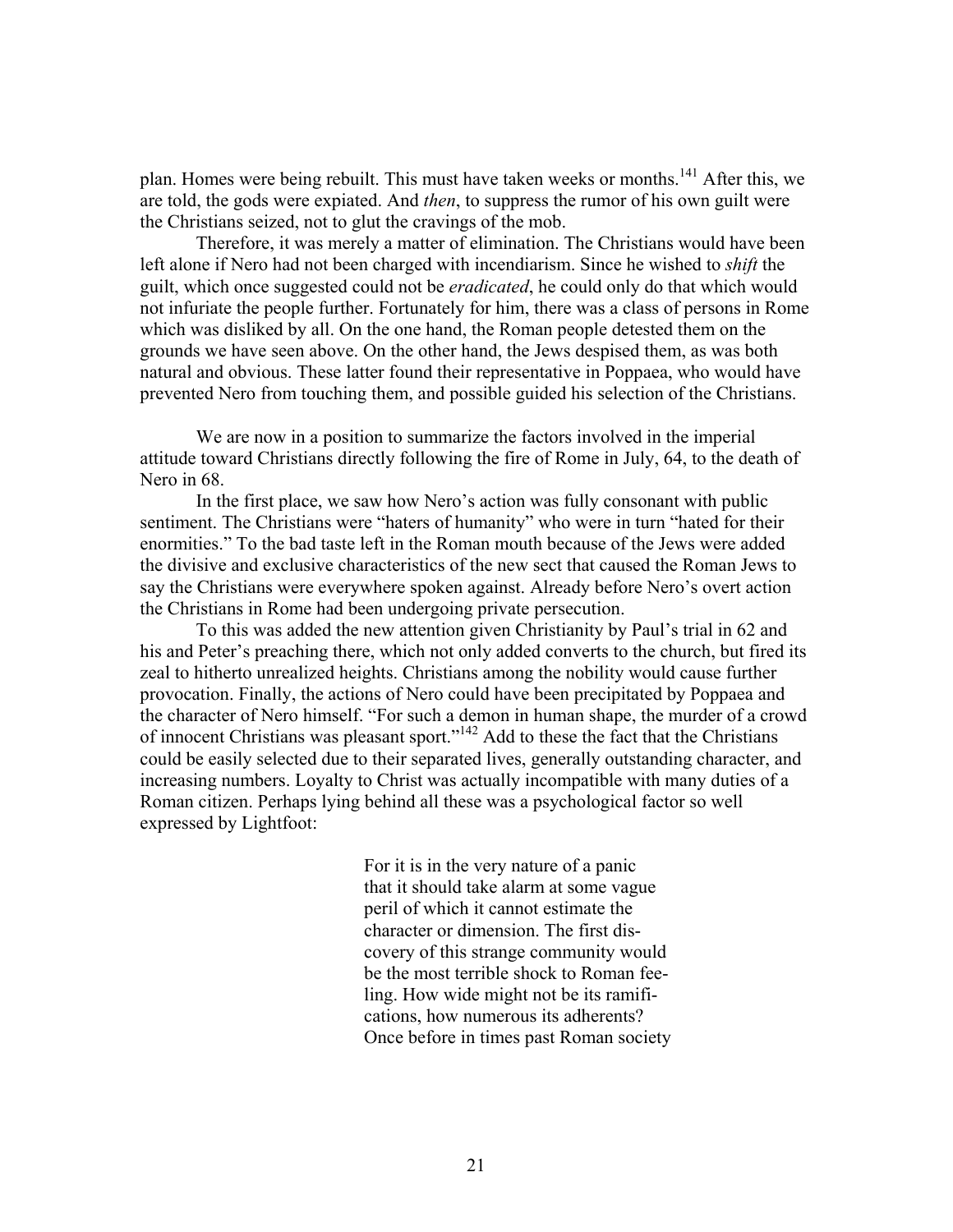plan. Homes were being rebuilt. This must have taken weeks or months.[141] After this, we are told, the gods were expiated. And *then*, to suppress the rumor of his own guilt were the Christians seized, not to glut the cravings of the mob.

Therefore, it was merely a matter of elimination. The Christians would have been left alone if Nero had not been charged with incendiarism. Since he wished to *shift* the guilt, which once suggested could not be *eradicated*, he could only do that which would not infuriate the people further. Fortunately for him, there was a class of persons in Rome which was disliked by all. On the one hand, the Roman people detested them on the grounds we have seen above. On the other hand, the Jews despised them, as was both natural and obvious. These latter found their representative in Poppaea, who would have prevented Nero from touching them, and possible guided his selection of the Christians.

We are now in a position to summarize the factors involved in the imperial attitude toward Christians directly following the fire of Rome in July, 64, to the death of Nero in 68.

In the first place, we saw how Nero's action was fully consonant with public sentiment. The Christians were "haters of humanity" who were in turn "hated for their enormities." To the bad taste left in the Roman mouth because of the Jews were added the divisive and exclusive characteristics of the new sect that caused the Roman Jews to say the Christians were everywhere spoken against. Already before Nero's overt action the Christians in Rome had been undergoing private persecution.

To this was added the new attention given Christianity by Paul's trial in 62 and his and Peter's preaching there, which not only added converts to the church, but fired its zeal to hitherto unrealized heights. Christians among the nobility would cause further provocation. Finally, the actions of Nero could have been precipitated by Poppaea and the character of Nero himself. "For such a demon in human shape, the murder of a crowd of innocent Christians was pleasant sport."[142] Add to these the fact that the Christians could be easily selected due to their separated lives, generally outstanding character, and increasing numbers. Loyalty to Christ was actually incompatible with many duties of a Roman citizen. Perhaps lying behind all these was a psychological factor so well expressed by Lightfoot:

> For it is in the very nature of a panic that it should take alarm at some vague peril of which it cannot estimate the character or dimension. The first discovery of this strange community would be the most terrible shock to Roman feeling. How wide might not be its ramifications, how numerous its adherents? Once before in times past Roman society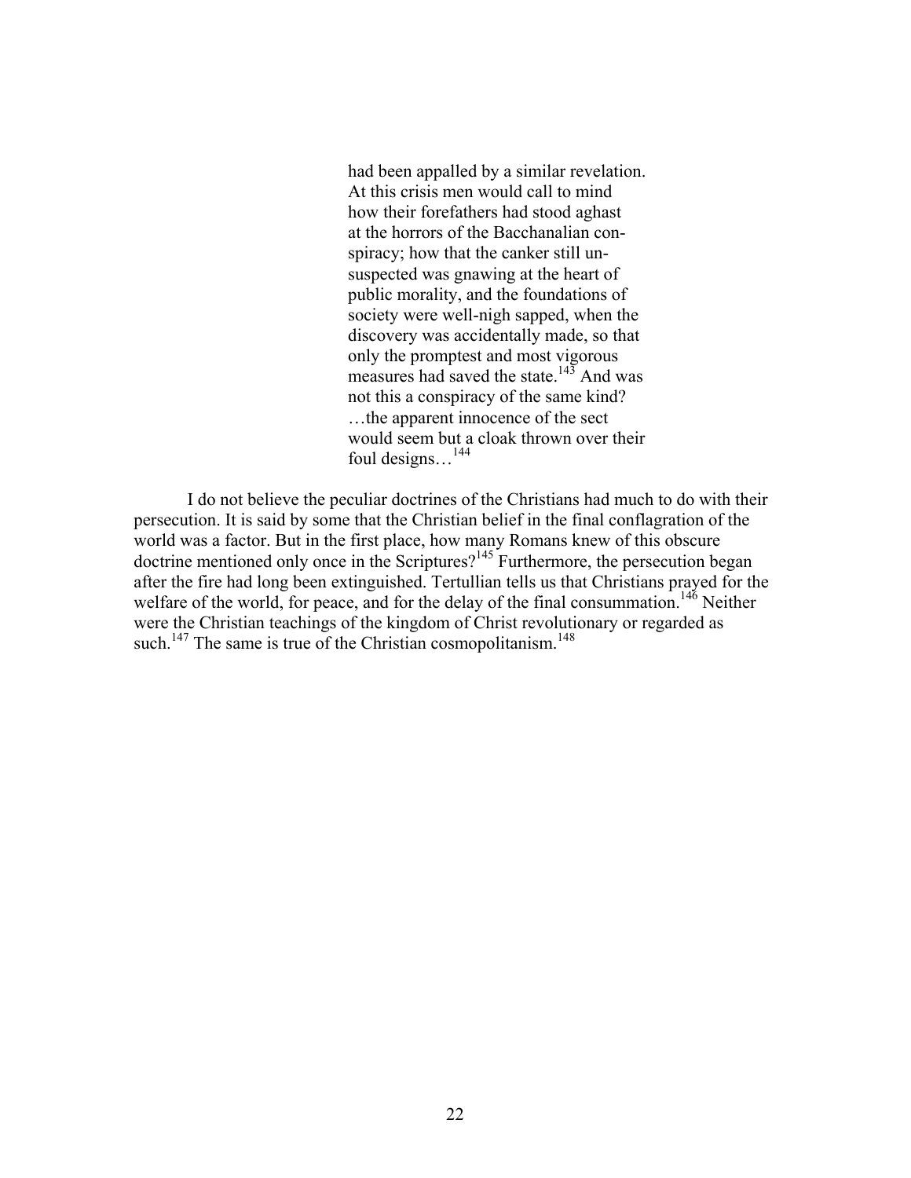> had been appalled by a similar revelation. At this crisis men would call to mind how their forefathers had stood aghast at the horrors of the Bacchanalian conspiracy; how that the canker still unsuspected was gnawing at the heart of public morality, and the foundations of society were well-nigh sapped, when the discovery was accidentally made, so that only the promptest and most vigorous measures had saved the state.[143] And was not this a conspiracy of the same kind? …the apparent innocence of the sect would seem but a cloak thrown over their foul designs…[144]

I do not believe the peculiar doctrines of the Christians had much to do with their persecution. It is said by some that the Christian belief in the final conflagration of the world was a factor. But in the first place, how many Romans knew of this obscure doctrine mentioned only once in the Scriptures?[145] Furthermore, the persecution began after the fire had long been extinguished. Tertullian tells us that Christians prayed for the welfare of the world, for peace, and for the delay of the final consummation.[146] Neither were the Christian teachings of the kingdom of Christ revolutionary or regarded as such.[147] The same is true of the Christian cosmopolitanism.[148]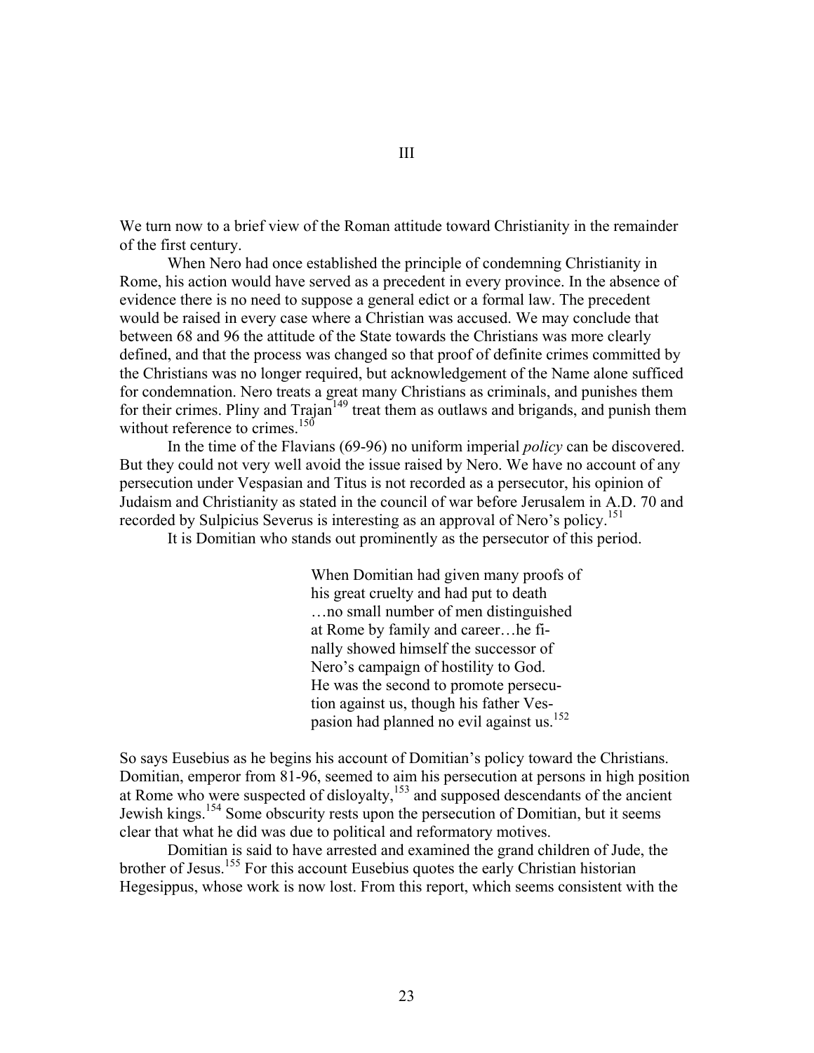# III

We turn now to a brief view of the Roman attitude toward Christianity in the remainder of the first century.

When Nero had once established the principle of condemning Christianity in Rome, his action would have served as a precedent in every province. In the absence of evidence there is no need to suppose a general edict or a formal law. The precedent would be raised in every case where a Christian was accused. We may conclude that between 68 and 96 the attitude of the State towards the Christians was more clearly defined, and that the process was changed so that proof of definite crimes committed by the Christians was no longer required, but acknowledgement of the Name alone sufficed for condemnation. Nero treats a great many Christians as criminals, and punishes them for their crimes. Pliny and Trajan[149] treat them as outlaws and brigands, and punish them without reference to crimes.[150]

In the time of the Flavians (69-96) no uniform imperial *policy* can be discovered. But they could not very well avoid the issue raised by Nero. We have no account of any persecution under Vespasian and Titus is not recorded as a persecutor, his opinion of Judaism and Christianity as stated in the council of war before Jerusalem in A.D. 70 and recorded by Sulpicius Severus is interesting as an approval of Nero's policy.[151]

It is Domitian who stands out prominently as the persecutor of this period.

> When Domitian had given many proofs of his great cruelty and had put to death …no small number of men distinguished at Rome by family and career…he finally showed himself the successor of Nero's campaign of hostility to God. He was the second to promote persecution against us, though his father Vespasion had planned no evil against us.[152]

So says Eusebius as he begins his account of Domitian's policy toward the Christians. Domitian, emperor from 81-96, seemed to aim his persecution at persons in high position at Rome who were suspected of disloyalty,[153] and supposed descendants of the ancient Jewish kings.[154] Some obscurity rests upon the persecution of Domitian, but it seems clear that what he did was due to political and reformatory motives.

Domitian is said to have arrested and examined the grand children of Jude, the brother of Jesus.[155] For this account Eusebius quotes the early Christian historian Hegesippus, whose work is now lost. From this report, which seems consistent with the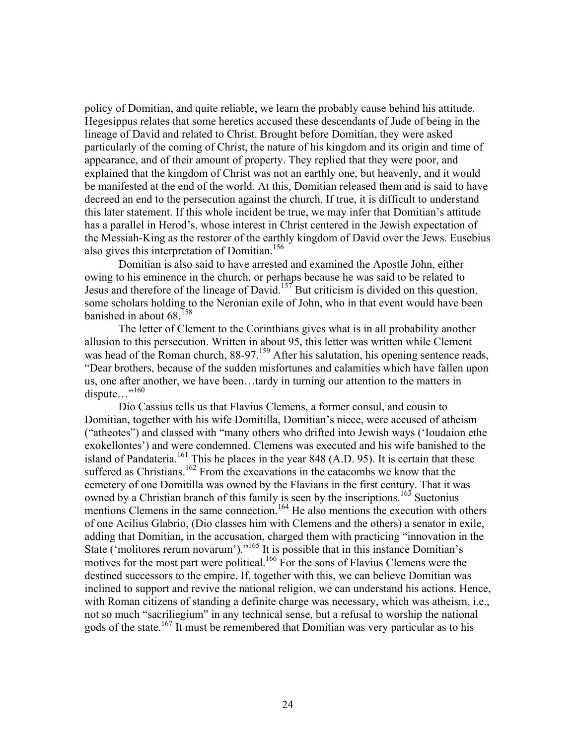policy of Domitian, and quite reliable, we learn the probably cause behind his attitude. Hegesippus relates that some heretics accused these descendants of Jude of being in the lineage of David and related to Christ. Brought before Domitian, they were asked particularly of the coming of Christ, the nature of his kingdom and its origin and time of appearance, and of their amount of property. They replied that they were poor, and explained that the kingdom of Christ was not an earthly one, but heavenly, and it would be manifested at the end of the world. At this, Domitian released them and is said to have decreed an end to the persecution against the church. If true, it is difficult to understand this later statement. If this whole incident be true, we may infer that Domitian's attitude has a parallel in Herod's, whose interest in Christ centered in the Jewish expectation of the Messiah-King as the restorer of the earthly kingdom of David over the Jews. Eusebius also gives this interpretation of Domitian.[156]

Domitian is also said to have arrested and examined the Apostle John, either owing to his eminence in the church, or perhaps because he was said to be related to Jesus and therefore of the lineage of David.[157] But criticism is divided on this question, some scholars holding to the Neronian exile of John, who in that event would have been banished in about 68.[158]

The letter of Clement to the Corinthians gives what is in all probability another allusion to this persecution. Written in about 95, this letter was written while Clement was head of the Roman church, 88-97.[159] After his salutation, his opening sentence reads, "Dear brothers, because of the sudden misfortunes and calamities which have fallen upon us, one after another, we have been…tardy in turning our attention to the matters in dispute…"[160]

Dio Cassius tells us that Flavius Clemens, a former consul, and cousin to Domitian, together with his wife Domitilla, Domitian's niece, were accused of atheism ("atheotes") and classed with "many others who drifted into Jewish ways ('Ioudaion ethe exokellontes') and were condemned. Clemens was executed and his wife banished to the island of Pandateria.[161] This he places in the year 848 (A.D. 95). It is certain that these suffered as Christians.[162] From the excavations in the catacombs we know that the cemetery of one Domitilla was owned by the Flavians in the first century. That it was owned by a Christian branch of this family is seen by the inscriptions.[163] Suetonius mentions Clemens in the same connection.[164] He also mentions the execution with others of one Acilius Glabrio, (Dio classes him with Clemens and the others) a senator in exile, adding that Domitian, in the accusation, charged them with practicing "innovation in the State ('molitores rerum novarum')."[165] It is possible that in this instance Domitian's motives for the most part were political.[166] For the sons of Flavius Clemens were the destined successors to the empire. If, together with this, we can believe Domitian was inclined to support and revive the national religion, we can understand his actions. Hence, with Roman citizens of standing a definite charge was necessary, which was atheism, i.e., not so much "sacriliegium" in any technical sense, but a refusal to worship the national gods of the state.[167] It must be remembered that Domitian was very particular as to his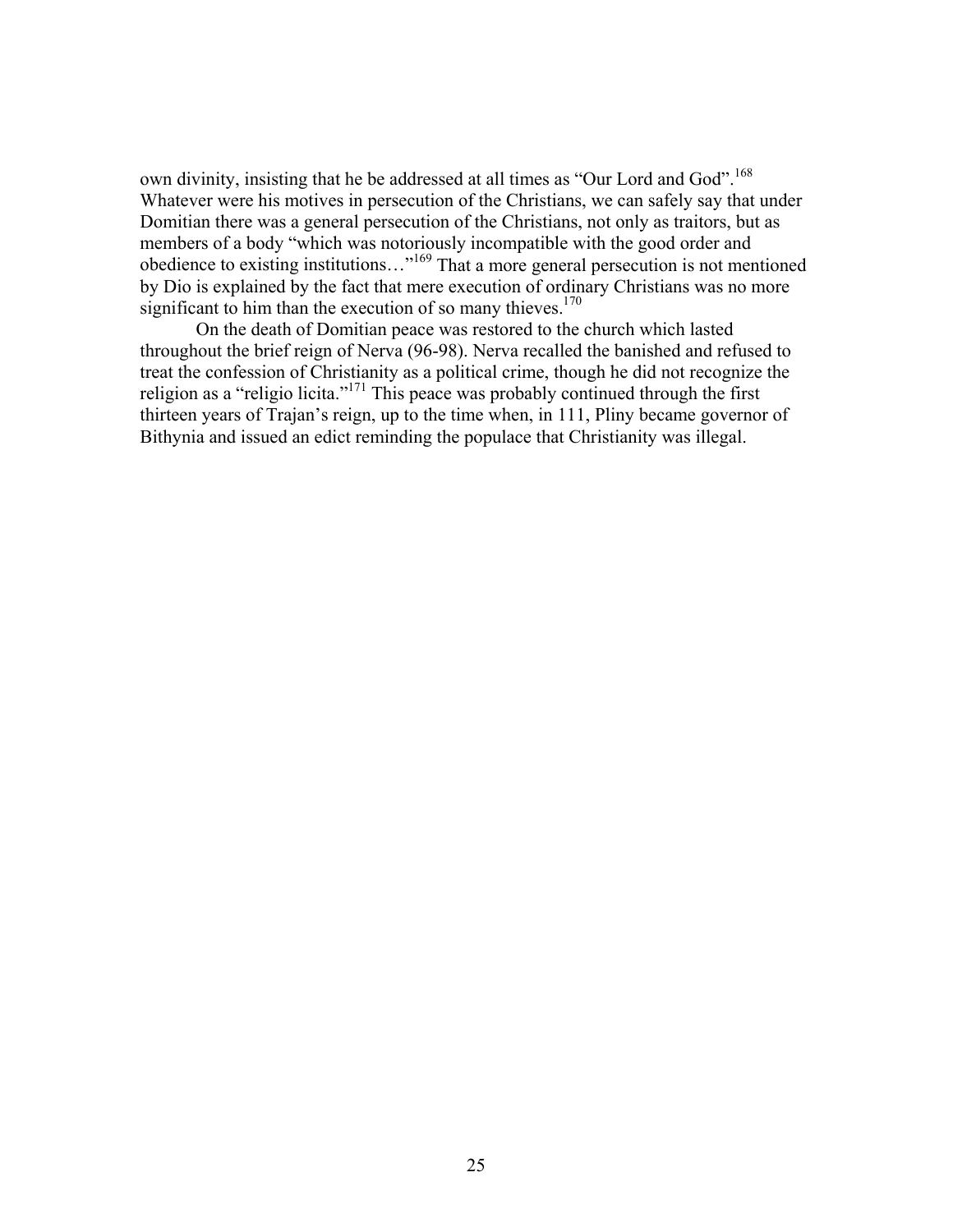own divinity, insisting that he be addressed at all times as "Our Lord and God".[168] Whatever were his motives in persecution of the Christians, we can safely say that under Domitian there was a general persecution of the Christians, not only as traitors, but as members of a body "which was notoriously incompatible with the good order and obedience to existing institutions…"[169] That a more general persecution is not mentioned by Dio is explained by the fact that mere execution of ordinary Christians was no more significant to him than the execution of so many thieves.[170]

On the death of Domitian peace was restored to the church which lasted throughout the brief reign of Nerva (96-98). Nerva recalled the banished and refused to treat the confession of Christianity as a political crime, though he did not recognize the religion as a "religio licita."[171] This peace was probably continued through the first thirteen years of Trajan's reign, up to the time when, in 111, Pliny became governor of Bithynia and issued an edict reminding the populace that Christianity was illegal.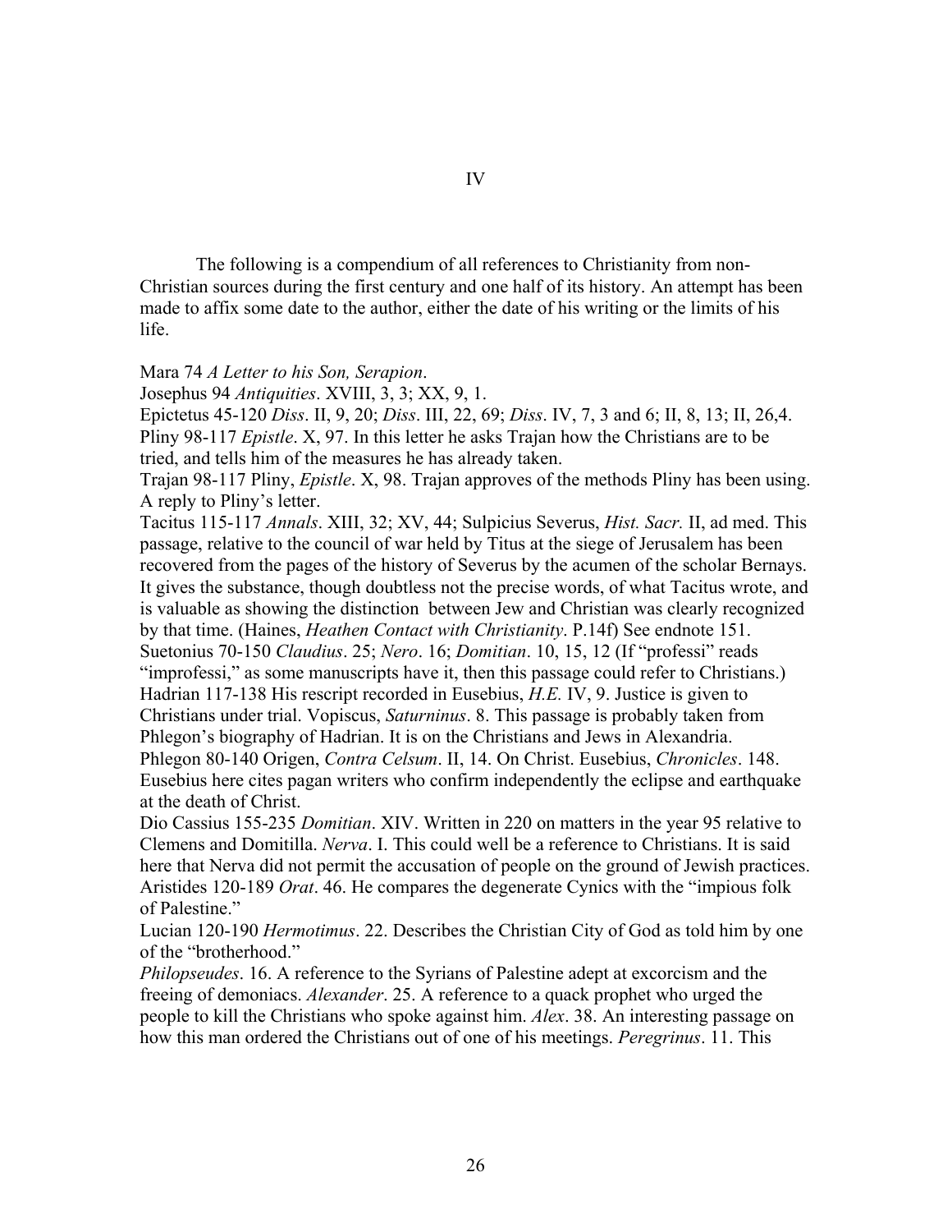# IV

The following is a compendium of all references to Christianity from non-Christian sources during the first century and one half of its history. An attempt has been made to affix some date to the author, either the date of his writing or the limits of his life.

Mara 74 *A Letter to his Son, Serapion*.
Josephus 94 *Antiquities*. XVIII, 3, 3; XX, 9, 1.
Epictetus 45-120 *Diss*. II, 9, 20; *Diss*. III, 22, 69; *Diss*. IV, 7, 3 and 6; II, 8, 13; II, 26,4.
Pliny 98-117 *Epistle*. X, 97. In this letter he asks Trajan how the Christians are to be tried, and tells him of the measures he has already taken.
Trajan 98-117 Pliny, *Epistle*. X, 98. Trajan approves of the methods Pliny has been using. A reply to Pliny's letter.
Tacitus 115-117 *Annals*. XIII, 32; XV, 44; Sulpicius Severus, *Hist. Sacr.* II, ad med. This passage, relative to the council of war held by Titus at the siege of Jerusalem has been recovered from the pages of the history of Severus by the acumen of the scholar Bernays. It gives the substance, though doubtless not the precise words, of what Tacitus wrote, and is valuable as showing the distinction between Jew and Christian was clearly recognized by that time. (Haines, *Heathen Contact with Christianity*. P.14f) See endnote 151.
Suetonius 70-150 *Claudius*. 25; *Nero*. 16; *Domitian*. 10, 15, 12 (If "professi" reads "improfessi," as some manuscripts have it, then this passage could refer to Christians.)
Hadrian 117-138 His rescript recorded in Eusebius, *H.E.* IV, 9. Justice is given to Christians under trial. Vopiscus, *Saturninus*. 8. This passage is probably taken from Phlegon's biography of Hadrian. It is on the Christians and Jews in Alexandria.
Phlegon 80-140 Origen, *Contra Celsum*. II, 14. On Christ. Eusebius, *Chronicles*. 148. Eusebius here cites pagan writers who confirm independently the eclipse and earthquake at the death of Christ.
Dio Cassius 155-235 *Domitian*. XIV. Written in 220 on matters in the year 95 relative to Clemens and Domitilla. *Nerva*. I. This could well be a reference to Christians. It is said here that Nerva did not permit the accusation of people on the ground of Jewish practices.
Aristides 120-189 *Orat*. 46. He compares the degenerate Cynics with the "impious folk of Palestine."
Lucian 120-190 *Hermotimus*. 22. Describes the Christian City of God as told him by one of the "brotherhood."
*Philopseudes*. 16. A reference to the Syrians of Palestine adept at excorcism and the freeing of demoniacs. *Alexander*. 25. A reference to a quack prophet who urged the people to kill the Christians who spoke against him. *Alex*. 38. An interesting passage on how this man ordered the Christians out of one of his meetings. *Peregrinus*. 11. This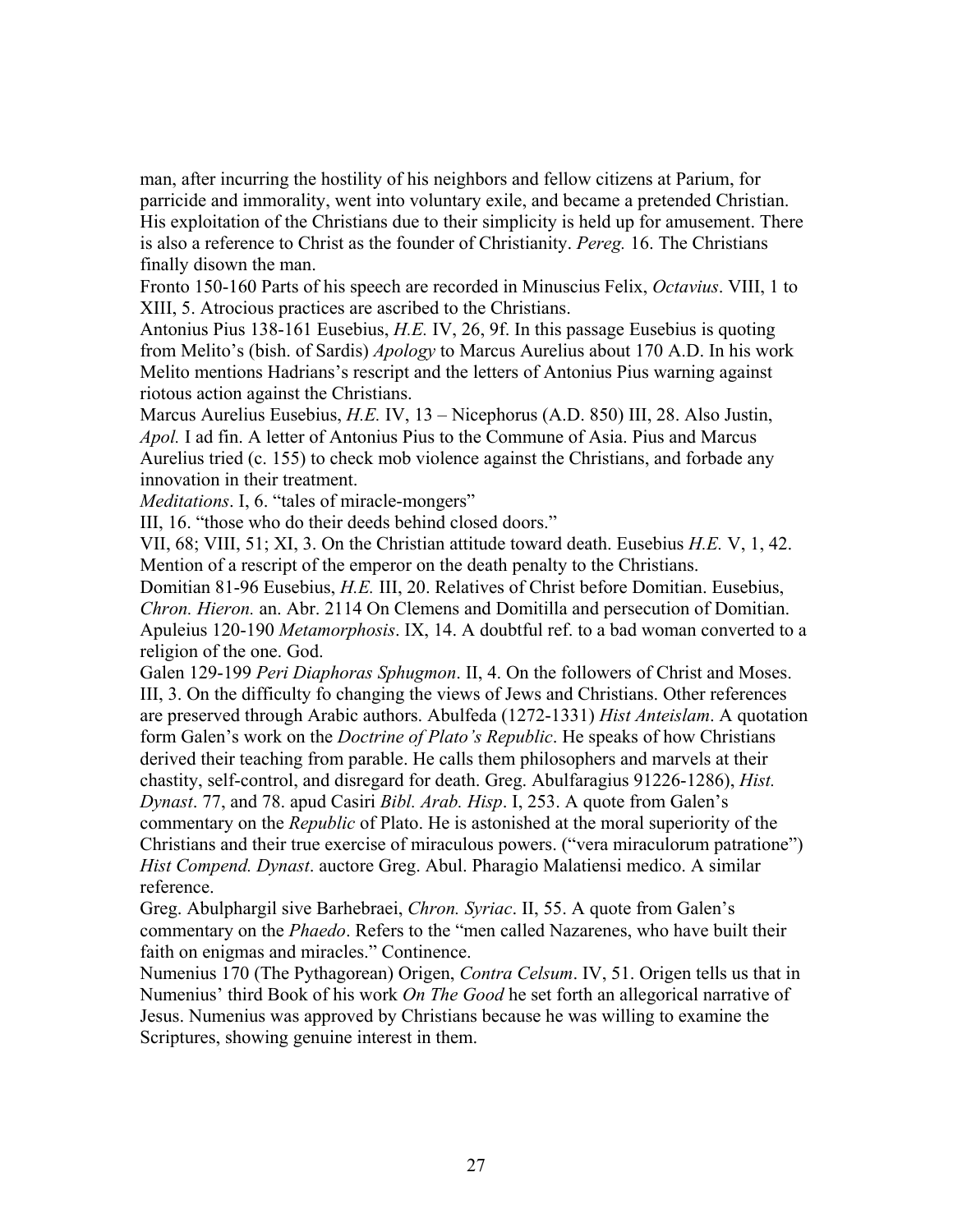man, after incurring the hostility of his neighbors and fellow citizens at Parium, for parricide and immorality, went into voluntary exile, and became a pretended Christian. His exploitation of the Christians due to their simplicity is held up for amusement. There is also a reference to Christ as the founder of Christianity. *Pereg.* 16. The Christians finally disown the man.

Fronto 150-160 Parts of his speech are recorded in Minuscius Felix, *Octavius*. VIII, 1 to XIII, 5. Atrocious practices are ascribed to the Christians.

Antonius Pius 138-161 Eusebius, *H.E.* IV, 26, 9f. In this passage Eusebius is quoting from Melito's (bish. of Sardis) *Apology* to Marcus Aurelius about 170 A.D. In his work Melito mentions Hadrians's rescript and the letters of Antonius Pius warning against riotous action against the Christians.

Marcus Aurelius Eusebius, *H.E.* IV, 13 – Nicephorus (A.D. 850) III, 28. Also Justin, *Apol.* I ad fin. A letter of Antonius Pius to the Commune of Asia. Pius and Marcus Aurelius tried (c. 155) to check mob violence against the Christians, and forbade any innovation in their treatment.

*Meditations*. I, 6. "tales of miracle-mongers"

III, 16. "those who do their deeds behind closed doors."

VII, 68; VIII, 51; XI, 3. On the Christian attitude toward death. Eusebius *H.E.* V, 1, 42. Mention of a rescript of the emperor on the death penalty to the Christians.

Domitian 81-96 Eusebius, *H.E.* III, 20. Relatives of Christ before Domitian. Eusebius, *Chron. Hieron.* an. Abr. 2114 On Clemens and Domitilla and persecution of Domitian.

Apuleius 120-190 *Metamorphosis*. IX, 14. A doubtful ref. to a bad woman converted to a religion of the one. God.

Galen 129-199 *Peri Diaphoras Sphugmon*. II, 4. On the followers of Christ and Moses. III, 3. On the difficulty fo changing the views of Jews and Christians. Other references are preserved through Arabic authors. Abulfeda (1272-1331) *Hist Anteislam*. A quotation form Galen's work on the *Doctrine of Plato's Republic*. He speaks of how Christians derived their teaching from parable. He calls them philosophers and marvels at their chastity, self-control, and disregard for death. Greg. Abulfaragius 91226-1286), *Hist. Dynast*. 77, and 78. apud Casiri *Bibl. Arab. Hisp*. I, 253. A quote from Galen's commentary on the *Republic* of Plato. He is astonished at the moral superiority of the Christians and their true exercise of miraculous powers. ("vera miraculorum patratione") *Hist Compend. Dynast*. auctore Greg. Abul. Pharagio Malatiensi medico. A similar reference.

Greg. Abulphargil sive Barhebraei, *Chron. Syriac*. II, 55. A quote from Galen's commentary on the *Phaedo*. Refers to the "men called Nazarenes, who have built their faith on enigmas and miracles." Continence.

Numenius 170 (The Pythagorean) Origen, *Contra Celsum*. IV, 51. Origen tells us that in Numenius' third Book of his work *On The Good* he set forth an allegorical narrative of Jesus. Numenius was approved by Christians because he was willing to examine the Scriptures, showing genuine interest in them.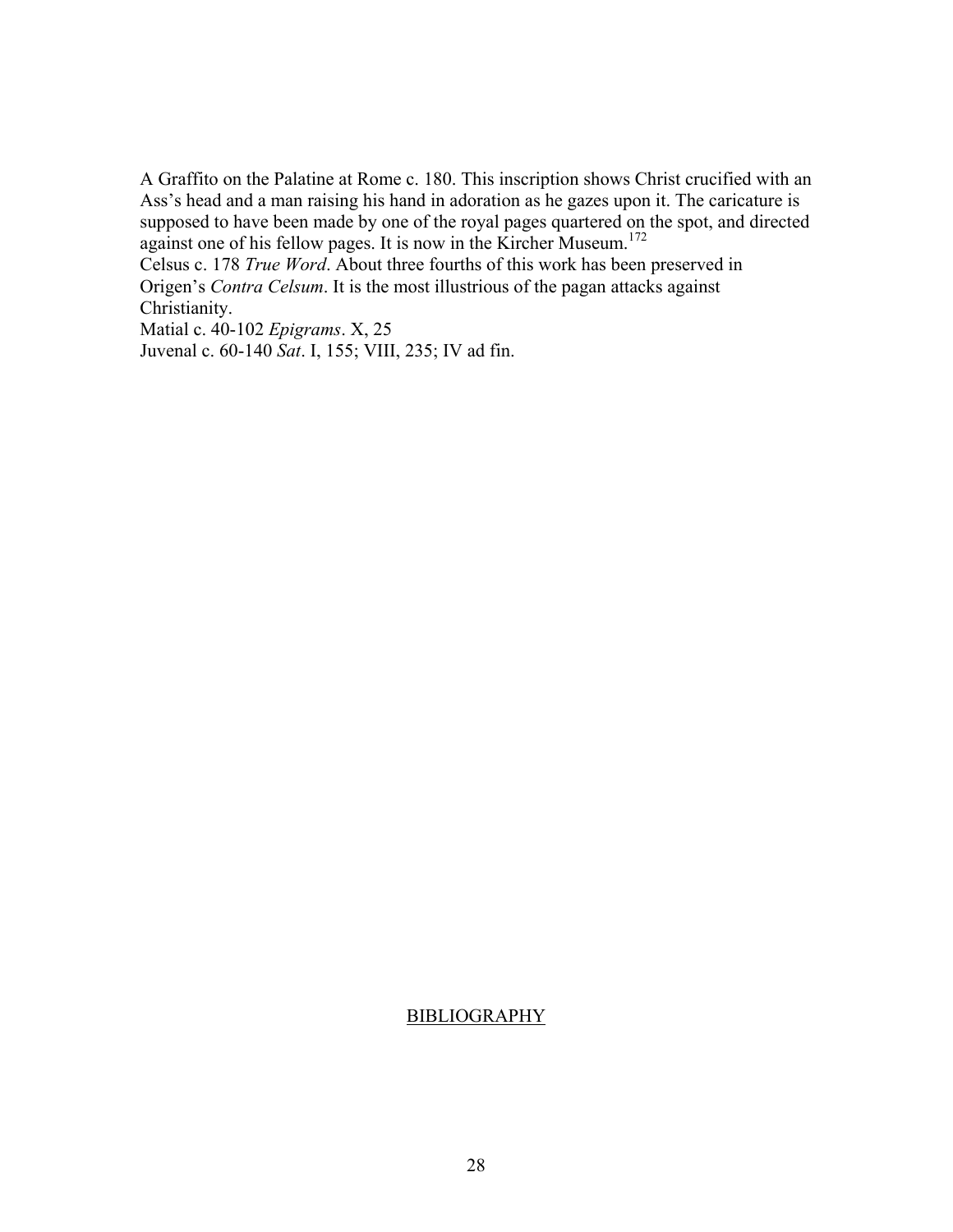A Graffito on the Palatine at Rome c. 180. This inscription shows Christ crucified with an Ass's head and a man raising his hand in adoration as he gazes upon it. The caricature is supposed to have been made by one of the royal pages quartered on the spot, and directed against one of his fellow pages. It is now in the Kircher Museum.[172]

Celsus c. 178 *True Word*. About three fourths of this work has been preserved in Origen's *Contra Celsum*. It is the most illustrious of the pagan attacks against Christianity.

Matial c. 40-102 *Epigrams*. X, 25

Juvenal c. 60-140 *Sat*. I, 155; VIII, 235; IV ad fin.

<u>BIBLIOGRAPHY</u>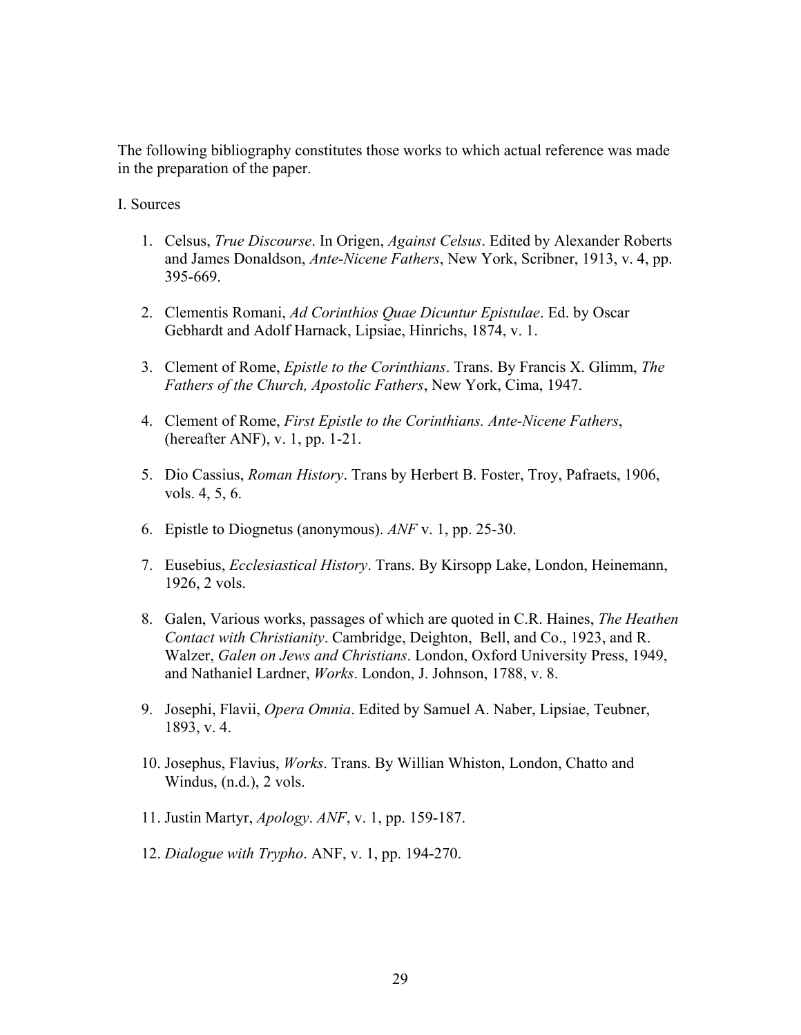The following bibliography constitutes those works to which actual reference was made in the preparation of the paper.

I. Sources

1. Celsus, *True Discourse*. In Origen, *Against Celsus*. Edited by Alexander Roberts and James Donaldson, *Ante-Nicene Fathers*, New York, Scribner, 1913, v. 4, pp. 395-669.

2. Clementis Romani, *Ad Corinthios Quae Dicuntur Epistulae*. Ed. by Oscar Gebhardt and Adolf Harnack, Lipsiae, Hinrichs, 1874, v. 1.

3. Clement of Rome, *Epistle to the Corinthians*. Trans. By Francis X. Glimm, *The Fathers of the Church, Apostolic Fathers*, New York, Cima, 1947.

4. Clement of Rome, *First Epistle to the Corinthians. Ante-Nicene Fathers*, (hereafter ANF), v. 1, pp. 1-21.

5. Dio Cassius, *Roman History*. Trans by Herbert B. Foster, Troy, Pafraets, 1906, vols. 4, 5, 6.

6. Epistle to Diognetus (anonymous). *ANF* v. 1, pp. 25-30.

7. Eusebius, *Ecclesiastical History*. Trans. By Kirsopp Lake, London, Heinemann, 1926, 2 vols.

8. Galen, Various works, passages of which are quoted in C.R. Haines, *The Heathen Contact with Christianity*. Cambridge, Deighton, Bell, and Co., 1923, and R. Walzer, *Galen on Jews and Christians*. London, Oxford University Press, 1949, and Nathaniel Lardner, *Works*. London, J. Johnson, 1788, v. 8.

9. Josephi, Flavii, *Opera Omnia*. Edited by Samuel A. Naber, Lipsiae, Teubner, 1893, v. 4.

10. Josephus, Flavius, *Works*. Trans. By Willian Whiston, London, Chatto and Windus, (n.d.), 2 vols.

11. Justin Martyr, *Apology*. *ANF*, v. 1, pp. 159-187.

12. *Dialogue with Trypho*. ANF, v. 1, pp. 194-270.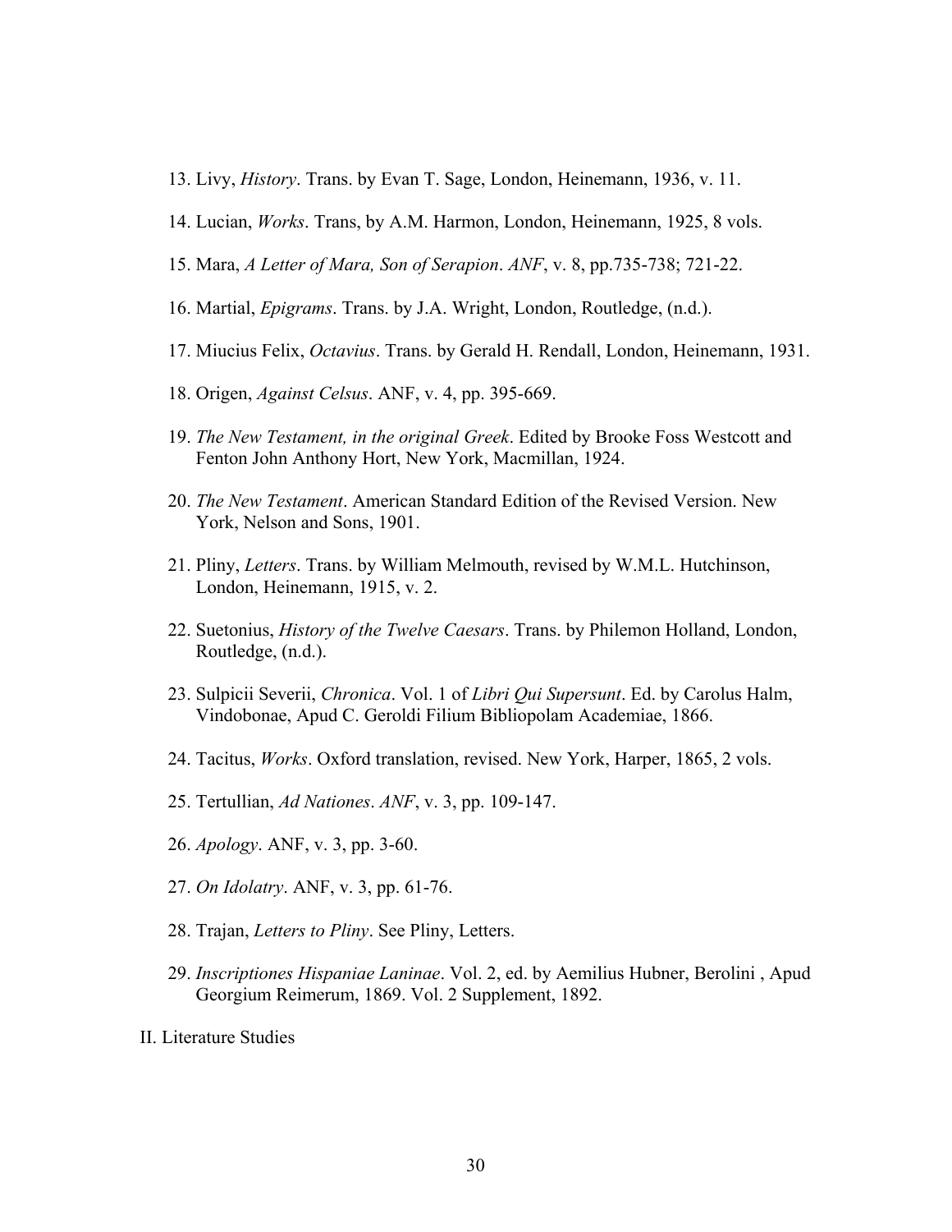13. Livy, *History*. Trans. by Evan T. Sage, London, Heinemann, 1936, v. 11.

14. Lucian, *Works*. Trans, by A.M. Harmon, London, Heinemann, 1925, 8 vols.

15. Mara, *A Letter of Mara, Son of Serapion*. *ANF*, v. 8, pp.735-738; 721-22.

16. Martial, *Epigrams*. Trans. by J.A. Wright, London, Routledge, (n.d.).

17. Miucius Felix, *Octavius*. Trans. by Gerald H. Rendall, London, Heinemann, 1931.

18. Origen, *Against Celsus*. ANF, v. 4, pp. 395-669.

19. *The New Testament, in the original Greek*. Edited by Brooke Foss Westcott and Fenton John Anthony Hort, New York, Macmillan, 1924.

20. *The New Testament*. American Standard Edition of the Revised Version. New York, Nelson and Sons, 1901.

21. Pliny, *Letters*. Trans. by William Melmouth, revised by W.M.L. Hutchinson, London, Heinemann, 1915, v. 2.

22. Suetonius, *History of the Twelve Caesars*. Trans. by Philemon Holland, London, Routledge, (n.d.).

23. Sulpicii Severii, *Chronica*. Vol. 1 of *Libri Qui Supersunt*. Ed. by Carolus Halm, Vindobonae, Apud C. Geroldi Filium Bibliopolam Academiae, 1866.

24. Tacitus, *Works*. Oxford translation, revised. New York, Harper, 1865, 2 vols.

25. Tertullian, *Ad Nationes*. *ANF*, v. 3, pp. 109-147.

26. *Apology*. ANF, v. 3, pp. 3-60.

27. *On Idolatry*. ANF, v. 3, pp. 61-76.

28. Trajan, *Letters to Pliny*. See Pliny, Letters.

29. *Inscriptiones Hispaniae Laninae*. Vol. 2, ed. by Aemilius Hubner, Berolini , Apud Georgium Reimerum, 1869. Vol. 2 Supplement, 1892.

II. Literature Studies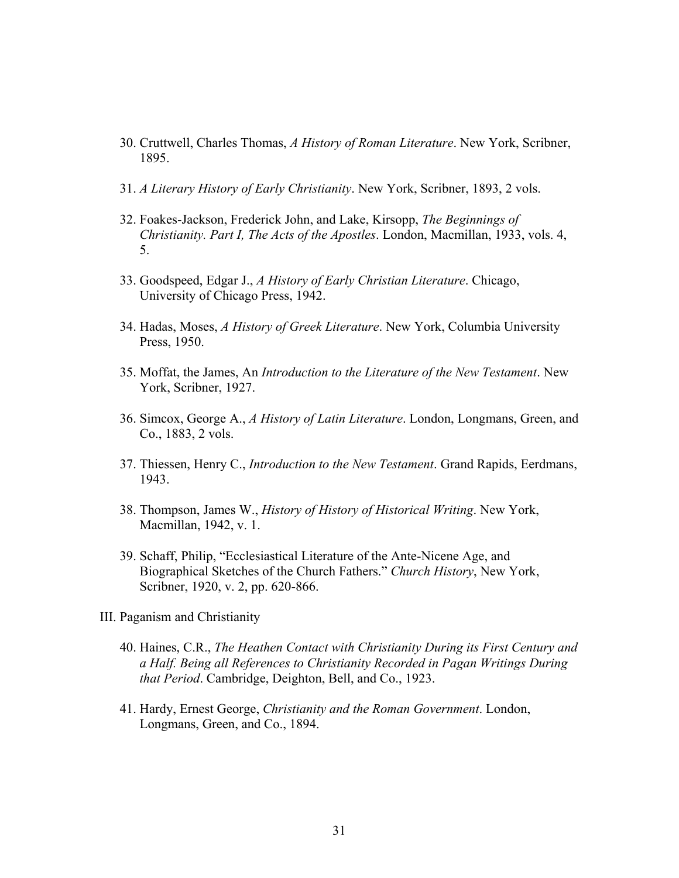30. Cruttwell, Charles Thomas, *A History of Roman Literature*. New York, Scribner, 1895.

31. *A Literary History of Early Christianity*. New York, Scribner, 1893, 2 vols.

32. Foakes-Jackson, Frederick John, and Lake, Kirsopp, *The Beginnings of Christianity. Part I, The Acts of the Apostles*. London, Macmillan, 1933, vols. 4, 5.

33. Goodspeed, Edgar J., *A History of Early Christian Literature*. Chicago, University of Chicago Press, 1942.

34. Hadas, Moses, *A History of Greek Literature*. New York, Columbia University Press, 1950.

35. Moffat, the James, An *Introduction to the Literature of the New Testament*. New York, Scribner, 1927.

36. Simcox, George A., *A History of Latin Literature*. London, Longmans, Green, and Co., 1883, 2 vols.

37. Thiessen, Henry C., *Introduction to the New Testament*. Grand Rapids, Eerdmans, 1943.

38. Thompson, James W., *History of History of Historical Writing*. New York, Macmillan, 1942, v. 1.

39. Schaff, Philip, "Ecclesiastical Literature of the Ante-Nicene Age, and Biographical Sketches of the Church Fathers." *Church History*, New York, Scribner, 1920, v. 2, pp. 620-866.

III. Paganism and Christianity

40. Haines, C.R., *The Heathen Contact with Christianity During its First Century and a Half. Being all References to Christianity Recorded in Pagan Writings During that Period*. Cambridge, Deighton, Bell, and Co., 1923.

41. Hardy, Ernest George, *Christianity and the Roman Government*. London, Longmans, Green, and Co., 1894.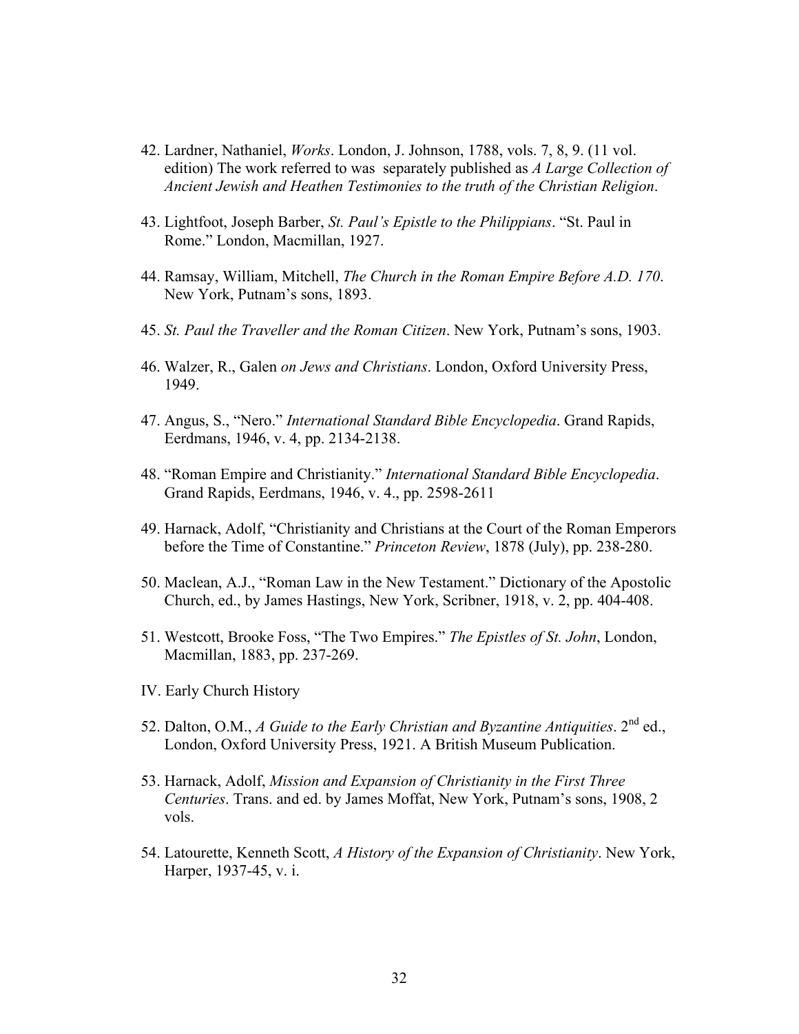42. Lardner, Nathaniel, *Works*. London, J. Johnson, 1788, vols. 7, 8, 9. (11 vol. edition) The work referred to was separately published as *A Large Collection of Ancient Jewish and Heathen Testimonies to the truth of the Christian Religion*.

43. Lightfoot, Joseph Barber, *St. Paul's Epistle to the Philippians*. "St. Paul in Rome." London, Macmillan, 1927.

44. Ramsay, William, Mitchell, *The Church in the Roman Empire Before A.D. 170*. New York, Putnam's sons, 1893.

45. *St. Paul the Traveller and the Roman Citizen*. New York, Putnam's sons, 1903.

46. Walzer, R., Galen *on Jews and Christians*. London, Oxford University Press, 1949.

47. Angus, S., "Nero." *International Standard Bible Encyclopedia*. Grand Rapids, Eerdmans, 1946, v. 4, pp. 2134-2138.

48. "Roman Empire and Christianity." *International Standard Bible Encyclopedia*. Grand Rapids, Eerdmans, 1946, v. 4., pp. 2598-2611

49. Harnack, Adolf, "Christianity and Christians at the Court of the Roman Emperors before the Time of Constantine." *Princeton Review*, 1878 (July), pp. 238-280.

50. Maclean, A.J., "Roman Law in the New Testament." Dictionary of the Apostolic Church, ed., by James Hastings, New York, Scribner, 1918, v. 2, pp. 404-408.

51. Westcott, Brooke Foss, "The Two Empires." *The Epistles of St. John*, London, Macmillan, 1883, pp. 237-269.

IV. Early Church History

52. Dalton, O.M., *A Guide to the Early Christian and Byzantine Antiquities*. 2nd ed., London, Oxford University Press, 1921. A British Museum Publication.

53. Harnack, Adolf, *Mission and Expansion of Christianity in the First Three Centuries*. Trans. and ed. by James Moffat, New York, Putnam's sons, 1908, 2 vols.

54. Latourette, Kenneth Scott, *A History of the Expansion of Christianity*. New York, Harper, 1937-45, v. i.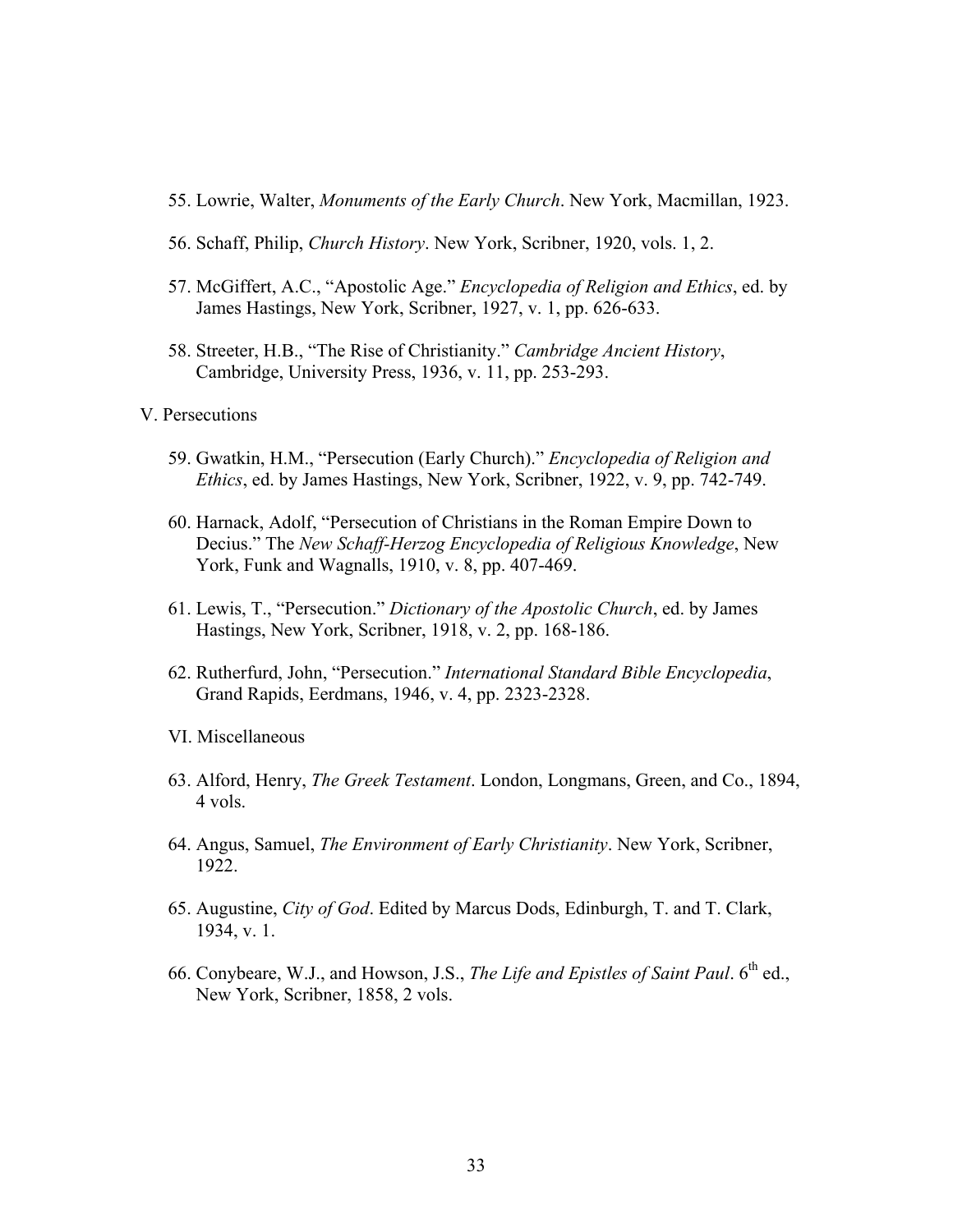55. Lowrie, Walter, *Monuments of the Early Church*. New York, Macmillan, 1923.

56. Schaff, Philip, *Church History*. New York, Scribner, 1920, vols. 1, 2.

57. McGiffert, A.C., "Apostolic Age." *Encyclopedia of Religion and Ethics*, ed. by James Hastings, New York, Scribner, 1927, v. 1, pp. 626-633.

58. Streeter, H.B., "The Rise of Christianity." *Cambridge Ancient History*, Cambridge, University Press, 1936, v. 11, pp. 253-293.

V. Persecutions

59. Gwatkin, H.M., "Persecution (Early Church)." *Encyclopedia of Religion and Ethics*, ed. by James Hastings, New York, Scribner, 1922, v. 9, pp. 742-749.

60. Harnack, Adolf, "Persecution of Christians in the Roman Empire Down to Decius." The *New Schaff-Herzog Encyclopedia of Religious Knowledge*, New York, Funk and Wagnalls, 1910, v. 8, pp. 407-469.

61. Lewis, T., "Persecution." *Dictionary of the Apostolic Church*, ed. by James Hastings, New York, Scribner, 1918, v. 2, pp. 168-186.

62. Rutherfurd, John, "Persecution." *International Standard Bible Encyclopedia*, Grand Rapids, Eerdmans, 1946, v. 4, pp. 2323-2328.

VI. Miscellaneous

63. Alford, Henry, *The Greek Testament*. London, Longmans, Green, and Co., 1894, 4 vols.

64. Angus, Samuel, *The Environment of Early Christianity*. New York, Scribner, 1922.

65. Augustine, *City of God*. Edited by Marcus Dods, Edinburgh, T. and T. Clark, 1934, v. 1.

66. Conybeare, W.J., and Howson, J.S., *The Life and Epistles of Saint Paul*. 6th ed., New York, Scribner, 1858, 2 vols.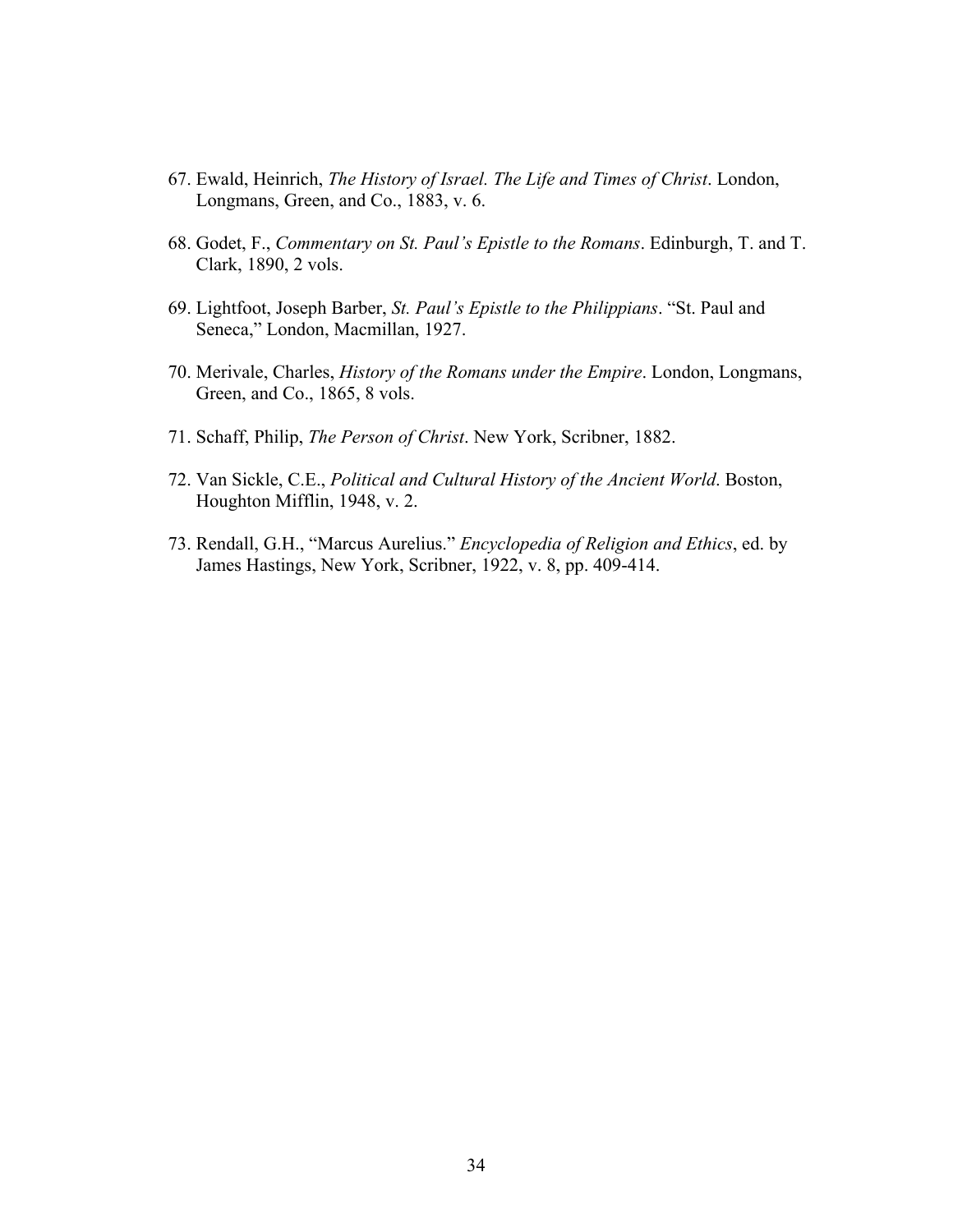67. Ewald, Heinrich, *The History of Israel. The Life and Times of Christ*. London, Longmans, Green, and Co., 1883, v. 6.

68. Godet, F., *Commentary on St. Paul's Epistle to the Romans*. Edinburgh, T. and T. Clark, 1890, 2 vols.

69. Lightfoot, Joseph Barber, *St. Paul's Epistle to the Philippians*. "St. Paul and Seneca," London, Macmillan, 1927.

70. Merivale, Charles, *History of the Romans under the Empire*. London, Longmans, Green, and Co., 1865, 8 vols.

71. Schaff, Philip, *The Person of Christ*. New York, Scribner, 1882.

72. Van Sickle, C.E., *Political and Cultural History of the Ancient World*. Boston, Houghton Mifflin, 1948, v. 2.

73. Rendall, G.H., "Marcus Aurelius." *Encyclopedia of Religion and Ethics*, ed. by James Hastings, New York, Scribner, 1922, v. 8, pp. 409-414.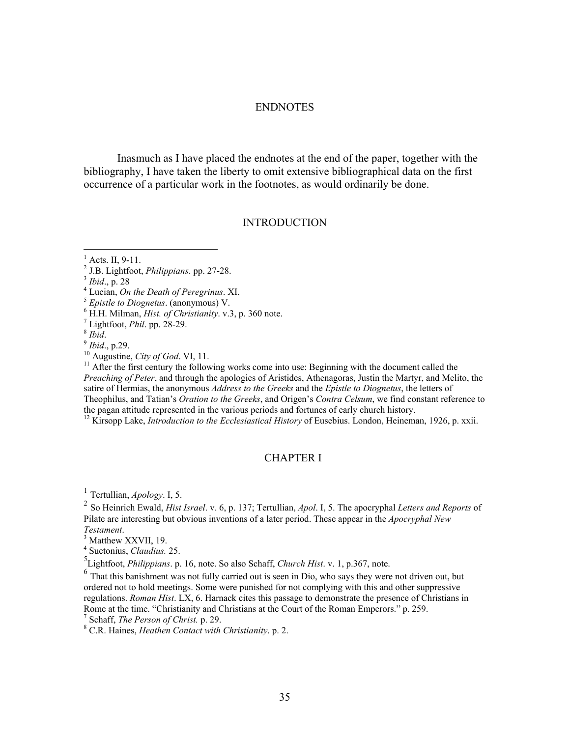## ENDNOTES

Inasmuch as I have placed the endnotes at the end of the paper, together with the bibliography, I have taken the liberty to omit extensive bibliographical data on the first occurrence of a particular work in the footnotes, as would ordinarily be done.

## INTRODUCTION

[1] Acts. II, 9-11.
[2] J.B. Lightfoot, *Philippians*. pp. 27-28.
[3] *Ibid*., p. 28
[4] Lucian, *On the Death of Peregrinus*. XI.
[5] *Epistle to Diognetus*. (anonymous) V.
[6] H.H. Milman, *Hist. of Christianity*. v.3, p. 360 note.
[7] Lightfoot, *Phil*. pp. 28-29.
[8] *Ibid*.
[9] *Ibid*., p.29.
[10] Augustine, *City of God*. VI, 11.
[11] After the first century the following works come into use: Beginning with the document called the *Preaching of Peter*, and through the apologies of Aristides, Athenagoras, Justin the Martyr, and Melito, the satire of Hermias, the anonymous *Address to the Greeks* and the *Epistle to Diognetus*, the letters of Theophilus, and Tatian's *Oration to the Greeks*, and Origen's *Contra Celsum*, we find constant reference to the pagan attitude represented in the various periods and fortunes of early church history.
[12] Kirsopp Lake, *Introduction to the Ecclesiastical History* of Eusebius. London, Heineman, 1926, p. xxii.

## CHAPTER I

[1] Tertullian, *Apology*. I, 5.
[2] So Heinrich Ewald, *Hist Israel*. v. 6, p. 137; Tertullian, *Apol*. I, 5. The apocryphal *Letters and Reports* of Pilate are interesting but obvious inventions of a later period. These appear in the *Apocryphal New Testament*.
[3] Matthew XXVII, 19.
[4] Suetonius, *Claudius.* 25.
[5] Lightfoot, *Philippians*. p. 16, note. So also Schaff, *Church Hist*. v. 1, p.367, note.
[6] That this banishment was not fully carried out is seen in Dio, who says they were not driven out, but ordered not to hold meetings. Some were punished for not complying with this and other suppressive regulations. *Roman Hist*. LX, 6. Harnack cites this passage to demonstrate the presence of Christians in Rome at the time. "Christianity and Christians at the Court of the Roman Emperors." p. 259.
[7] Schaff, *The Person of Christ.* p. 29.
[8] C.R. Haines, *Heathen Contact with Christianity*. p. 2.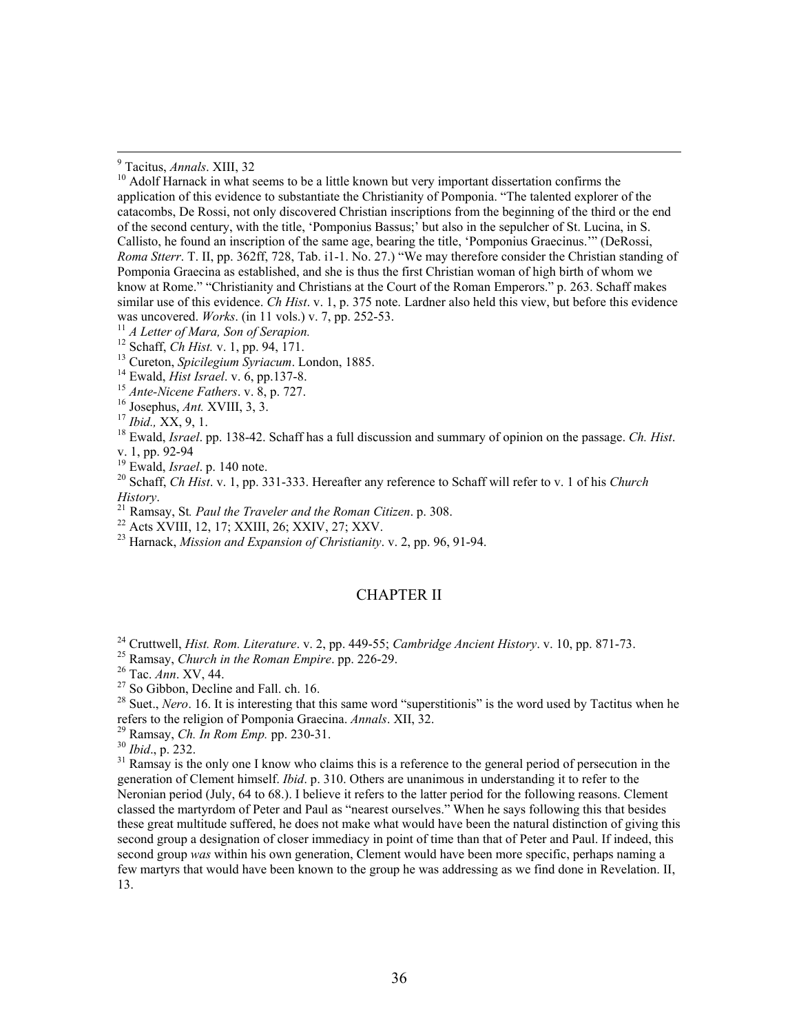[9] Tacitus, *Annals*. XIII, 32

[10] Adolf Harnack in what seems to be a little known but very important dissertation confirms the application of this evidence to substantiate the Christianity of Pomponia. "The talented explorer of the catacombs, De Rossi, not only discovered Christian inscriptions from the beginning of the third or the end of the second century, with the title, 'Pomponius Bassus;' but also in the sepulcher of St. Lucina, in S. Callisto, he found an inscription of the same age, bearing the title, 'Pomponius Graecinus.'" (DeRossi, *Roma Stterr*. T. II, pp. 362ff, 728, Tab. i1-1. No. 27.) "We may therefore consider the Christian standing of Pomponia Graecina as established, and she is thus the first Christian woman of high birth of whom we know at Rome." "Christianity and Christians at the Court of the Roman Emperors." p. 263. Schaff makes similar use of this evidence. *Ch Hist*. v. 1, p. 375 note. Lardner also held this view, but before this evidence was uncovered. *Works*. (in 11 vols.) v. 7, pp. 252-53.

[11] *A Letter of Mara, Son of Serapion.*

[12] Schaff, *Ch Hist.* v. 1, pp. 94, 171.

[13] Cureton, *Spicilegium Syriacum*. London, 1885.

[14] Ewald, *Hist Israel*. v. 6, pp.137-8.

[15] *Ante-Nicene Fathers*. v. 8, p. 727.

[16] Josephus, *Ant.* XVIII, 3, 3.

[17] *Ibid.,* XX, 9, 1.

[18] Ewald, *Israel*. pp. 138-42. Schaff has a full discussion and summary of opinion on the passage. *Ch. Hist*. v. 1, pp. 92-94

[19] Ewald, *Israel*. p. 140 note.

[20] Schaff, *Ch Hist*. v. 1, pp. 331-333. Hereafter any reference to Schaff will refer to v. 1 of his *Church History*.

[21] Ramsay, St*. Paul the Traveler and the Roman Citizen*. p. 308.

[22] Acts XVIII, 12, 17; XXIII, 26; XXIV, 27; XXV.

[23] Harnack, *Mission and Expansion of Christianity*. v. 2, pp. 96, 91-94.

## CHAPTER II

[24] Cruttwell, *Hist. Rom. Literature*. v. 2, pp. 449-55; *Cambridge Ancient History*. v. 10, pp. 871-73.

[25] Ramsay, *Church in the Roman Empire*. pp. 226-29.

[26] Tac. *Ann*. XV, 44.

[27] So Gibbon, Decline and Fall. ch. 16.

[28] Suet., *Nero*. 16. It is interesting that this same word "superstitionis" is the word used by Tactitus when he refers to the religion of Pomponia Graecina. *Annals*. XII, 32.

[29] Ramsay, *Ch. In Rom Emp.* pp. 230-31.

[30] *Ibid*., p. 232.

[31] Ramsay is the only one I know who claims this is a reference to the general period of persecution in the generation of Clement himself. *Ibid*. p. 310. Others are unanimous in understanding it to refer to the Neronian period (July, 64 to 68.). I believe it refers to the latter period for the following reasons. Clement classed the martyrdom of Peter and Paul as "nearest ourselves." When he says following this that besides these great multitude suffered, he does not make what would have been the natural distinction of giving this second group a designation of closer immediacy in point of time than that of Peter and Paul. If indeed, this second group *was* within his own generation, Clement would have been more specific, perhaps naming a few martyrs that would have been known to the group he was addressing as we find done in Revelation. II, 13.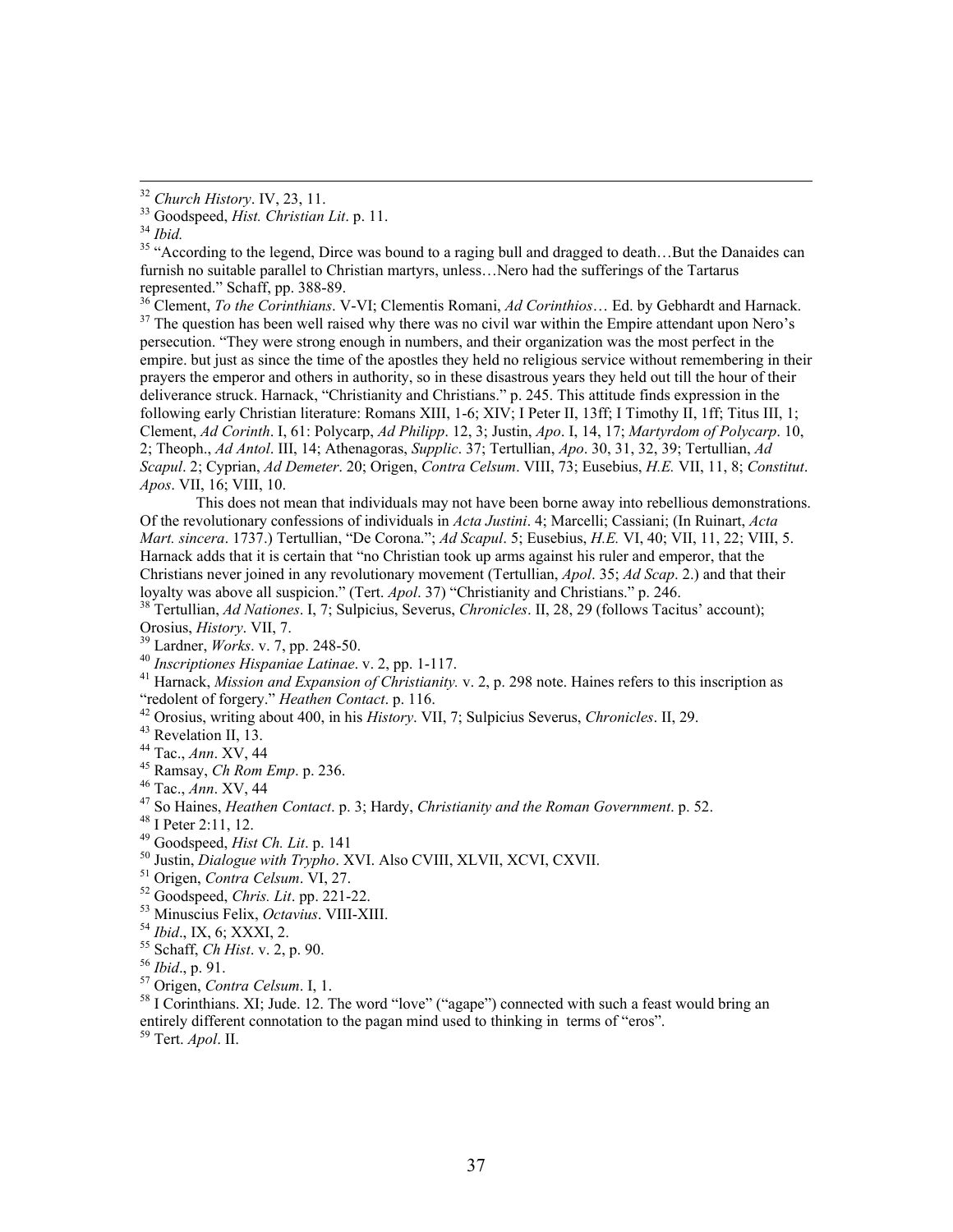[32] *Church History*. IV, 23, 11.

[33] Goodspeed, *Hist. Christian Lit*. p. 11.

[34] *Ibid.*

[35] "According to the legend, Dirce was bound to a raging bull and dragged to death…But the Danaides can furnish no suitable parallel to Christian martyrs, unless…Nero had the sufferings of the Tartarus represented." Schaff, pp. 388-89.

[36] Clement, *To the Corinthians*. V-VI; Clementis Romani, *Ad Corinthios*… Ed. by Gebhardt and Harnack.

[37] The question has been well raised why there was no civil war within the Empire attendant upon Nero's persecution. "They were strong enough in numbers, and their organization was the most perfect in the empire. but just as since the time of the apostles they held no religious service without remembering in their prayers the emperor and others in authority, so in these disastrous years they held out till the hour of their deliverance struck. Harnack, "Christianity and Christians." p. 245. This attitude finds expression in the following early Christian literature: Romans XIII, 1-6; XIV; I Peter II, 13ff; I Timothy II, 1ff; Titus III, 1; Clement, *Ad Corinth*. I, 61: Polycarp, *Ad Philipp*. 12, 3; Justin, *Apo*. I, 14, 17; *Martyrdom of Polycarp*. 10, 2; Theoph., *Ad Antol*. III, 14; Athenagoras, *Supplic*. 37; Tertullian, *Apo*. 30, 31, 32, 39; Tertullian, *Ad Scapul*. 2; Cyprian, *Ad Demeter*. 20; Origen, *Contra Celsum*. VIII, 73; Eusebius, *H.E.* VII, 11, 8; *Constitut. Apos*. VII, 16; VIII, 10.

This does not mean that individuals may not have been borne away into rebellious demonstrations. Of the revolutionary confessions of individuals in *Acta Justini*. 4; Marcelli; Cassiani; (In Ruinart, *Acta Mart. sincera*. 1737.) Tertullian, "De Corona."; *Ad Scapul*. 5; Eusebius, *H.E.* VI, 40; VII, 11, 22; VIII, 5. Harnack adds that it is certain that "no Christian took up arms against his ruler and emperor, that the Christians never joined in any revolutionary movement (Tertullian, *Apol*. 35; *Ad Scap*. 2.) and that their loyalty was above all suspicion." (Tert. *Apol*. 37) "Christianity and Christians." p. 246.

[38] Tertullian, *Ad Nationes*. I, 7; Sulpicius, Severus, *Chronicles*. II, 28, 29 (follows Tacitus' account); Orosius, *History*. VII, 7.

[39] Lardner, *Works*. v. 7, pp. 248-50.

[40] *Inscriptiones Hispaniae Latinae*. v. 2, pp. 1-117.

[41] Harnack, *Mission and Expansion of Christianity.* v. 2, p. 298 note. Haines refers to this inscription as "redolent of forgery." *Heathen Contact*. p. 116.

[42] Orosius, writing about 400, in his *History*. VII, 7; Sulpicius Severus, *Chronicles*. II, 29.

[43] Revelation II, 13.

[44] Tac., *Ann*. XV, 44

[45] Ramsay, *Ch Rom Emp*. p. 236.

[46] Tac., *Ann*. XV, 44

[47] So Haines, *Heathen Contact*. p. 3; Hardy, *Christianity and the Roman Government*. p. 52.

[48] I Peter 2:11, 12.

[49] Goodspeed, *Hist Ch. Lit*. p. 141

[50] Justin, *Dialogue with Trypho*. XVI. Also CVIII, XLVII, XCVI, CXVII.

[51] Origen, *Contra Celsum*. VI, 27.

[52] Goodspeed, *Chris. Lit*. pp. 221-22.

[53] Minuscius Felix, *Octavius*. VIII-XIII.

[54] *Ibid*., IX, 6; XXXI, 2.

[55] Schaff, *Ch Hist*. v. 2, p. 90.

[56] *Ibid*., p. 91.

[57] Origen, *Contra Celsum*. I, 1.

[58] I Corinthians. XI; Jude. 12. The word "love" ("agape") connected with such a feast would bring an entirely different connotation to the pagan mind used to thinking in terms of "eros".

[59] Tert. *Apol*. II.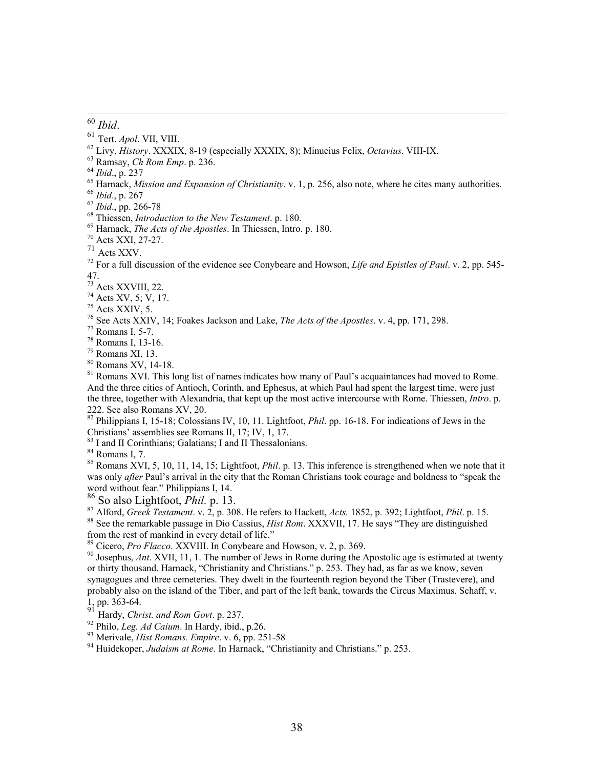[60] *Ibid*.

[61] Tert. *Apol*. VII, VIII.

[62] Livy, *History*. XXXIX, 8-19 (especially XXXIX, 8); Minucius Felix, *Octavius*. VIII-IX.

[63] Ramsay, *Ch Rom Emp*. p. 236.

[64] *Ibid*., p. 237

[65] Harnack, *Mission and Expansion of Christianity*. v. 1, p. 256, also note, where he cites many authorities.

[66] *Ibid*., p. 267

[67] *Ibid*., pp. 266-78

[68] Thiessen, *Introduction to the New Testament*. p. 180.

[69] Harnack, *The Acts of the Apostles*. In Thiessen, Intro. p. 180.

[70] Acts XXI, 27-27.

[71] Acts XXV.

[72] For a full discussion of the evidence see Conybeare and Howson, *Life and Epistles of Paul*. v. 2, pp. 545-47.

[73] Acts XXVIII, 22.

[74] Acts XV, 5; V, 17.

[75] Acts XXIV, 5.

[76] See Acts XXIV, 14; Foakes Jackson and Lake, *The Acts of the Apostles*. v. 4, pp. 171, 298.

[77] Romans I, 5-7.

[78] Romans I, 13-16.

[79] Romans XI, 13.

[80] Romans XV, 14-18.

[81] Romans XVI. This long list of names indicates how many of Paul's acquaintances had moved to Rome. And the three cities of Antioch, Corinth, and Ephesus, at which Paul had spent the largest time, were just the three, together with Alexandria, that kept up the most active intercourse with Rome. Thiessen, *Intro*. p. 222. See also Romans XV, 20.

[82] Philippians I, 15-18; Colossians IV, 10, 11. Lightfoot, *Phil*. pp. 16-18. For indications of Jews in the Christians' assemblies see Romans II, 17; IV, 1, 17.

[83] I and II Corinthians; Galatians; I and II Thessalonians.

[84] Romans I, 7.

[85] Romans XVI, 5, 10, 11, 14, 15; Lightfoot, *Phil*. p. 13. This inference is strengthened when we note that it was only *after* Paul's arrival in the city that the Roman Christians took courage and boldness to "speak the word without fear." Philippians I, 14.

[86] So also Lightfoot, *Phil.* p. 13.

[87] Alford, *Greek Testament*. v. 2, p. 308. He refers to Hackett, *Acts.* 1852, p. 392; Lightfoot, *Phil*. p. 15.

[88] See the remarkable passage in Dio Cassius, *Hist Rom*. XXXVII, 17. He says "They are distinguished from the rest of mankind in every detail of life."

[89] Cicero, *Pro Flacco*. XXVIII. In Conybeare and Howson, v. 2, p. 369.

[90] Josephus, *Ant*. XVII, 11, 1. The number of Jews in Rome during the Apostolic age is estimated at twenty or thirty thousand. Harnack, "Christianity and Christians." p. 253. They had, as far as we know, seven synagogues and three cemeteries. They dwelt in the fourteenth region beyond the Tiber (Trastevere), and probably also on the island of the Tiber, and part of the left bank, towards the Circus Maximus. Schaff, v. 1, pp. 363-64.

[91] Hardy, *Christ. and Rom Govt*. p. 237.

[92] Philo, *Leg. Ad Caium*. In Hardy, ibid., p.26.

[93] Merivale, *Hist Romans. Empire*. v. 6, pp. 251-58

[94] Huidekoper, *Judaism at Rome*. In Harnack, "Christianity and Christians." p. 253.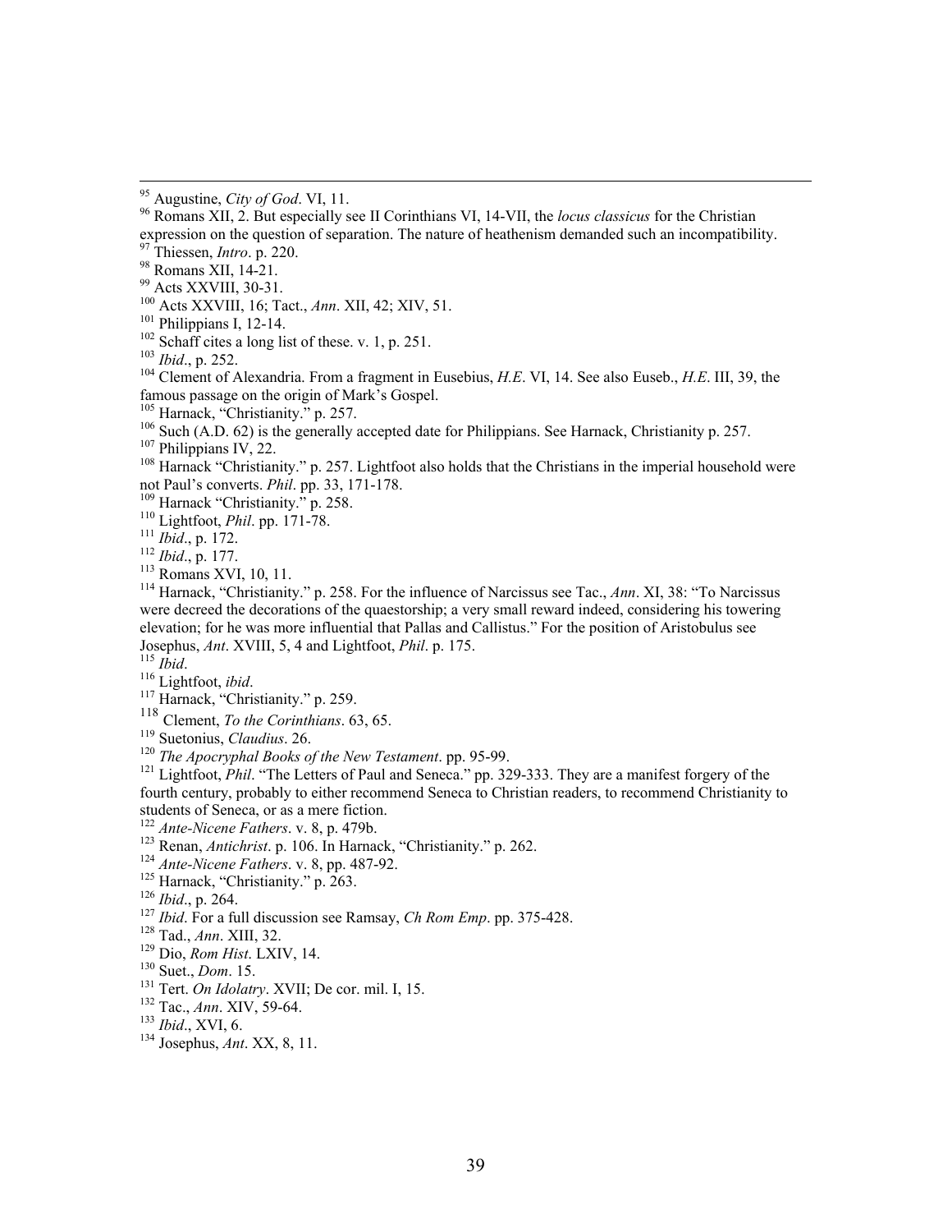[95] Augustine, *City of God*. VI, 11.

[96] Romans XII, 2. But especially see II Corinthians VI, 14-VII, the *locus classicus* for the Christian expression on the question of separation. The nature of heathenism demanded such an incompatibility.

[97] Thiessen, *Intro*. p. 220.

[98] Romans XII, 14-21.

[99] Acts XXVIII, 30-31.

[100] Acts XXVIII, 16; Tact., *Ann*. XII, 42; XIV, 51.

[101] Philippians I, 12-14.

[102] Schaff cites a long list of these. v. 1, p. 251.

[103] *Ibid*., p. 252.

[104] Clement of Alexandria. From a fragment in Eusebius, *H.E*. VI, 14. See also Euseb., *H.E*. III, 39, the famous passage on the origin of Mark's Gospel.

[105] Harnack, "Christianity." p. 257.

[106] Such (A.D. 62) is the generally accepted date for Philippians. See Harnack, Christianity p. 257.

[107] Philippians IV, 22.

[108] Harnack "Christianity." p. 257. Lightfoot also holds that the Christians in the imperial household were not Paul's converts. *Phil*. pp. 33, 171-178.

[109] Harnack "Christianity." p. 258.

[110] Lightfoot, *Phil*. pp. 171-78.

[111] *Ibid*., p. 172.

[112] *Ibid*., p. 177.

[113] Romans XVI, 10, 11.

[114] Harnack, "Christianity." p. 258. For the influence of Narcissus see Tac., *Ann*. XI, 38: "To Narcissus were decreed the decorations of the quaestorship; a very small reward indeed, considering his towering elevation; for he was more influential that Pallas and Callistus." For the position of Aristobulus see Josephus, *Ant*. XVIII, 5, 4 and Lightfoot, *Phil*. p. 175.

[115] *Ibid*.

[116] Lightfoot, *ibid*.

[117] Harnack, "Christianity." p. 259.

[118] Clement, *To the Corinthians*. 63, 65.

[119] Suetonius, *Claudius*. 26.

[120] *The Apocryphal Books of the New Testament*. pp. 95-99.

[121] Lightfoot, *Phil*. "The Letters of Paul and Seneca." pp. 329-333. They are a manifest forgery of the fourth century, probably to either recommend Seneca to Christian readers, to recommend Christianity to students of Seneca, or as a mere fiction.

[122] *Ante-Nicene Fathers*. v. 8, p. 479b.

[123] Renan, *Antichrist*. p. 106. In Harnack, "Christianity." p. 262.

[124] *Ante-Nicene Fathers*. v. 8, pp. 487-92.

[125] Harnack, "Christianity." p. 263.

[126] *Ibid*., p. 264.

[127] *Ibid*. For a full discussion see Ramsay, *Ch Rom Emp*. pp. 375-428.

[128] Tad., *Ann*. XIII, 32.

[129] Dio, *Rom Hist*. LXIV, 14.

[130] Suet., *Dom*. 15.

[131] Tert. *On Idolatry*. XVII; De cor. mil. I, 15.

[132] Tac., *Ann*. XIV, 59-64.

[133] *Ibid*., XVI, 6.

[134] Josephus, *Ant*. XX, 8, 11.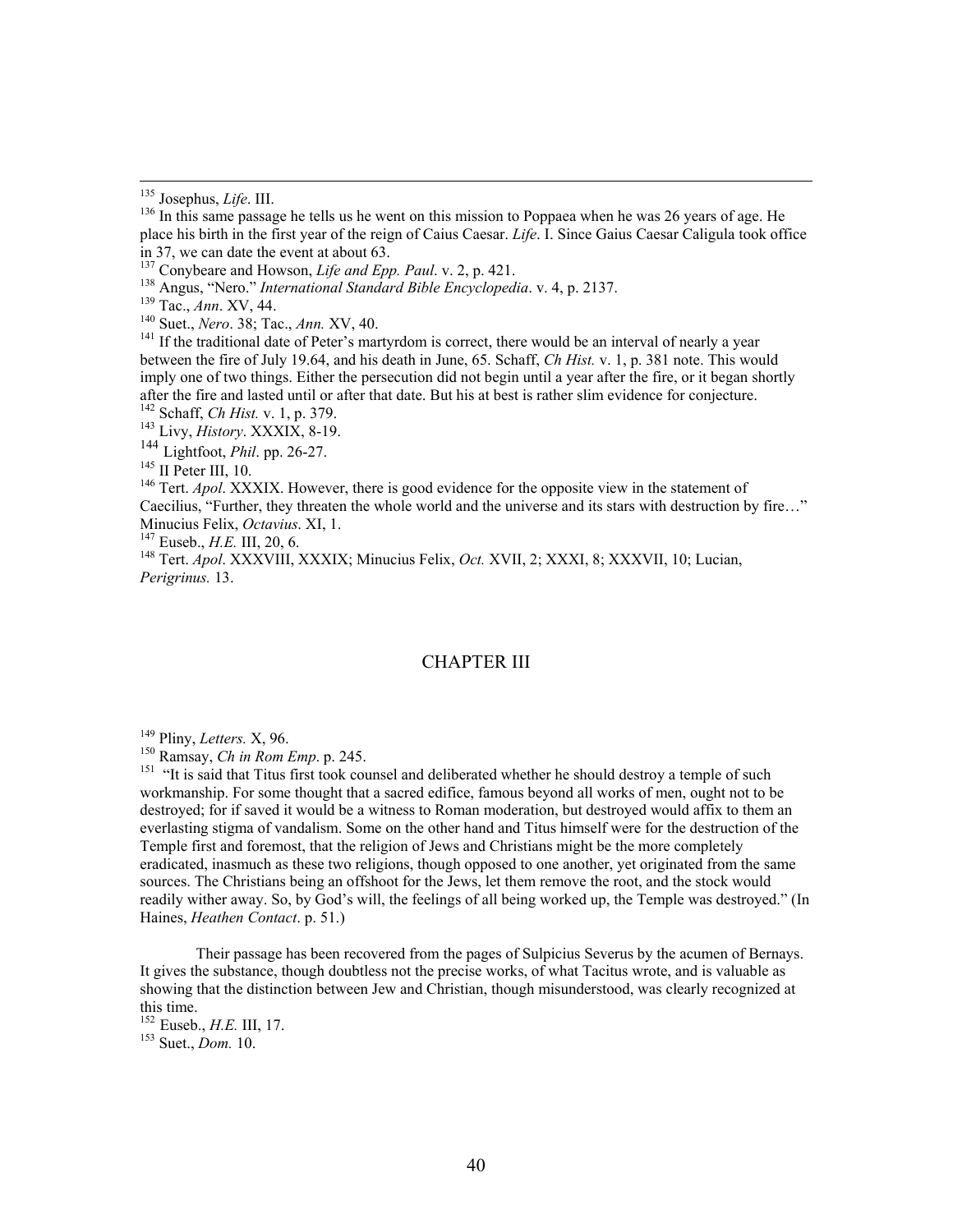[135] Josephus, *Life*. III.

[136] In this same passage he tells us he went on this mission to Poppaea when he was 26 years of age. He place his birth in the first year of the reign of Caius Caesar. *Life*. I. Since Gaius Caesar Caligula took office in 37, we can date the event at about 63.

[137] Conybeare and Howson, *Life and Epp. Paul*. v. 2, p. 421.

[138] Angus, "Nero." *International Standard Bible Encyclopedia*. v. 4, p. 2137.

[139] Tac., *Ann*. XV, 44.

[140] Suet., *Nero*. 38; Tac., *Ann.* XV, 40.

[141] If the traditional date of Peter's martyrdom is correct, there would be an interval of nearly a year between the fire of July 19.64, and his death in June, 65. Schaff, *Ch Hist.* v. 1, p. 381 note. This would imply one of two things. Either the persecution did not begin until a year after the fire, or it began shortly after the fire and lasted until or after that date. But his at best is rather slim evidence for conjecture.

[142] Schaff, *Ch Hist.* v. 1, p. 379.

[143] Livy, *History*. XXXIX, 8-19.

[144] Lightfoot, *Phil*. pp. 26-27.

[145] II Peter III, 10.

[146] Tert. *Apol*. XXXIX. However, there is good evidence for the opposite view in the statement of Caecilius, "Further, they threaten the whole world and the universe and its stars with destruction by fire…" Minucius Felix, *Octavius*. XI, 1.

[147] Euseb., *H.E.* III, 20, 6.

[148] Tert. *Apol*. XXXVIII, XXXIX; Minucius Felix, *Oct.* XVII, 2; XXXI, 8; XXXVII, 10; Lucian, *Perigrinus.* 13.

## CHAPTER III

[149] Pliny, *Letters.* X, 96.

[150] Ramsay, *Ch in Rom Emp*. p. 245.

[151] "It is said that Titus first took counsel and deliberated whether he should destroy a temple of such workmanship. For some thought that a sacred edifice, famous beyond all works of men, ought not to be destroyed; for if saved it would be a witness to Roman moderation, but destroyed would affix to them an everlasting stigma of vandalism. Some on the other hand and Titus himself were for the destruction of the Temple first and foremost, that the religion of Jews and Christians might be the more completely eradicated, inasmuch as these two religions, though opposed to one another, yet originated from the same sources. The Christians being an offshoot for the Jews, let them remove the root, and the stock would readily wither away. So, by God's will, the feelings of all being worked up, the Temple was destroyed." (In Haines, *Heathen Contact*. p. 51.)

Their passage has been recovered from the pages of Sulpicius Severus by the acumen of Bernays. It gives the substance, though doubtless not the precise works, of what Tacitus wrote, and is valuable as showing that the distinction between Jew and Christian, though misunderstood, was clearly recognized at this time.

[152] Euseb., *H.E.* III, 17.

[153] Suet., *Dom.* 10.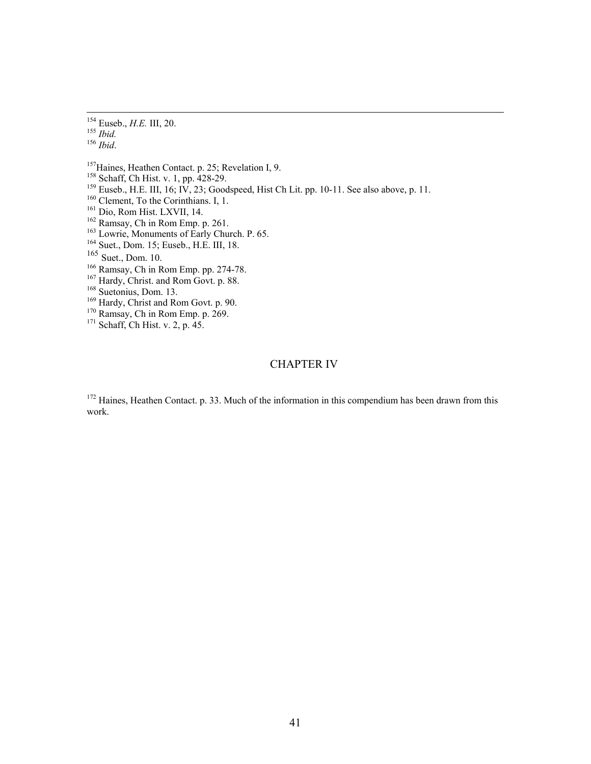[154] Euseb., *H.E.* III, 20.
[155] *Ibid.*
[156] *Ibid*.

[157]Haines, Heathen Contact. p. 25; Revelation I, 9.
[158] Schaff, Ch Hist. v. 1, pp. 428-29.
[159] Euseb., H.E. III, 16; IV, 23; Goodspeed, Hist Ch Lit. pp. 10-11. See also above, p. 11.
[160] Clement, To the Corinthians. I, 1.
[161] Dio, Rom Hist. LXVII, 14.
[162] Ramsay, Ch in Rom Emp. p. 261.
[163] Lowrie, Monuments of Early Church. P. 65.
[164] Suet., Dom. 15; Euseb., H.E. III, 18.
[165] Suet., Dom. 10.
[166] Ramsay, Ch in Rom Emp. pp. 274-78.
[167] Hardy, Christ. and Rom Govt. p. 88.
[168] Suetonius, Dom. 13.
[169] Hardy, Christ and Rom Govt. p. 90.
[170] Ramsay, Ch in Rom Emp. p. 269.
[171] Schaff, Ch Hist. v. 2, p. 45.

## CHAPTER IV

[172] Haines, Heathen Contact. p. 33. Much of the information in this compendium has been drawn from this work.